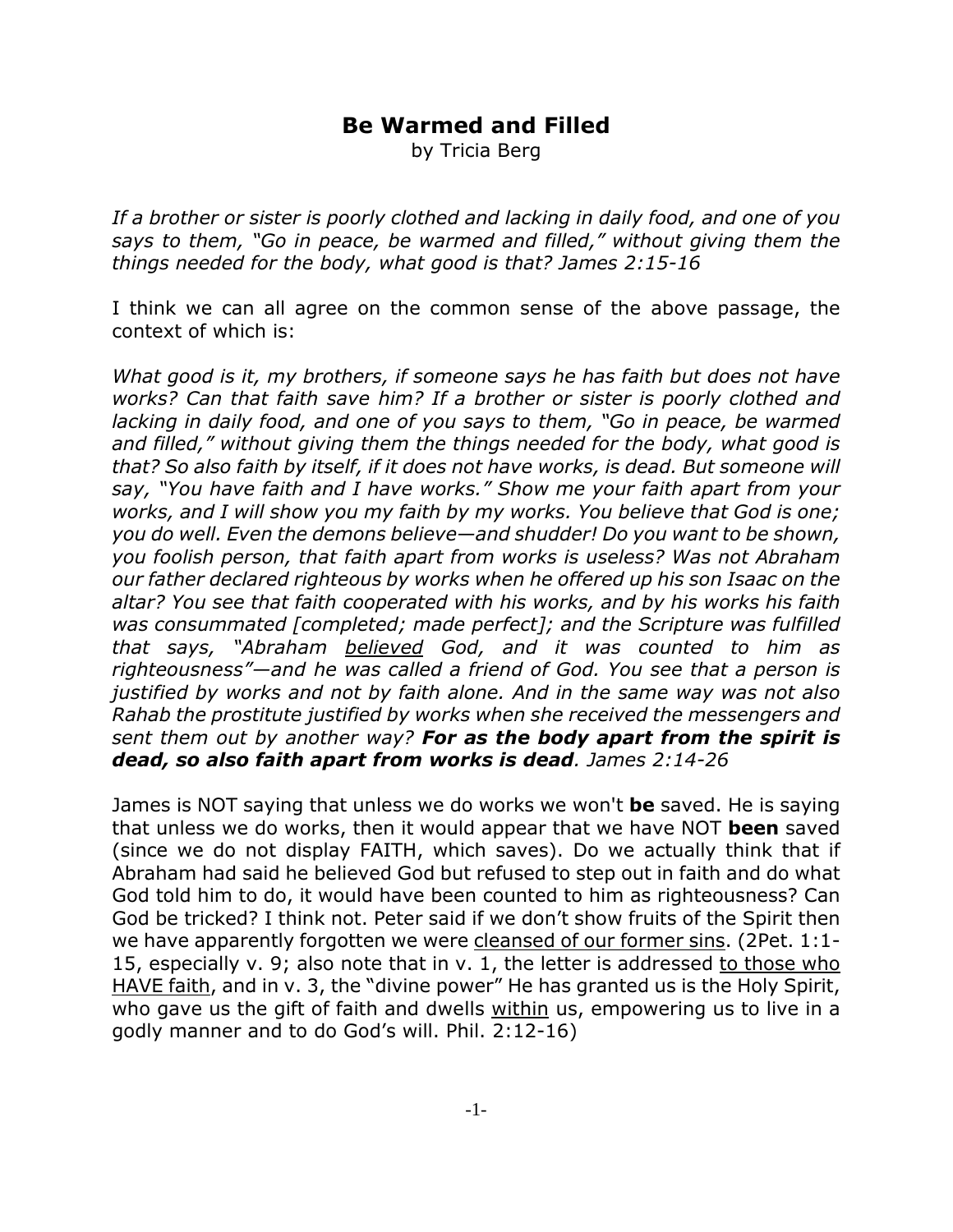# Be Warmed and Filled

by Tricia Berg

*If a brother or sister is poorly clothed and lacking in daily food, and one of you says to them, "Go in peace, be warmed and filled," without giving them the things needed for the body, what good is that? James 2:15-16*

I think we can all agree on the common sense of the above passage, the context of which is:

*What good is it, my brothers, if someone says he has faith but does not have works? Can that faith save him? If a brother or sister is poorly clothed and lacking in daily food, and one of you says to them, "Go in peace, be warmed and filled," without giving them the things needed for the body, what good is that? So also faith by itself, if it does not have works, is dead. But someone will say, "You have faith and I have works." Show me your faith apart from your works, and I will show you my faith by my works. You believe that God is one; you do well. Even the demons believe—and shudder! Do you want to be shown, you foolish person, that faith apart from works is useless? Was not Abraham our father declared righteous by works when he offered up his son Isaac on the altar? You see that faith cooperated with his works, and by his works his faith was consummated [completed; made perfect]; and the Scripture was fulfilled that says, "Abraham <u>believed</u> God, and it was counted to him as righteousness"—and he was called a friend of God. You see that a person is justified by works and not by faith alone. And in the same way was not also Rahab the prostitute justified by works when she received the messengers and sent them out by another way? **For as the body apart from the spirit is dead, so also faith apart from works is dead**. James 2:14-26*

James is NOT saying that unless we do works we won't **be** saved. He is saying that unless we do works, then it would appear that we have NOT **been** saved (since we do not display FAITH, which saves). Do we actually think that if Abraham had said he believed God but refused to step out in faith and do what God told him to do, it would have been counted to him as righteousness? Can God be tricked? I think not. Peter said if we don't show fruits of the Spirit then we have apparently forgotten we were <u>cleansed of our former sins</u>. (2Pet. 1:1-15, especially v. 9; also note that in v. 1, the letter is addressed <u>to those who HAVE faith</u>, and in v. 3, the "divine power" He has granted us is the Holy Spirit, who gave us the gift of faith and dwells <u>within</u> us, empowering us to live in a godly manner and to do God's will. Phil. 2:12-16)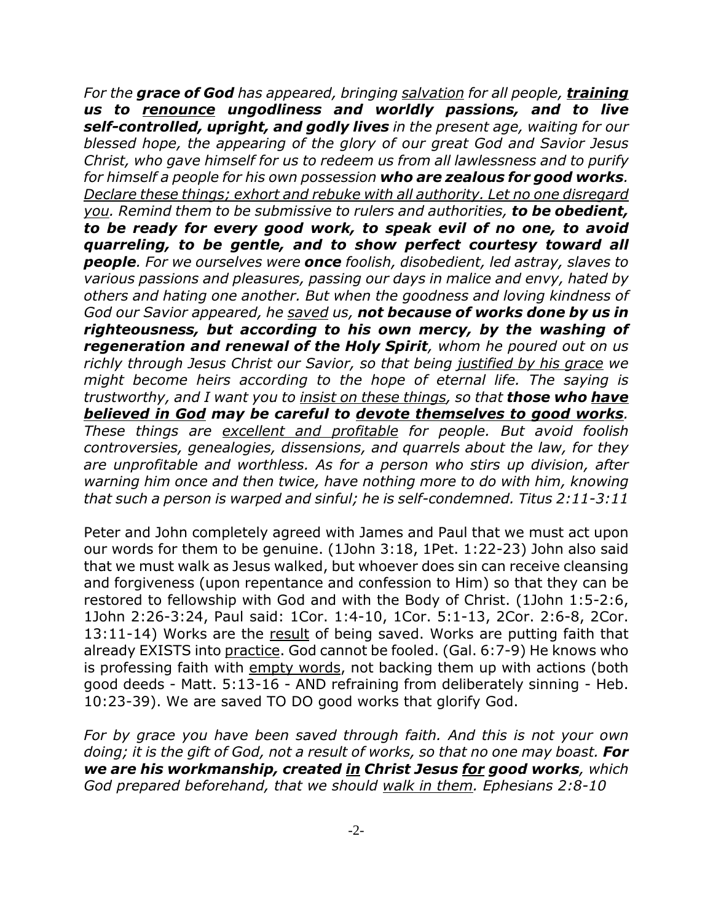*For the **grace of God** has appeared, bringing <u>salvation</u> for all people, **<u>training</u> us to <u>renounce</u> ungodliness and worldly passions, and to live self-controlled, upright, and godly lives** in the present age, waiting for our blessed hope, the appearing of the glory of our great God and Savior Jesus Christ, who gave himself for us to redeem us from all lawlessness and to purify for himself a people for his own possession **who are zealous for good works**. <u>Declare these things; exhort and rebuke with all authority. Let no one disregard you</u>. Remind them to be submissive to rulers and authorities, **to be obedient, to be ready for every good work, to speak evil of no one, to avoid quarreling, to be gentle, and to show perfect courtesy toward all people**. For we ourselves were **once** foolish, disobedient, led astray, slaves to various passions and pleasures, passing our days in malice and envy, hated by others and hating one another. But when the goodness and loving kindness of God our Savior appeared, he <u>saved</u> us, **not because of works done by us in righteousness, but according to his own mercy, by the washing of regeneration and renewal of the Holy Spirit**, whom he poured out on us richly through Jesus Christ our Savior, so that being <u>justified by his grace</u> we might become heirs according to the hope of eternal life. The saying is trustworthy, and I want you to <u>insist on these things</u>, so that **those who <u>have believed in God</u> may be careful to <u>devote themselves to good works</u>**. These things are <u>excellent and profitable</u> for people. But avoid foolish controversies, genealogies, dissensions, and quarrels about the law, for they are unprofitable and worthless. As for a person who stirs up division, after warning him once and then twice, have nothing more to do with him, knowing that such a person is warped and sinful; he is self-condemned. Titus 2:11-3:11*

Peter and John completely agreed with James and Paul that we must act upon our words for them to be genuine. (1John 3:18, 1Pet. 1:22-23) John also said that we must walk as Jesus walked, but whoever does sin can receive cleansing and forgiveness (upon repentance and confession to Him) so that they can be restored to fellowship with God and with the Body of Christ. (1John 1:5-2:6, 1John 2:26-3:24, Paul said: 1Cor. 1:4-10, 1Cor. 5:1-13, 2Cor. 2:6-8, 2Cor. 13:11-14) Works are the <u>result</u> of being saved. Works are putting faith that already EXISTS into <u>practice</u>. God cannot be fooled. (Gal. 6:7-9) He knows who is professing faith with <u>empty words</u>, not backing them up with actions (both good deeds - Matt. 5:13-16 - AND refraining from deliberately sinning - Heb. 10:23-39). We are saved TO DO good works that glorify God.

*For by grace you have been saved through faith. And this is not your own doing; it is the gift of God, not a result of works, so that no one may boast. **For we are his workmanship, created <u>in</u> Christ Jesus <u>for</u> good works**, which God prepared beforehand, that we should <u>walk in them</u>. Ephesians 2:8-10*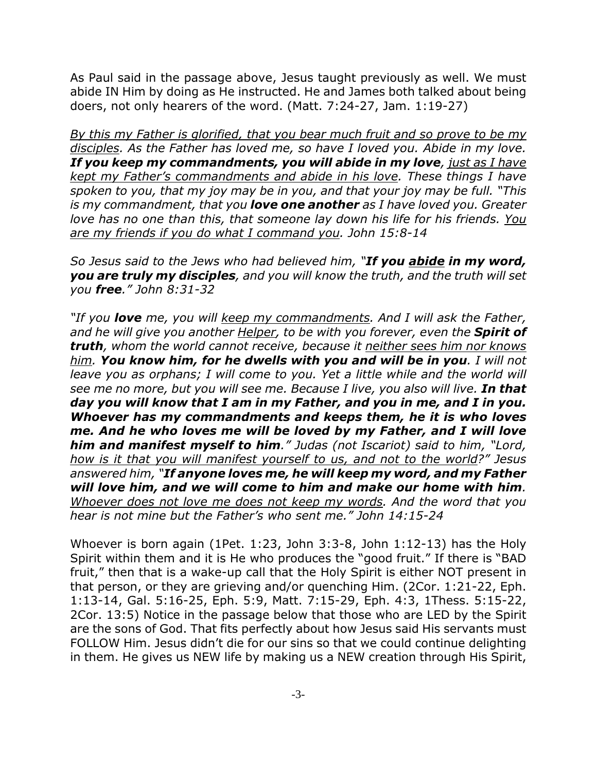As Paul said in the passage above, Jesus taught previously as well. We must abide IN Him by doing as He instructed. He and James both talked about being doers, not only hearers of the word. (Matt. 7:24-27, Jam. 1:19-27)

*By this my Father is glorified, that you bear much fruit and so prove to be my disciples. As the Father has loved me, so have I loved you. Abide in my love.* ***If you keep my commandments, you will abide in my love****, just as I have kept my Father's commandments and abide in his love. These things I have spoken to you, that my joy may be in you, and that your joy may be full. "This is my commandment, that you* ***love one another*** *as I have loved you. Greater love has no one than this, that someone lay down his life for his friends. You are my friends if you do what I command you. John 15:8-14*

*So Jesus said to the Jews who had believed him, "****If you abide in my word, you are truly my disciples****, and you will know the truth, and the truth will set you* ***free****." John 8:31-32*

*"If you* ***love*** *me, you will keep my commandments. And I will ask the Father, and he will give you another Helper, to be with you forever, even the* ***Spirit of truth****, whom the world cannot receive, because it neither sees him nor knows him.* ***You know him, for he dwells with you and will be in you****. I will not leave you as orphans; I will come to you. Yet a little while and the world will see me no more, but you will see me. Because I live, you also will live.* ***In that day you will know that I am in my Father, and you in me, and I in you. Whoever has my commandments and keeps them, he it is who loves me. And he who loves me will be loved by my Father, and I will love him and manifest myself to him****." Judas (not Iscariot) said to him, "Lord, how is it that you will manifest yourself to us, and not to the world?" Jesus answered him, "****If anyone loves me, he will keep my word, and my Father will love him, and we will come to him and make our home with him****. Whoever does not love me does not keep my words. And the word that you hear is not mine but the Father's who sent me." John 14:15-24*

Whoever is born again (1Pet. 1:23, John 3:3-8, John 1:12-13) has the Holy Spirit within them and it is He who produces the "good fruit." If there is "BAD fruit," then that is a wake-up call that the Holy Spirit is either NOT present in that person, or they are grieving and/or quenching Him. (2Cor. 1:21-22, Eph. 1:13-14, Gal. 5:16-25, Eph. 5:9, Matt. 7:15-29, Eph. 4:3, 1Thess. 5:15-22, 2Cor. 13:5) Notice in the passage below that those who are LED by the Spirit are the sons of God. That fits perfectly about how Jesus said His servants must FOLLOW Him. Jesus didn't die for our sins so that we could continue delighting in them. He gives us NEW life by making us a NEW creation through His Spirit,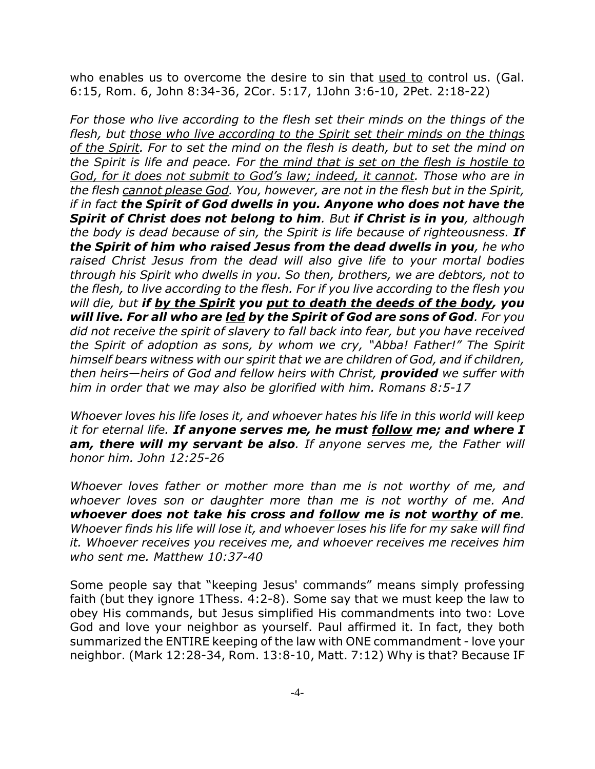who enables us to overcome the desire to sin that <u>used to</u> control us. (Gal. 6:15, Rom. 6, John 8:34-36, 2Cor. 5:17, 1John 3:6-10, 2Pet. 2:18-22)

*For those who live according to the flesh set their minds on the things of the flesh, but <u>those who live according to the Spirit set their minds on the things of the Spirit</u>. For to set the mind on the flesh is death, but to set the mind on the Spirit is life and peace. For <u>the mind that is set on the flesh is hostile to God, for it does not submit to God's law; indeed, it cannot</u>. Those who are in the flesh <u>cannot please God</u>. You, however, are not in the flesh but in the Spirit, if in fact* ***the Spirit of God dwells in you. Anyone who does not have the Spirit of Christ does not belong to him****. But* ***if Christ is in you****, although the body is dead because of sin, the Spirit is life because of righteousness.* ***If the Spirit of him who raised Jesus from the dead dwells in you****, he who raised Christ Jesus from the dead will also give life to your mortal bodies through his Spirit who dwells in you. So then, brothers, we are debtors, not to the flesh, to live according to the flesh. For if you live according to the flesh you will die, but* ***if <u>by the Spirit</u> you <u>put to death the deeds of the body</u>, you will live. For all who are <u>led</u> by the Spirit of God are sons of God****. For you did not receive the spirit of slavery to fall back into fear, but you have received the Spirit of adoption as sons, by whom we cry, "Abba! Father!" The Spirit himself bears witness with our spirit that we are children of God, and if children, then heirs—heirs of God and fellow heirs with Christ,* ***provided*** *we suffer with him in order that we may also be glorified with him. Romans 8:5-17*

*Whoever loves his life loses it, and whoever hates his life in this world will keep it for eternal life.* ***If anyone serves me, he must <u>follow</u> me; and where I am, there will my servant be also****. If anyone serves me, the Father will honor him. John 12:25-26*

*Whoever loves father or mother more than me is not worthy of me, and whoever loves son or daughter more than me is not worthy of me. And* ***whoever does not take his cross and <u>follow</u> me is not <u>worthy</u> of me****. Whoever finds his life will lose it, and whoever loses his life for my sake will find it. Whoever receives you receives me, and whoever receives me receives him who sent me. Matthew 10:37-40*

Some people say that "keeping Jesus' commands" means simply professing faith (but they ignore 1Thess. 4:2-8). Some say that we must keep the law to obey His commands, but Jesus simplified His commandments into two: Love God and love your neighbor as yourself. Paul affirmed it. In fact, they both summarized the ENTIRE keeping of the law with ONE commandment - love your neighbor. (Mark 12:28-34, Rom. 13:8-10, Matt. 7:12) Why is that? Because IF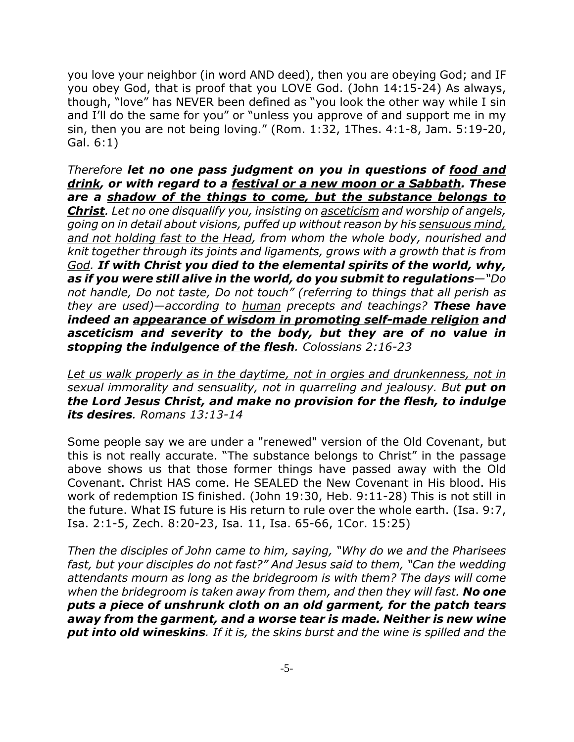you love your neighbor (in word AND deed), then you are obeying God; and IF you obey God, that is proof that you LOVE God. (John 14:15-24) As always, though, "love" has NEVER been defined as "you look the other way while I sin and I'll do the same for you" or "unless you approve of and support me in my sin, then you are not being loving." (Rom. 1:32, 1Thes. 4:1-8, Jam. 5:19-20, Gal. 6:1)

*Therefore **let no one pass judgment on you in questions of <u>food and drink</u>, or with regard to a <u>festival or a new moon or a Sabbath</u>. These are a <u>shadow of the things to come, but the substance belongs to Christ</u>**. Let no one disqualify you, insisting on <u>asceticism</u> and worship of angels, going on in detail about visions, puffed up without reason by his <u>sensuous mind, and not holding fast to the Head</u>, from whom the whole body, nourished and knit together through its joints and ligaments, grows with a growth that is <u>from God</u>. **If with Christ you died to the elemental spirits of the world, why, as if you were still alive in the world, do you submit to regulations**—"Do not handle, Do not taste, Do not touch" (referring to things that all perish as they are used)—according to <u>human</u> precepts and teachings? **These have indeed an <u>appearance of wisdom in promoting self-made religion</u> and asceticism and severity to the body, but they are of no value in stopping the <u>indulgence of the flesh</u>**. Colossians 2:16-23*

*<u>Let us walk properly as in the daytime, not in orgies and drunkenness, not in sexual immorality and sensuality, not in quarreling and jealousy</u>. But **put on the Lord Jesus Christ, and make no provision for the flesh, to indulge its desires**. Romans 13:13-14*

Some people say we are under a "renewed" version of the Old Covenant, but this is not really accurate. "The substance belongs to Christ" in the passage above shows us that those former things have passed away with the Old Covenant. Christ HAS come. He SEALED the New Covenant in His blood. His work of redemption IS finished. (John 19:30, Heb. 9:11-28) This is not still in the future. What IS future is His return to rule over the whole earth. (Isa. 9:7, Isa. 2:1-5, Zech. 8:20-23, Isa. 11, Isa. 65-66, 1Cor. 15:25)

*Then the disciples of John came to him, saying, "Why do we and the Pharisees fast, but your disciples do not fast?" And Jesus said to them, "Can the wedding attendants mourn as long as the bridegroom is with them? The days will come when the bridegroom is taken away from them, and then they will fast. **No one puts a piece of unshrunk cloth on an old garment, for the patch tears away from the garment, and a worse tear is made. Neither is new wine put into old wineskins**. If it is, the skins burst and the wine is spilled and the*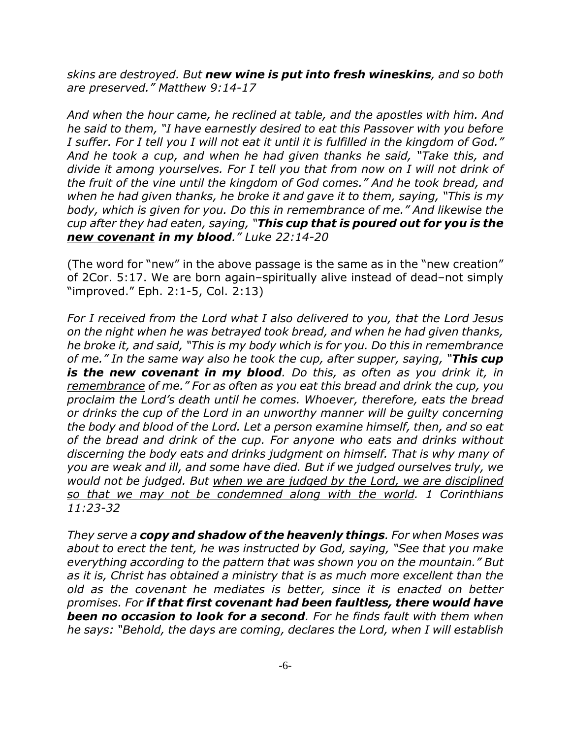*skins are destroyed. But **new wine is put into fresh wineskins**, and so both are preserved." Matthew 9:14-17*

*And when the hour came, he reclined at table, and the apostles with him. And he said to them, "I have earnestly desired to eat this Passover with you before I suffer. For I tell you I will not eat it until it is fulfilled in the kingdom of God." And he took a cup, and when he had given thanks he said, "Take this, and divide it among yourselves. For I tell you that from now on I will not drink of the fruit of the vine until the kingdom of God comes." And he took bread, and when he had given thanks, he broke it and gave it to them, saying, "This is my body, which is given for you. Do this in remembrance of me." And likewise the cup after they had eaten, saying, "**This cup that is poured out for you is the <u>new covenant</u> in my blood**." Luke 22:14-20*

(The word for "new" in the above passage is the same as in the "new creation" of 2Cor. 5:17. We are born again–spiritually alive instead of dead–not simply "improved." Eph. 2:1-5, Col. 2:13)

*For I received from the Lord what I also delivered to you, that the Lord Jesus on the night when he was betrayed took bread, and when he had given thanks, he broke it, and said, "This is my body which is for you. Do this in remembrance of me." In the same way also he took the cup, after supper, saying, "**This cup is the new covenant in my blood**. Do this, as often as you drink it, in <u>remembrance</u> of me." For as often as you eat this bread and drink the cup, you proclaim the Lord's death until he comes. Whoever, therefore, eats the bread or drinks the cup of the Lord in an unworthy manner will be guilty concerning the body and blood of the Lord. Let a person examine himself, then, and so eat of the bread and drink of the cup. For anyone who eats and drinks without discerning the body eats and drinks judgment on himself. That is why many of you are weak and ill, and some have died. But if we judged ourselves truly, we would not be judged. But <u>when we are judged by the Lord, we are disciplined so that we may not be condemned along with the world</u>. 1 Corinthians 11:23-32*

*They serve a **copy and shadow of the heavenly things**. For when Moses was about to erect the tent, he was instructed by God, saying, "See that you make everything according to the pattern that was shown you on the mountain." But as it is, Christ has obtained a ministry that is as much more excellent than the old as the covenant he mediates is better, since it is enacted on better promises. For **if that first covenant had been faultless, there would have been no occasion to look for a second**. For he finds fault with them when he says: "Behold, the days are coming, declares the Lord, when I will establish*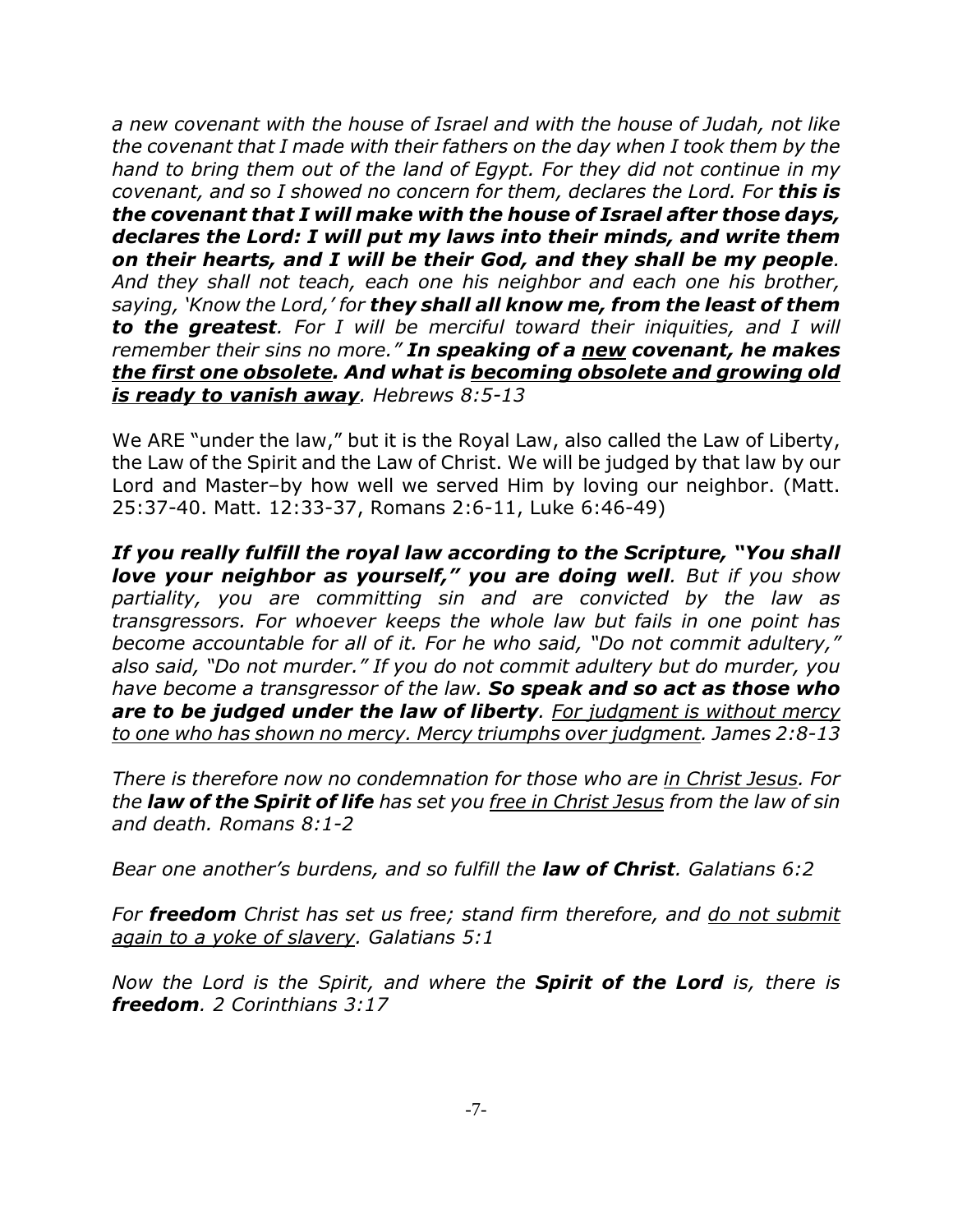*a new covenant with the house of Israel and with the house of Judah, not like the covenant that I made with their fathers on the day when I took them by the hand to bring them out of the land of Egypt. For they did not continue in my covenant, and so I showed no concern for them, declares the Lord. For* ***this is the covenant that I will make with the house of Israel after those days, declares the Lord: I will put my laws into their minds, and write them on their hearts, and I will be their God, and they shall be my people****. And they shall not teach, each one his neighbor and each one his brother, saying, 'Know the Lord,' for* ***they shall all know me, from the least of them to the greatest****. For I will be merciful toward their iniquities, and I will remember their sins no more."* ***In speaking of a <u>new</u> covenant, he makes <u>the first one obsolete</u>. And what is <u>becoming obsolete and growing old is ready to vanish away</u>****. Hebrews 8:5-13*

We ARE "under the law," but it is the Royal Law, also called the Law of Liberty, the Law of the Spirit and the Law of Christ. We will be judged by that law by our Lord and Master–by how well we served Him by loving our neighbor. (Matt. 25:37-40. Matt. 12:33-37, Romans 2:6-11, Luke 6:46-49)

***If you really fulfill the royal law according to the Scripture, "You shall love your neighbor as yourself," you are doing well****. But if you show partiality, you are committing sin and are convicted by the law as transgressors. For whoever keeps the whole law but fails in one point has become accountable for all of it. For he who said, "Do not commit adultery," also said, "Do not murder." If you do not commit adultery but do murder, you have become a transgressor of the law.* ***So speak and so act as those who are to be judged under the law of liberty****. <u>For judgment is without mercy to one who has shown no mercy. Mercy triumphs over judgment</u>. James 2:8-13*

*There is therefore now no condemnation for those who are <u>in Christ Jesus</u>. For the* ***law of the Spirit of life*** *has set you <u>free in Christ Jesus</u> from the law of sin and death. Romans 8:1-2*

*Bear one another's burdens, and so fulfill the* ***law of Christ****. Galatians 6:2*

*For* ***freedom*** *Christ has set us free; stand firm therefore, and <u>do not submit again to a yoke of slavery</u>. Galatians 5:1*

*Now the Lord is the Spirit, and where the* ***Spirit of the Lord*** *is, there is* ***freedom****. 2 Corinthians 3:17*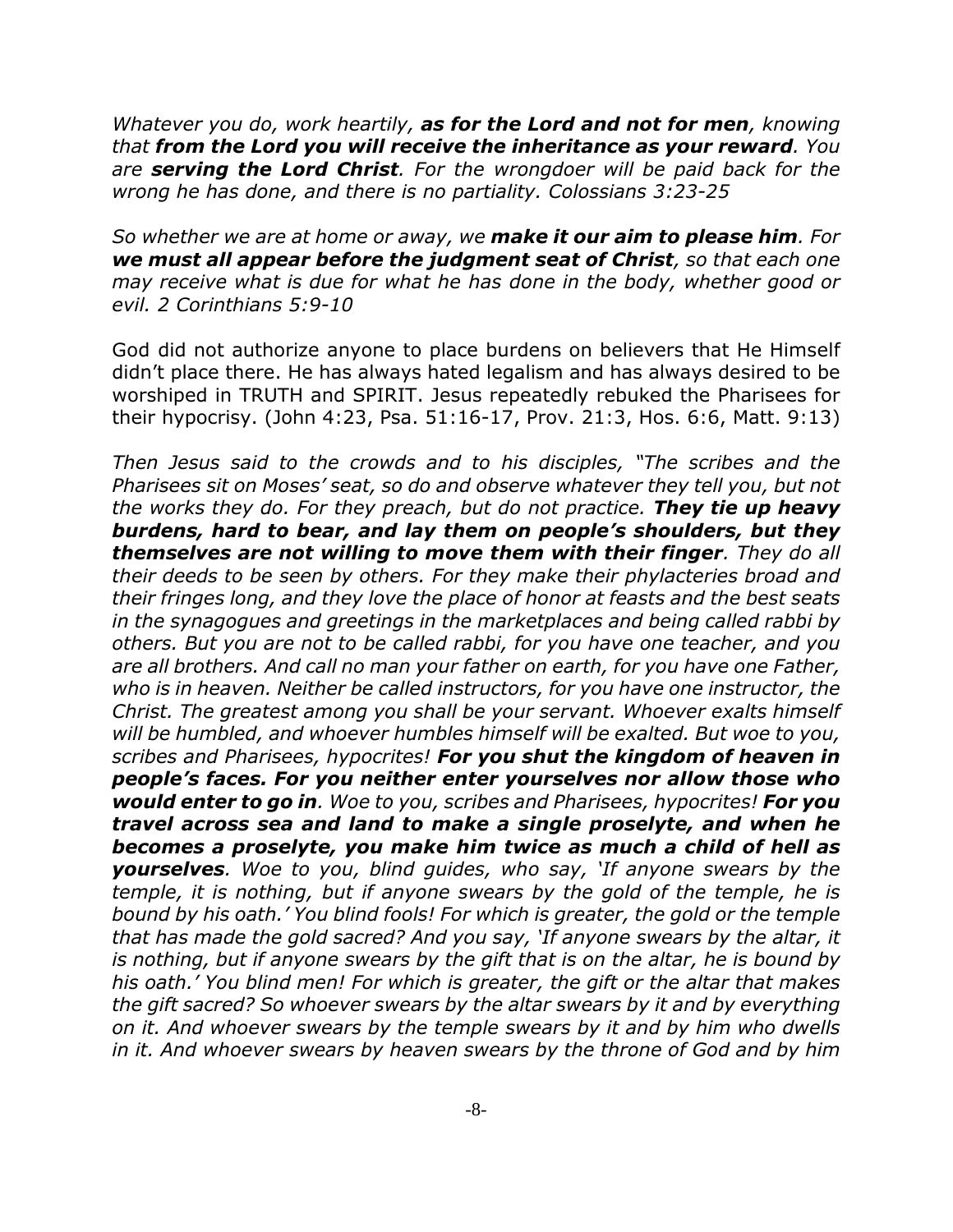*Whatever you do, work heartily, **as for the Lord and not for men**, knowing that **from the Lord you will receive the inheritance as your reward**. You are **serving the Lord Christ**. For the wrongdoer will be paid back for the wrong he has done, and there is no partiality. Colossians 3:23-25*

*So whether we are at home or away, we **make it our aim to please him**. For **we must all appear before the judgment seat of Christ**, so that each one may receive what is due for what he has done in the body, whether good or evil. 2 Corinthians 5:9-10*

God did not authorize anyone to place burdens on believers that He Himself didn't place there. He has always hated legalism and has always desired to be worshiped in TRUTH and SPIRIT. Jesus repeatedly rebuked the Pharisees for their hypocrisy. (John 4:23, Psa. 51:16-17, Prov. 21:3, Hos. 6:6, Matt. 9:13)

*Then Jesus said to the crowds and to his disciples, "The scribes and the Pharisees sit on Moses' seat, so do and observe whatever they tell you, but not the works they do. For they preach, but do not practice. **They tie up heavy burdens, hard to bear, and lay them on people's shoulders, but they themselves are not willing to move them with their finger**. They do all their deeds to be seen by others. For they make their phylacteries broad and their fringes long, and they love the place of honor at feasts and the best seats in the synagogues and greetings in the marketplaces and being called rabbi by others. But you are not to be called rabbi, for you have one teacher, and you are all brothers. And call no man your father on earth, for you have one Father, who is in heaven. Neither be called instructors, for you have one instructor, the Christ. The greatest among you shall be your servant. Whoever exalts himself will be humbled, and whoever humbles himself will be exalted. But woe to you, scribes and Pharisees, hypocrites! **For you shut the kingdom of heaven in people's faces. For you neither enter yourselves nor allow those who would enter to go in**. Woe to you, scribes and Pharisees, hypocrites! **For you travel across sea and land to make a single proselyte, and when he becomes a proselyte, you make him twice as much a child of hell as yourselves**. Woe to you, blind guides, who say, 'If anyone swears by the temple, it is nothing, but if anyone swears by the gold of the temple, he is bound by his oath.' You blind fools! For which is greater, the gold or the temple that has made the gold sacred? And you say, 'If anyone swears by the altar, it is nothing, but if anyone swears by the gift that is on the altar, he is bound by his oath.' You blind men! For which is greater, the gift or the altar that makes the gift sacred? So whoever swears by the altar swears by it and by everything on it. And whoever swears by the temple swears by it and by him who dwells in it. And whoever swears by heaven swears by the throne of God and by him*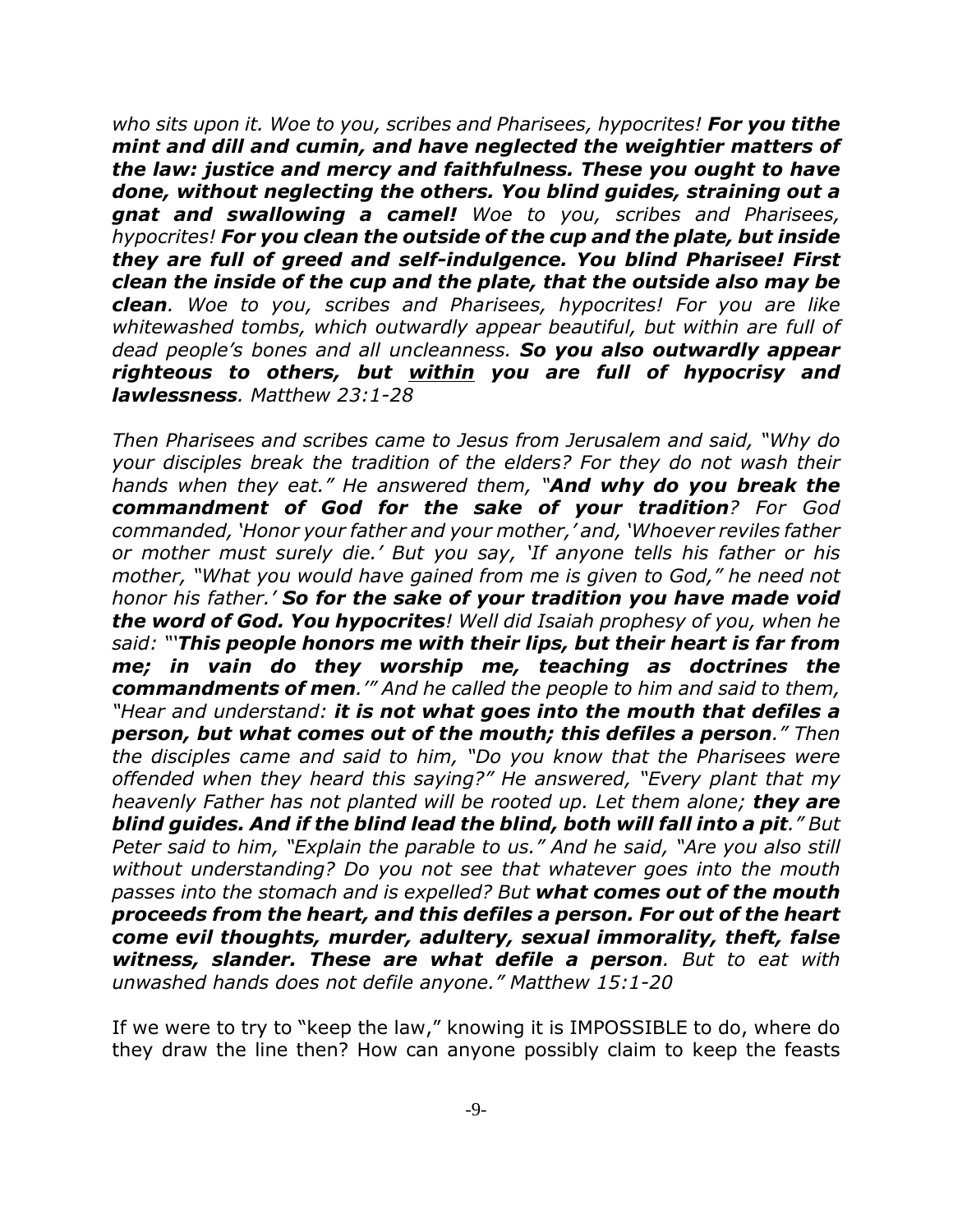*who sits upon it. Woe to you, scribes and Pharisees, hypocrites! **For you tithe mint and dill and cumin, and have neglected the weightier matters of the law: justice and mercy and faithfulness. These you ought to have done, without neglecting the others. You blind guides, straining out a gnat and swallowing a camel!** Woe to you, scribes and Pharisees, hypocrites! **For you clean the outside of the cup and the plate, but inside they are full of greed and self-indulgence. You blind Pharisee! First clean the inside of the cup and the plate, that the outside also may be clean**. Woe to you, scribes and Pharisees, hypocrites! For you are like whitewashed tombs, which outwardly appear beautiful, but within are full of dead people's bones and all uncleanness. **So you also outwardly appear righteous to others, but <u>within</u> you are full of hypocrisy and lawlessness**. Matthew 23:1-28*

*Then Pharisees and scribes came to Jesus from Jerusalem and said, "Why do your disciples break the tradition of the elders? For they do not wash their hands when they eat." He answered them, "**And why do you break the commandment of God for the sake of your tradition**? For God commanded, 'Honor your father and your mother,' and, 'Whoever reviles father or mother must surely die.' But you say, 'If anyone tells his father or his mother, "What you would have gained from me is given to God," he need not honor his father.' **So for the sake of your tradition you have made void the word of God. You hypocrites**! Well did Isaiah prophesy of you, when he said: "'**This people honors me with their lips, but their heart is far from me; in vain do they worship me, teaching as doctrines the commandments of men**.'" And he called the people to him and said to them, "Hear and understand: **it is not what goes into the mouth that defiles a person, but what comes out of the mouth; this defiles a person**." Then the disciples came and said to him, "Do you know that the Pharisees were offended when they heard this saying?" He answered, "Every plant that my heavenly Father has not planted will be rooted up. Let them alone; **they are blind guides. And if the blind lead the blind, both will fall into a pit**." But Peter said to him, "Explain the parable to us." And he said, "Are you also still without understanding? Do you not see that whatever goes into the mouth passes into the stomach and is expelled? But **what comes out of the mouth proceeds from the heart, and this defiles a person. For out of the heart come evil thoughts, murder, adultery, sexual immorality, theft, false witness, slander. These are what defile a person**. But to eat with unwashed hands does not defile anyone." Matthew 15:1-20*

If we were to try to "keep the law," knowing it is IMPOSSIBLE to do, where do they draw the line then? How can anyone possibly claim to keep the feasts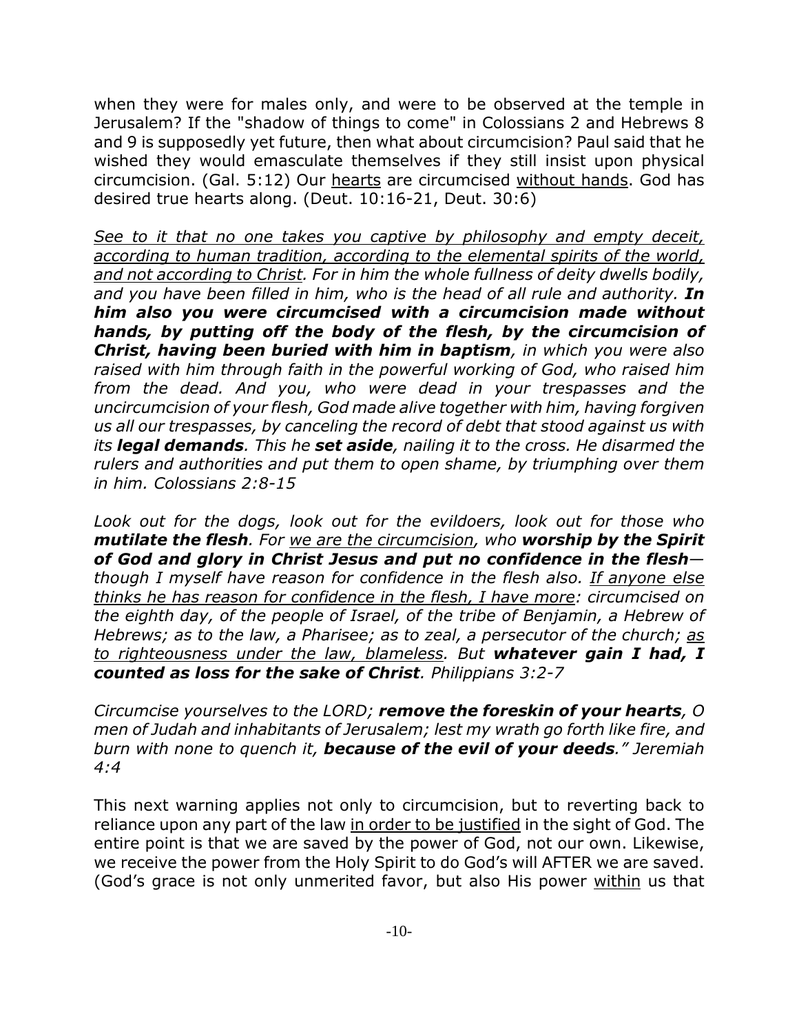when they were for males only, and were to be observed at the temple in Jerusalem? If the "shadow of things to come" in Colossians 2 and Hebrews 8 and 9 is supposedly yet future, then what about circumcision? Paul said that he wished they would emasculate themselves if they still insist upon physical circumcision. (Gal. 5:12) Our <u>hearts</u> are circumcised <u>without hands</u>. God has desired true hearts along. (Deut. 10:16-21, Deut. 30:6)

*<u>See to it that no one takes you captive by philosophy and empty deceit, according to human tradition, according to the elemental spirits of the world, and not according to Christ</u>. For in him the whole fullness of deity dwells bodily, and you have been filled in him, who is the head of all rule and authority.* ***In him also you were circumcised with a circumcision made without hands, by putting off the body of the flesh, by the circumcision of Christ, having been buried with him in baptism****, in which you were also raised with him through faith in the powerful working of God, who raised him from the dead. And you, who were dead in your trespasses and the uncircumcision of your flesh, God made alive together with him, having forgiven us all our trespasses, by canceling the record of debt that stood against us with its* ***legal demands****. This he* ***set aside****, nailing it to the cross. He disarmed the rulers and authorities and put them to open shame, by triumphing over them in him. Colossians 2:8-15*

*Look out for the dogs, look out for the evildoers, look out for those who* ***mutilate the flesh****. For <u>we are the circumcision</u>, who* ***worship by the Spirit of God and glory in Christ Jesus and put no confidence in the flesh****— though I myself have reason for confidence in the flesh also. <u>If anyone else thinks he has reason for confidence in the flesh, I have more</u>: circumcised on the eighth day, of the people of Israel, of the tribe of Benjamin, a Hebrew of Hebrews; as to the law, a Pharisee; as to zeal, a persecutor of the church; <u>as to righteousness under the law, blameless</u>. But* ***whatever gain I had, I counted as loss for the sake of Christ****. Philippians 3:2-7*

*Circumcise yourselves to the LORD;* ***remove the foreskin of your hearts****, O men of Judah and inhabitants of Jerusalem; lest my wrath go forth like fire, and burn with none to quench it,* ***because of the evil of your deeds****." Jeremiah 4:4*

This next warning applies not only to circumcision, but to reverting back to reliance upon any part of the law <u>in order to be justified</u> in the sight of God. The entire point is that we are saved by the power of God, not our own. Likewise, we receive the power from the Holy Spirit to do God's will AFTER we are saved. (God's grace is not only unmerited favor, but also His power <u>within</u> us that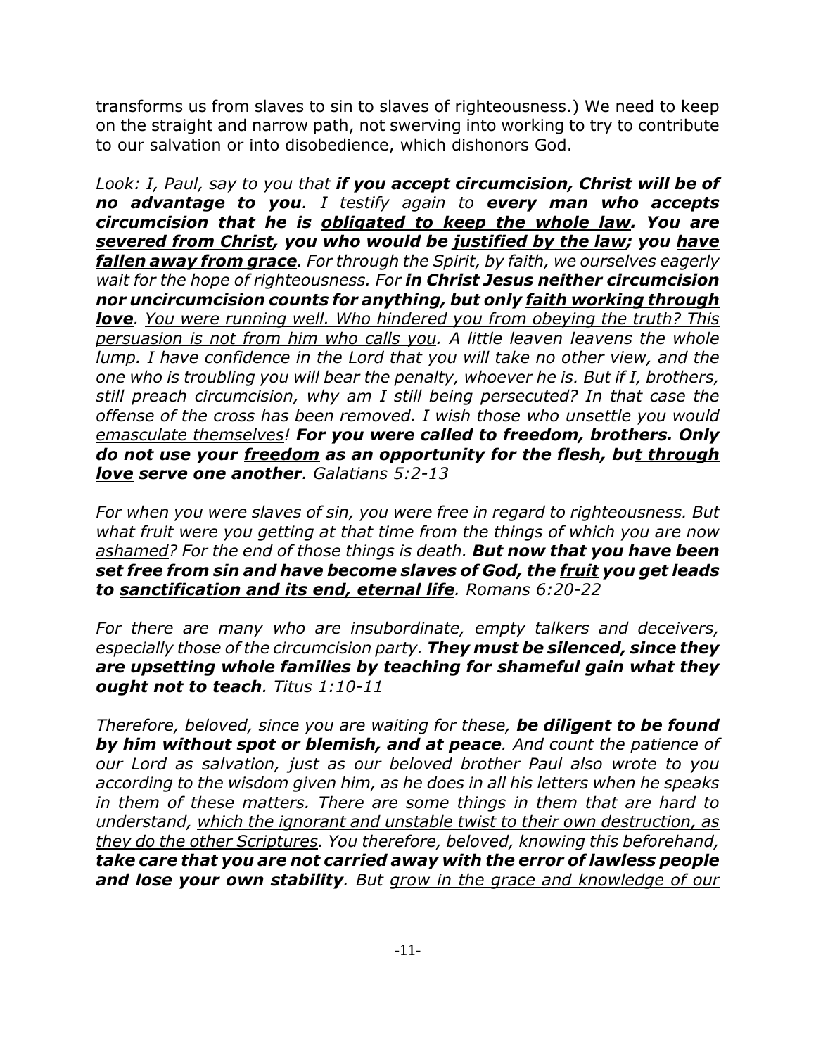transforms us from slaves to sin to slaves of righteousness.) We need to keep on the straight and narrow path, not swerving into working to try to contribute to our salvation or into disobedience, which dishonors God.

*Look: I, Paul, say to you that **if you accept circumcision, Christ will be of no advantage to you**. I testify again to **every man who accepts circumcision that he is <u>obligated to keep the whole law</u>. You are <u>severed from Christ</u>, you who would be <u>justified by the law</u>; you <u>have fallen away from grace</u>**. For through the Spirit, by faith, we ourselves eagerly wait for the hope of righteousness. For **in Christ Jesus neither circumcision nor uncircumcision counts for anything, but only <u>faith working through love</u>**. <u>You were running well. Who hindered you from obeying the truth? This persuasion is not from him who calls you</u>. A little leaven leavens the whole lump. I have confidence in the Lord that you will take no other view, and the one who is troubling you will bear the penalty, whoever he is. But if I, brothers, still preach circumcision, why am I still being persecuted? In that case the offense of the cross has been removed. <u>I wish those who unsettle you would emasculate themselves</u>! **For you were called to freedom, brothers. Only do not use your <u>freedom</u> as an opportunity for the flesh, but <u>through love</u> serve one another**. Galatians 5:2-13*

*For when you were <u>slaves of sin</u>, you were free in regard to righteousness. But <u>what fruit were you getting at that time from the things of which you are now ashamed</u>? For the end of those things is death. **But now that you have been set free from sin and have become slaves of God, the <u>fruit</u> you get leads to <u>sanctification and its end, eternal life</u>**. Romans 6:20-22*

*For there are many who are insubordinate, empty talkers and deceivers, especially those of the circumcision party. **They must be silenced, since they are upsetting whole families by teaching for shameful gain what they ought not to teach**. Titus 1:10-11*

*Therefore, beloved, since you are waiting for these, **be diligent to be found by him without spot or blemish, and at peace**. And count the patience of our Lord as salvation, just as our beloved brother Paul also wrote to you according to the wisdom given him, as he does in all his letters when he speaks in them of these matters. There are some things in them that are hard to understand, <u>which the ignorant and unstable twist to their own destruction, as they do the other Scriptures</u>. You therefore, beloved, knowing this beforehand, **take care that you are not carried away with the error of lawless people and lose your own stability**. But <u>grow in the grace and knowledge of our</u>*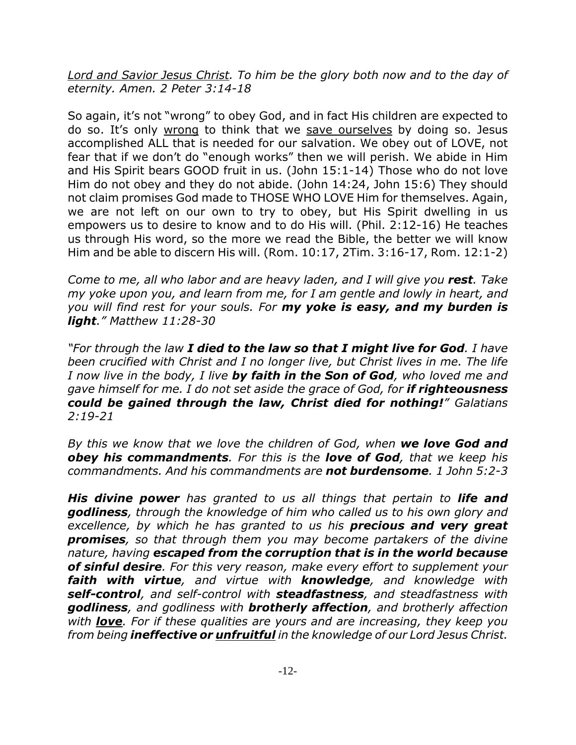*<u>Lord and Savior Jesus Christ</u>. To him be the glory both now and to the day of eternity. Amen. 2 Peter 3:14-18*

So again, it's not "wrong" to obey God, and in fact His children are expected to do so. It's only <u>wrong</u> to think that we <u>save ourselves</u> by doing so. Jesus accomplished ALL that is needed for our salvation. We obey out of LOVE, not fear that if we don't do "enough works" then we will perish. We abide in Him and His Spirit bears GOOD fruit in us. (John 15:1-14) Those who do not love Him do not obey and they do not abide. (John 14:24, John 15:6) They should not claim promises God made to THOSE WHO LOVE Him for themselves. Again, we are not left on our own to try to obey, but His Spirit dwelling in us empowers us to desire to know and to do His will. (Phil. 2:12-16) He teaches us through His word, so the more we read the Bible, the better we will know Him and be able to discern His will. (Rom. 10:17, 2Tim. 3:16-17, Rom. 12:1-2)

*Come to me, all who labor and are heavy laden, and I will give you **rest**. Take my yoke upon you, and learn from me, for I am gentle and lowly in heart, and you will find rest for your souls. For **my yoke is easy, and my burden is light**." Matthew 11:28-30*

*"For through the law **I died to the law so that I might live for God**. I have been crucified with Christ and I no longer live, but Christ lives in me. The life I now live in the body, I live **by faith in the Son of God**, who loved me and gave himself for me. I do not set aside the grace of God, for **if righteousness could be gained through the law, Christ died for nothing!**" Galatians 2:19-21*

*By this we know that we love the children of God, when **we love God and obey his commandments**. For this is the **love of God**, that we keep his commandments. And his commandments are **not burdensome**. 1 John 5:2-3*

***His divine power** has granted to us all things that pertain to **life and godliness**, through the knowledge of him who called us to his own glory and excellence, by which he has granted to us his **precious and very great promises**, so that through them you may become partakers of the divine nature, having **escaped from the corruption that is in the world because of sinful desire**. For this very reason, make every effort to supplement your **faith with virtue**, and virtue with **knowledge**, and knowledge with **self-control**, and self-control with **steadfastness**, and steadfastness with **godliness**, and godliness with **brotherly affection**, and brotherly affection with **<u>love</u>**. For if these qualities are yours and are increasing, they keep you from being **ineffective or <u>unfruitful</u>** in the knowledge of our Lord Jesus Christ.*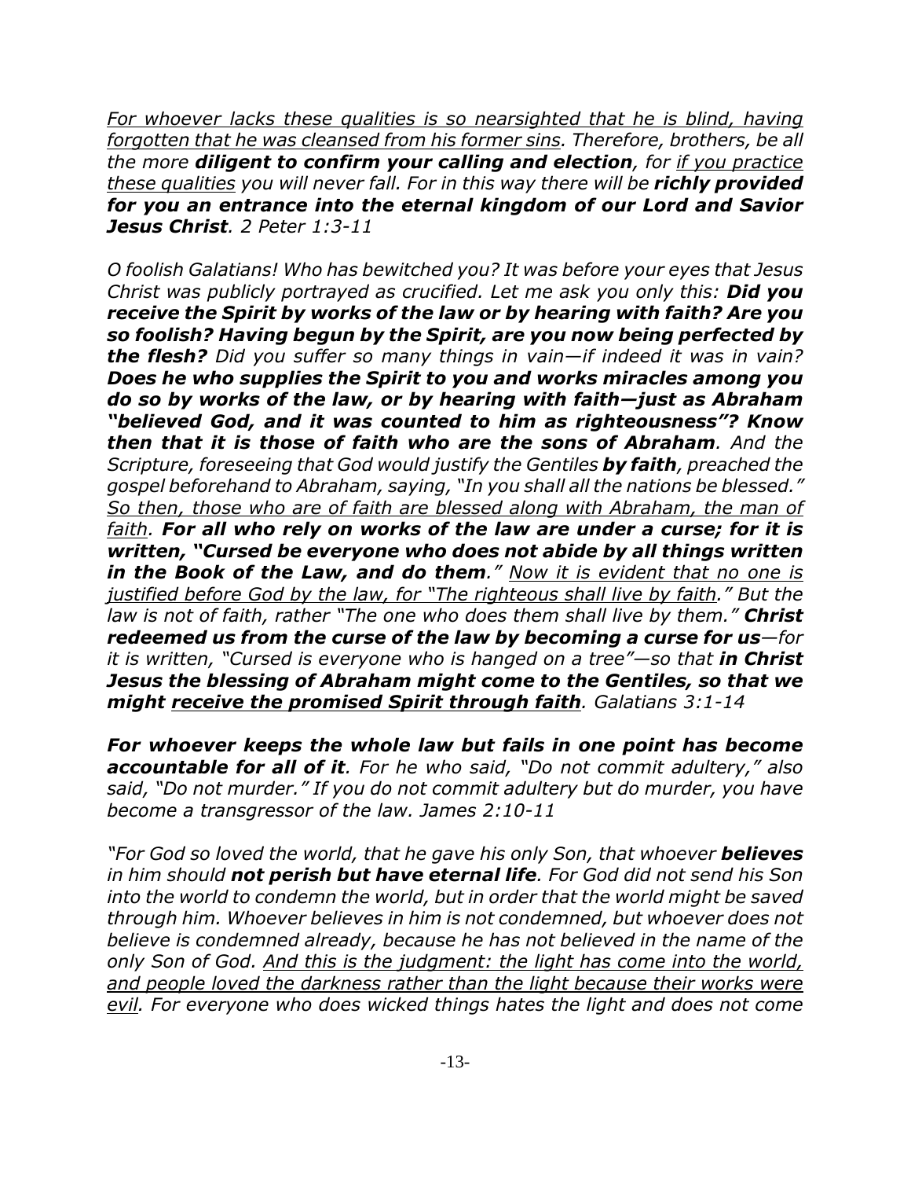*<u>For whoever lacks these qualities is so nearsighted that he is blind, having forgotten that he was cleansed from his former sins</u>. Therefore, brothers, be all the more **diligent to confirm your calling and election**, for <u>if you practice these qualities</u> you will never fall. For in this way there will be **richly provided for you an entrance into the eternal kingdom of our Lord and Savior Jesus Christ**. 2 Peter 1:3-11*

*O foolish Galatians! Who has bewitched you? It was before your eyes that Jesus Christ was publicly portrayed as crucified. Let me ask you only this: **Did you receive the Spirit by works of the law or by hearing with faith? Are you so foolish? Having begun by the Spirit, are you now being perfected by the flesh?** Did you suffer so many things in vain—if indeed it was in vain? **Does he who supplies the Spirit to you and works miracles among you do so by works of the law, or by hearing with faith—just as Abraham "believed God, and it was counted to him as righteousness"? Know then that it is those of faith who are the sons of Abraham**. And the Scripture, foreseeing that God would justify the Gentiles **by faith**, preached the gospel beforehand to Abraham, saying, "In you shall all the nations be blessed." <u>So then, those who are of faith are blessed along with Abraham, the man of faith</u>. **For all who rely on works of the law are under a curse; for it is written, "Cursed be everyone who does not abide by all things written in the Book of the Law, and do them**." <u>Now it is evident that no one is justified before God by the law, for "The righteous shall live by faith</u>." But the law is not of faith, rather "The one who does them shall live by them." **Christ redeemed us from the curse of the law by becoming a curse for us**—for it is written, "Cursed is everyone who is hanged on a tree"—so that **in Christ Jesus the blessing of Abraham might come to the Gentiles, so that we might <u>receive the promised Spirit through faith</u>**. Galatians 3:1-14*

***For whoever keeps the whole law but fails in one point has become accountable for all of it**. For he who said, "Do not commit adultery," also said, "Do not murder." If you do not commit adultery but do murder, you have become a transgressor of the law. James 2:10-11*

*"For God so loved the world, that he gave his only Son, that whoever **believes** in him should **not perish but have eternal life**. For God did not send his Son into the world to condemn the world, but in order that the world might be saved through him. Whoever believes in him is not condemned, but whoever does not believe is condemned already, because he has not believed in the name of the only Son of God. <u>And this is the judgment: the light has come into the world, and people loved the darkness rather than the light because their works were evil</u>. For everyone who does wicked things hates the light and does not come*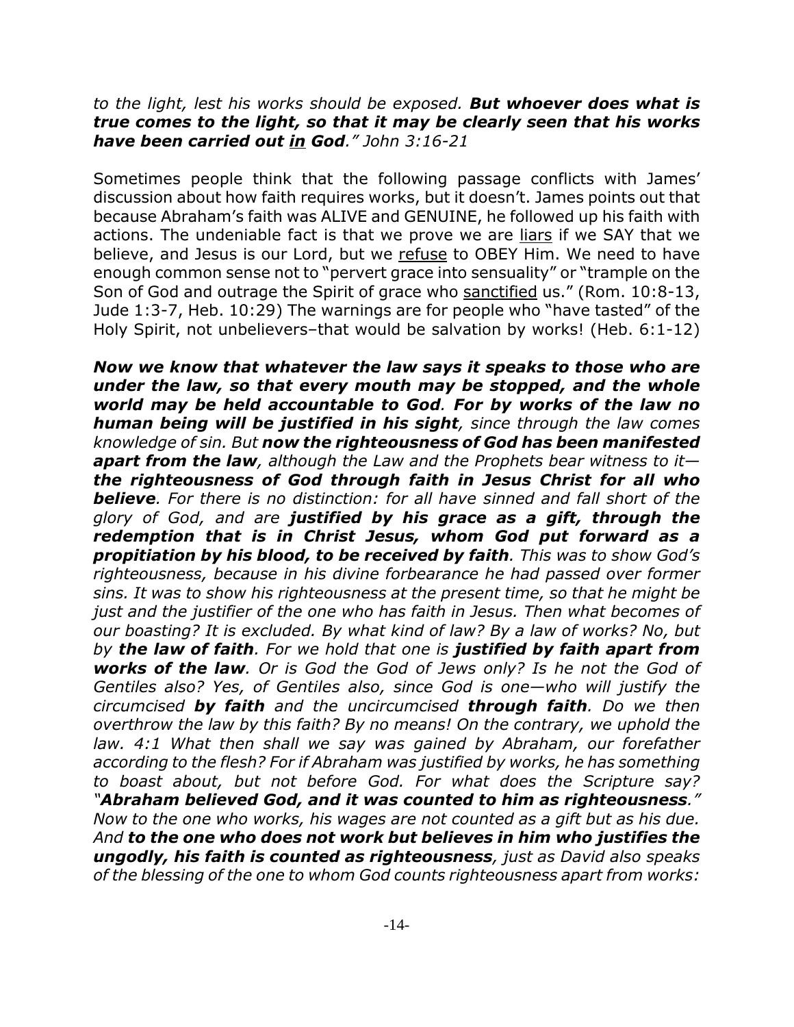*to the light, lest his works should be exposed.* ***But whoever does what is true comes to the light, so that it may be clearly seen that his works have been carried out <u>in</u> God****." John 3:16-21*

Sometimes people think that the following passage conflicts with James' discussion about how faith requires works, but it doesn't. James points out that because Abraham's faith was ALIVE and GENUINE, he followed up his faith with actions. The undeniable fact is that we prove we are <u>liars</u> if we SAY that we believe, and Jesus is our Lord, but we <u>refuse</u> to OBEY Him. We need to have enough common sense not to "pervert grace into sensuality" or "trample on the Son of God and outrage the Spirit of grace who <u>sanctified</u> us." (Rom. 10:8-13, Jude 1:3-7, Heb. 10:29) The warnings are for people who "have tasted" of the Holy Spirit, not unbelievers–that would be salvation by works! (Heb. 6:1-12)

***Now we know that whatever the law says it speaks to those who are under the law, so that every mouth may be stopped, and the whole world may be held accountable to God****.* ***For by works of the law no human being will be justified in his sight****, since through the law comes knowledge of sin. But* ***now the righteousness of God has been manifested apart from the law****, although the Law and the Prophets bear witness to it—* ***the righteousness of God through faith in Jesus Christ for all who believe****. For there is no distinction: for all have sinned and fall short of the glory of God, and are* ***justified by his grace as a gift, through the redemption that is in Christ Jesus, whom God put forward as a propitiation by his blood, to be received by faith****. This was to show God's righteousness, because in his divine forbearance he had passed over former sins. It was to show his righteousness at the present time, so that he might be just and the justifier of the one who has faith in Jesus. Then what becomes of our boasting? It is excluded. By what kind of law? By a law of works? No, but by* ***the law of faith****. For we hold that one is* ***justified by faith apart from works of the law****. Or is God the God of Jews only? Is he not the God of Gentiles also? Yes, of Gentiles also, since God is one—who will justify the circumcised* ***by faith*** *and the uncircumcised* ***through faith****. Do we then overthrow the law by this faith? By no means! On the contrary, we uphold the law. 4:1 What then shall we say was gained by Abraham, our forefather according to the flesh? For if Abraham was justified by works, he has something to boast about, but not before God. For what does the Scripture say? "****Abraham believed God, and it was counted to him as righteousness****." Now to the one who works, his wages are not counted as a gift but as his due. And* ***to the one who does not work but believes in him who justifies the ungodly, his faith is counted as righteousness****, just as David also speaks of the blessing of the one to whom God counts righteousness apart from works:*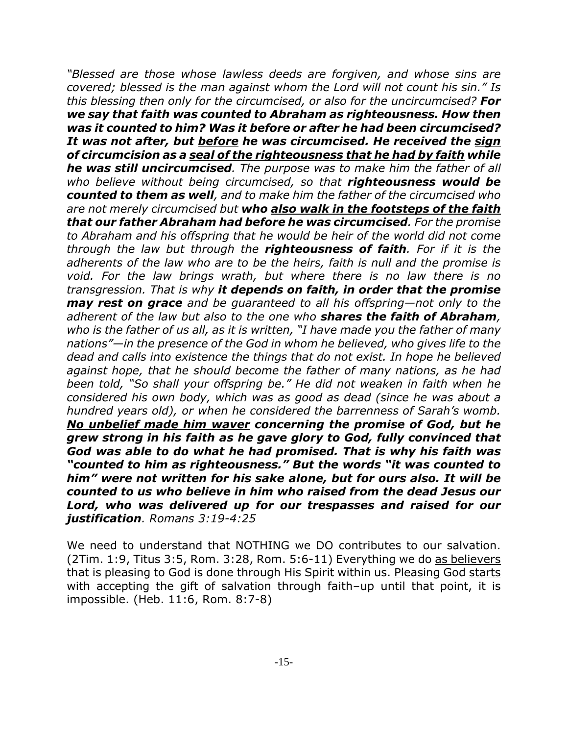*"Blessed are those whose lawless deeds are forgiven, and whose sins are covered; blessed is the man against whom the Lord will not count his sin." Is this blessing then only for the circumcised, or also for the uncircumcised? **For we say that faith was counted to Abraham as righteousness. How then was it counted to him? Was it before or after he had been circumcised? It was not after, but <u>before</u> he was circumcised. He received the <u>sign</u> of circumcision as a <u>seal of the righteousness that he had by faith</u> while he was still uncircumcised**. The purpose was to make him the father of all who believe without being circumcised, so that **righteousness would be counted to them as well**, and to make him the father of the circumcised who are not merely circumcised but **who <u>also walk in the footsteps of the faith</u> that our father Abraham had before he was circumcised**. For the promise to Abraham and his offspring that he would be heir of the world did not come through the law but through the **righteousness of faith**. For if it is the adherents of the law who are to be the heirs, faith is null and the promise is void. For the law brings wrath, but where there is no law there is no transgression. That is why **it depends on faith, in order that the promise may rest on grace** and be guaranteed to all his offspring—not only to the adherent of the law but also to the one who **shares the faith of Abraham**, who is the father of us all, as it is written, "I have made you the father of many nations"—in the presence of the God in whom he believed, who gives life to the dead and calls into existence the things that do not exist. In hope he believed against hope, that he should become the father of many nations, as he had been told, "So shall your offspring be." He did not weaken in faith when he considered his own body, which was as good as dead (since he was about a hundred years old), or when he considered the barrenness of Sarah's womb. **<u>No unbelief made him waver</u> concerning the promise of God, but he grew strong in his faith as he gave glory to God, fully convinced that God was able to do what he had promised. That is why his faith was "counted to him as righteousness." But the words "it was counted to him" were not written for his sake alone, but for ours also. It will be counted to us who believe in him who raised from the dead Jesus our Lord, who was delivered up for our trespasses and raised for our justification**. Romans 3:19-4:25*

We need to understand that NOTHING we DO contributes to our salvation. (2Tim. 1:9, Titus 3:5, Rom. 3:28, Rom. 5:6-11) Everything we do <u>as believers</u> that is pleasing to God is done through His Spirit within us. <u>Pleasing</u> God <u>starts</u> with accepting the gift of salvation through faith–up until that point, it is impossible. (Heb. 11:6, Rom. 8:7-8)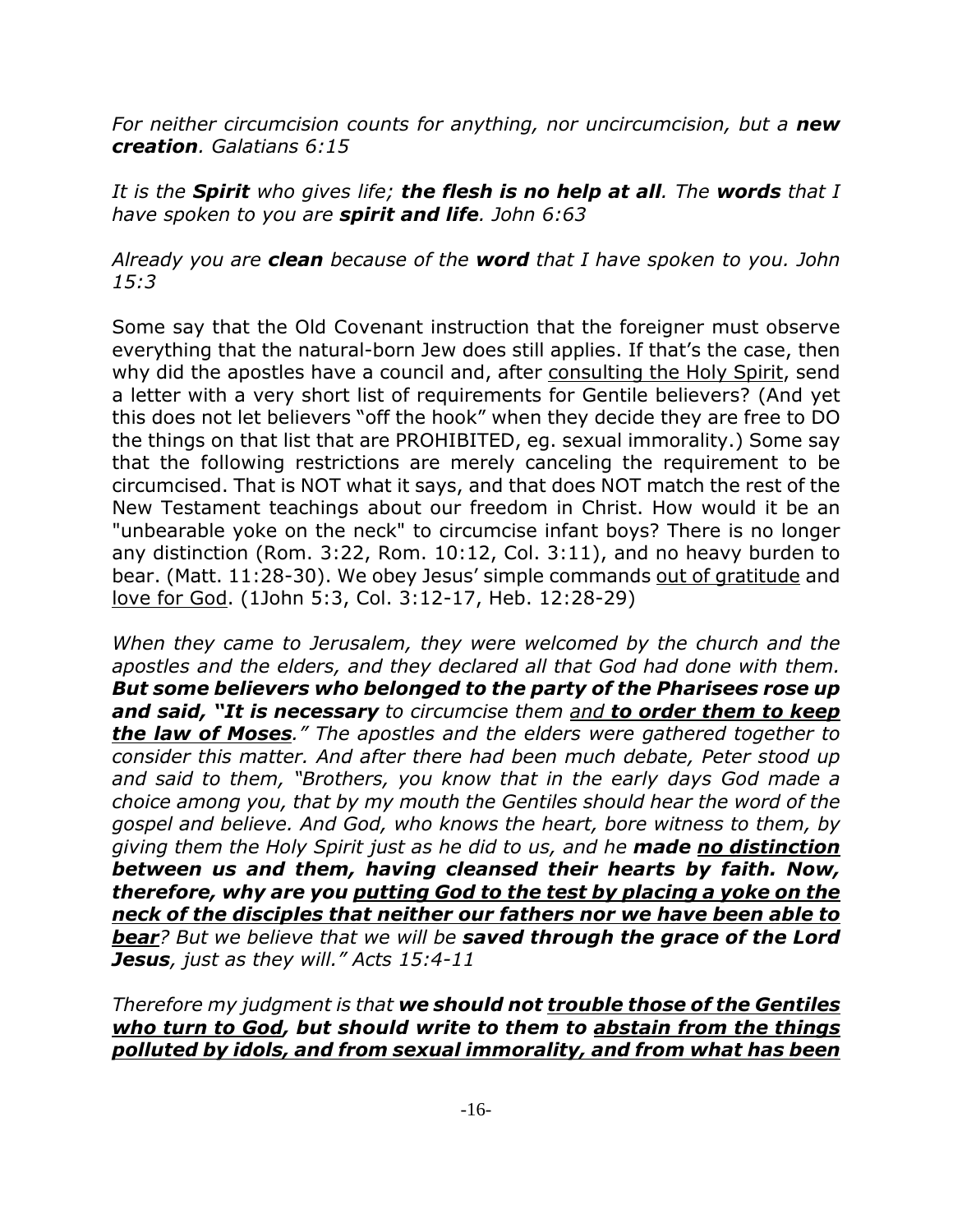*For neither circumcision counts for anything, nor uncircumcision, but a **new creation**. Galatians 6:15*

*It is the **Spirit** who gives life; **the flesh is no help at all**. The **words** that I have spoken to you are **spirit and life**. John 6:63*

*Already you are **clean** because of the **word** that I have spoken to you. John 15:3*

Some say that the Old Covenant instruction that the foreigner must observe everything that the natural-born Jew does still applies. If that's the case, then why did the apostles have a council and, after <u>consulting the Holy Spirit</u>, send a letter with a very short list of requirements for Gentile believers? (And yet this does not let believers "off the hook" when they decide they are free to DO the things on that list that are PROHIBITED, eg. sexual immorality.) Some say that the following restrictions are merely canceling the requirement to be circumcised. That is NOT what it says, and that does NOT match the rest of the New Testament teachings about our freedom in Christ. How would it be an "unbearable yoke on the neck" to circumcise infant boys? There is no longer any distinction (Rom. 3:22, Rom. 10:12, Col. 3:11), and no heavy burden to bear. (Matt. 11:28-30). We obey Jesus' simple commands <u>out of gratitude</u> and <u>love for God</u>. (1John 5:3, Col. 3:12-17, Heb. 12:28-29)

*When they came to Jerusalem, they were welcomed by the church and the apostles and the elders, and they declared all that God had done with them. **But some believers who belonged to the party of the Pharisees rose up and said, "It is necessary** to circumcise them <u>and</u> **<u>to order them to keep the law of Moses</u>**." The apostles and the elders were gathered together to consider this matter. And after there had been much debate, Peter stood up and said to them, "Brothers, you know that in the early days God made a choice among you, that by my mouth the Gentiles should hear the word of the gospel and believe. And God, who knows the heart, bore witness to them, by giving them the Holy Spirit just as he did to us, and he **made <u>no distinction</u> between us and them, having cleansed their hearts by faith. Now, therefore, why are you <u>putting God to the test by placing a yoke on the neck of the disciples that neither our fathers nor we have been able to bear</u>**? But we believe that we will be **saved through the grace of the Lord Jesus**, just as they will." Acts 15:4-11*

*Therefore my judgment is that **we should not <u>trouble those of the Gentiles who turn to God</u>, but should write to them to <u>abstain from the things polluted by idols, and from sexual immorality, and from what has been</u>***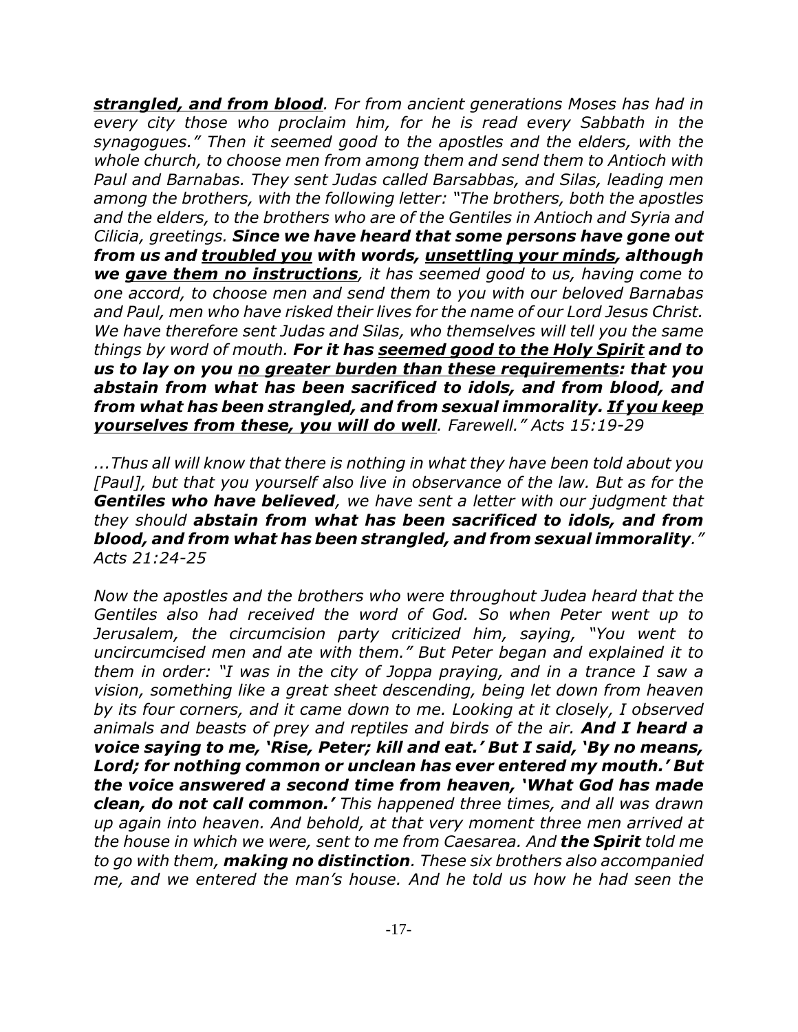***<u>strangled, and from blood</u>****. For from ancient generations Moses has had in every city those who proclaim him, for he is read every Sabbath in the synagogues." Then it seemed good to the apostles and the elders, with the whole church, to choose men from among them and send them to Antioch with Paul and Barnabas. They sent Judas called Barsabbas, and Silas, leading men among the brothers, with the following letter: "The brothers, both the apostles and the elders, to the brothers who are of the Gentiles in Antioch and Syria and Cilicia, greetings.* ***Since we have heard that some persons have gone out from us and <u>troubled you</u> with words, <u>unsettling your minds</u>, although we <u>gave them no instructions</u>****, it has seemed good to us, having come to one accord, to choose men and send them to you with our beloved Barnabas and Paul, men who have risked their lives for the name of our Lord Jesus Christ. We have therefore sent Judas and Silas, who themselves will tell you the same things by word of mouth.* ***For it has <u>seemed good to the Holy Spirit</u> and to us to lay on you <u>no greater burden than these requirements</u>: that you abstain from what has been sacrificed to idols, and from blood, and from what has been strangled, and from sexual immorality. <u>If you keep yourselves from these, you will do well</u>****. Farewell." Acts 15:19-29*

*...Thus all will know that there is nothing in what they have been told about you [Paul], but that you yourself also live in observance of the law. But as for the* ***Gentiles who have believed****, we have sent a letter with our judgment that they should* ***abstain from what has been sacrificed to idols, and from blood, and from what has been strangled, and from sexual immorality****." Acts 21:24-25*

*Now the apostles and the brothers who were throughout Judea heard that the Gentiles also had received the word of God. So when Peter went up to Jerusalem, the circumcision party criticized him, saying, "You went to uncircumcised men and ate with them." But Peter began and explained it to them in order: "I was in the city of Joppa praying, and in a trance I saw a vision, something like a great sheet descending, being let down from heaven by its four corners, and it came down to me. Looking at it closely, I observed animals and beasts of prey and reptiles and birds of the air.* ***And I heard a voice saying to me, 'Rise, Peter; kill and eat.' But I said, 'By no means, Lord; for nothing common or unclean has ever entered my mouth.' But the voice answered a second time from heaven, 'What God has made clean, do not call common.'*** *This happened three times, and all was drawn up again into heaven. And behold, at that very moment three men arrived at the house in which we were, sent to me from Caesarea. And* ***the Spirit*** *told me to go with them,* ***making no distinction****. These six brothers also accompanied me, and we entered the man's house. And he told us how he had seen the*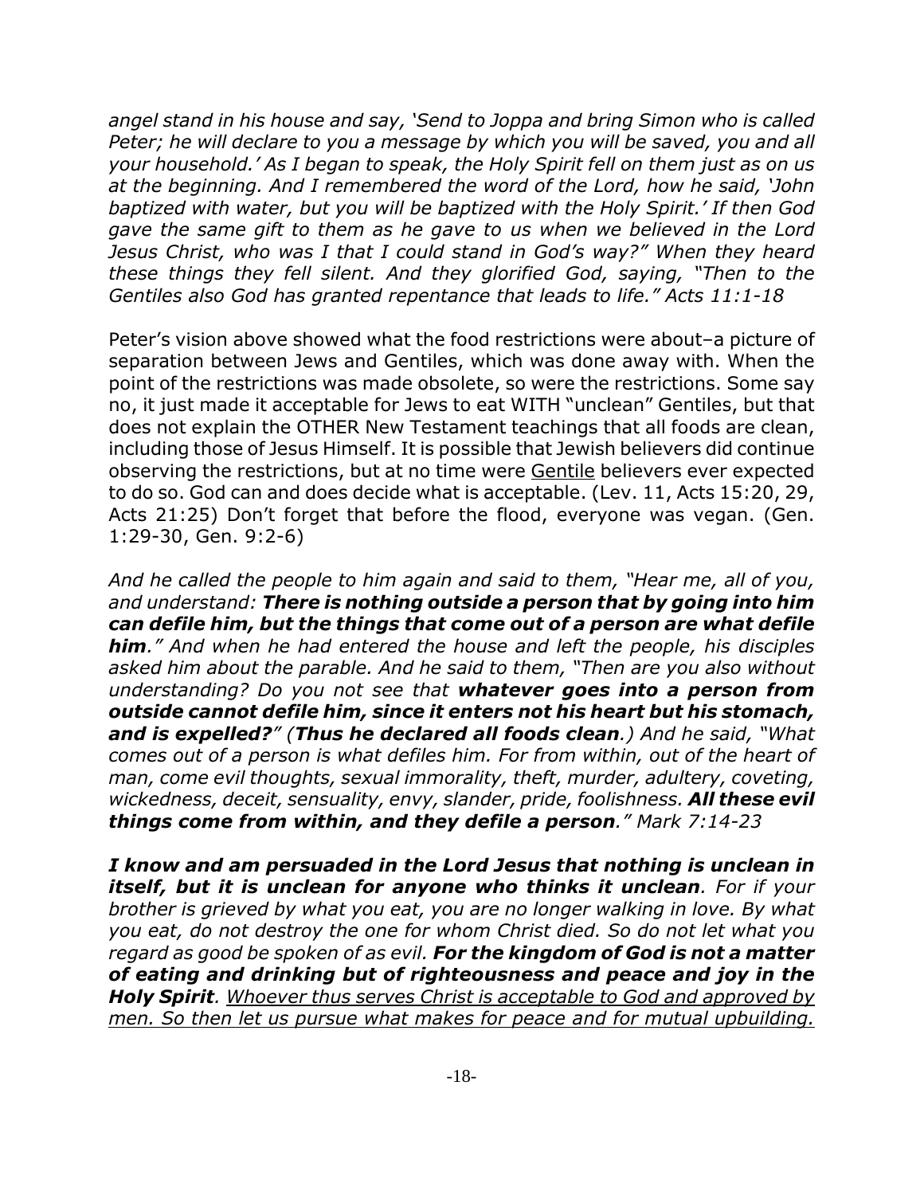*angel stand in his house and say, 'Send to Joppa and bring Simon who is called Peter; he will declare to you a message by which you will be saved, you and all your household.' As I began to speak, the Holy Spirit fell on them just as on us at the beginning. And I remembered the word of the Lord, how he said, 'John baptized with water, but you will be baptized with the Holy Spirit.' If then God gave the same gift to them as he gave to us when we believed in the Lord Jesus Christ, who was I that I could stand in God's way?" When they heard these things they fell silent. And they glorified God, saying, "Then to the Gentiles also God has granted repentance that leads to life." Acts 11:1-18*

Peter's vision above showed what the food restrictions were about–a picture of separation between Jews and Gentiles, which was done away with. When the point of the restrictions was made obsolete, so were the restrictions. Some say no, it just made it acceptable for Jews to eat WITH "unclean" Gentiles, but that does not explain the OTHER New Testament teachings that all foods are clean, including those of Jesus Himself. It is possible that Jewish believers did continue observing the restrictions, but at no time were <u>Gentile</u> believers ever expected to do so. God can and does decide what is acceptable. (Lev. 11, Acts 15:20, 29, Acts 21:25) Don't forget that before the flood, everyone was vegan. (Gen. 1:29-30, Gen. 9:2-6)

*And he called the people to him again and said to them, "Hear me, all of you, and understand: **There is nothing outside a person that by going into him can defile him, but the things that come out of a person are what defile him**." And when he had entered the house and left the people, his disciples asked him about the parable. And he said to them, "Then are you also without understanding? Do you not see that **whatever goes into a person from outside cannot defile him, since it enters not his heart but his stomach, and is expelled?**" (**Thus he declared all foods clean**.) And he said, "What comes out of a person is what defiles him. For from within, out of the heart of man, come evil thoughts, sexual immorality, theft, murder, adultery, coveting, wickedness, deceit, sensuality, envy, slander, pride, foolishness. **All these evil things come from within, and they defile a person**." Mark 7:14-23*

***I know and am persuaded in the Lord Jesus that nothing is unclean in itself, but it is unclean for anyone who thinks it unclean**. For if your brother is grieved by what you eat, you are no longer walking in love. By what you eat, do not destroy the one for whom Christ died. So do not let what you regard as good be spoken of as evil. **For the kingdom of God is not a matter of eating and drinking but of righteousness and peace and joy in the Holy Spirit**. <u>Whoever thus serves Christ is acceptable to God and approved by men. So then let us pursue what makes for peace and for mutual upbuilding.</u>*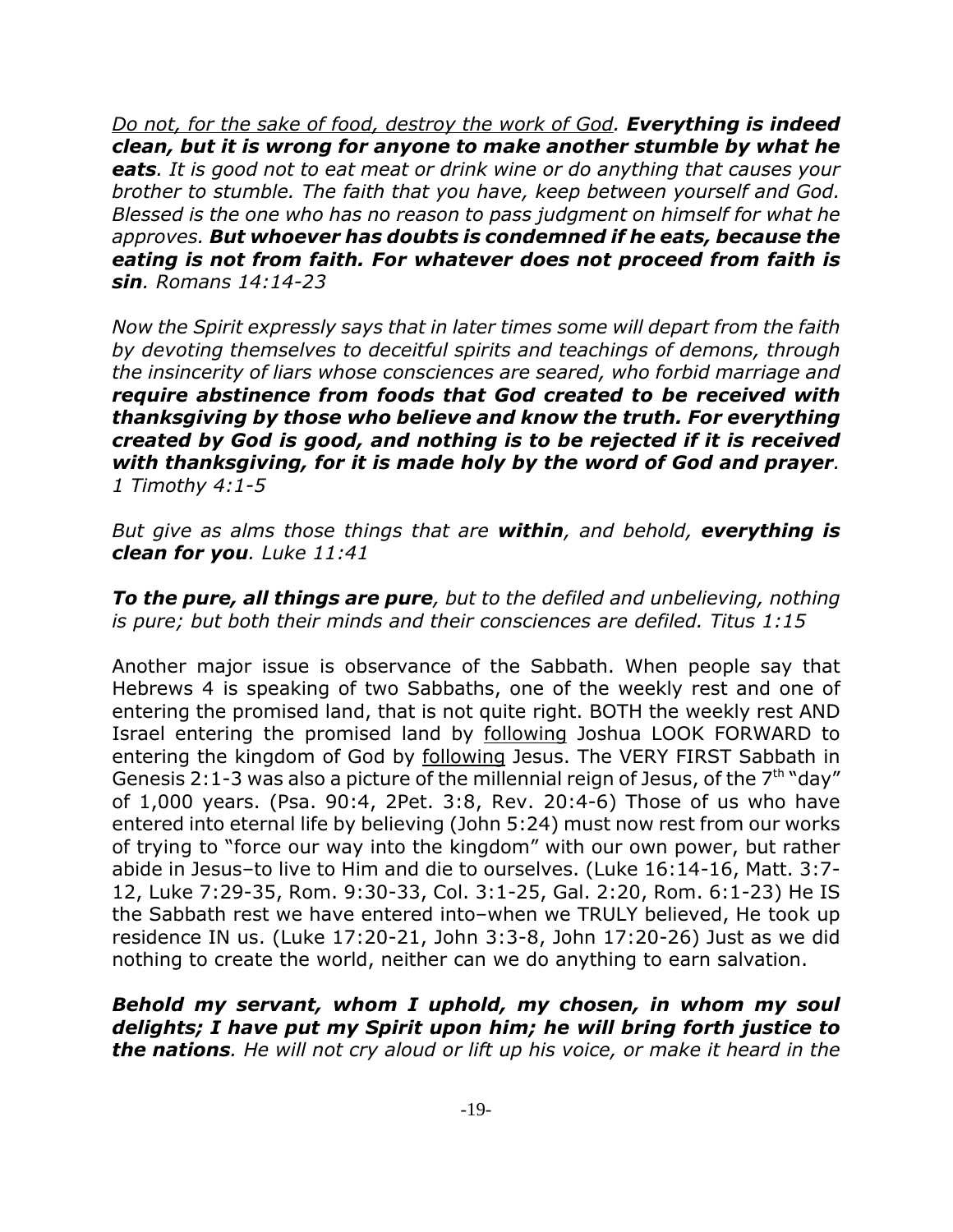<u>*Do not, for the sake of food, destroy the work of God.*</u> ***Everything is indeed clean, but it is wrong for anyone to make another stumble by what he eats****. It is good not to eat meat or drink wine or do anything that causes your brother to stumble. The faith that you have, keep between yourself and God. Blessed is the one who has no reason to pass judgment on himself for what he approves.* ***But whoever has doubts is condemned if he eats, because the eating is not from faith. For whatever does not proceed from faith is sin****. Romans 14:14-23*

*Now the Spirit expressly says that in later times some will depart from the faith by devoting themselves to deceitful spirits and teachings of demons, through the insincerity of liars whose consciences are seared, who forbid marriage and* ***require abstinence from foods that God created to be received with thanksgiving by those who believe and know the truth. For everything created by God is good, and nothing is to be rejected if it is received with thanksgiving, for it is made holy by the word of God and prayer****. 1 Timothy 4:1-5*

*But give as alms those things that are* ***within****, and behold,* ***everything is clean for you****. Luke 11:41*

***To the pure, all things are pure****, but to the defiled and unbelieving, nothing is pure; but both their minds and their consciences are defiled. Titus 1:15*

Another major issue is observance of the Sabbath. When people say that Hebrews 4 is speaking of two Sabbaths, one of the weekly rest and one of entering the promised land, that is not quite right. BOTH the weekly rest AND Israel entering the promised land by <u>following</u> Joshua LOOK FORWARD to entering the kingdom of God by <u>following</u> Jesus. The VERY FIRST Sabbath in Genesis 2:1-3 was also a picture of the millennial reign of Jesus, of the 7th "day" of 1,000 years. (Psa. 90:4, 2Pet. 3:8, Rev. 20:4-6) Those of us who have entered into eternal life by believing (John 5:24) must now rest from our works of trying to "force our way into the kingdom" with our own power, but rather abide in Jesus–to live to Him and die to ourselves. (Luke 16:14-16, Matt. 3:7-12, Luke 7:29-35, Rom. 9:30-33, Col. 3:1-25, Gal. 2:20, Rom. 6:1-23) He IS the Sabbath rest we have entered into–when we TRULY believed, He took up residence IN us. (Luke 17:20-21, John 3:3-8, John 17:20-26) Just as we did nothing to create the world, neither can we do anything to earn salvation.

***Behold my servant, whom I uphold, my chosen, in whom my soul delights; I have put my Spirit upon him; he will bring forth justice to the nations****. He will not cry aloud or lift up his voice, or make it heard in the*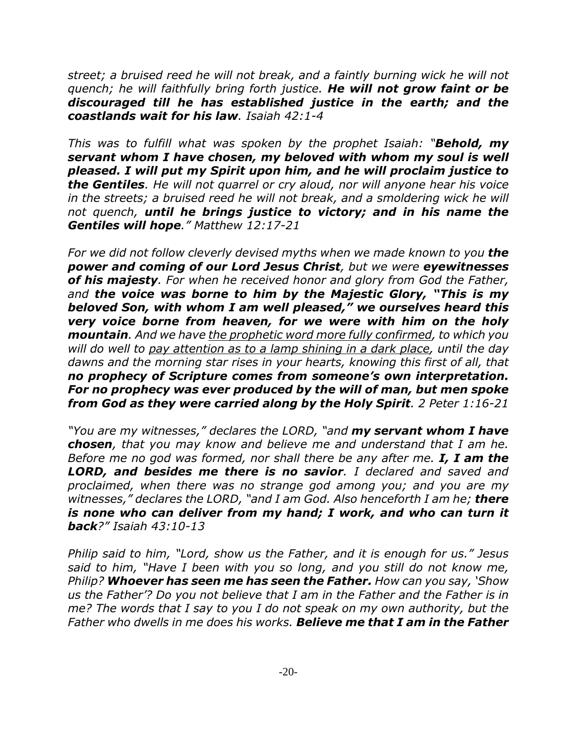*street; a bruised reed he will not break, and a faintly burning wick he will not quench; he will faithfully bring forth justice.* ***He will not grow faint or be discouraged till he has established justice in the earth; and the coastlands wait for his law****. Isaiah 42:1-4*

*This was to fulfill what was spoken by the prophet Isaiah: "****Behold, my servant whom I have chosen, my beloved with whom my soul is well pleased. I will put my Spirit upon him, and he will proclaim justice to the Gentiles****. He will not quarrel or cry aloud, nor will anyone hear his voice in the streets; a bruised reed he will not break, and a smoldering wick he will not quench,* ***until he brings justice to victory; and in his name the Gentiles will hope****." Matthew 12:17-21*

*For we did not follow cleverly devised myths when we made known to you* ***the power and coming of our Lord Jesus Christ****, but we were* ***eyewitnesses of his majesty****. For when he received honor and glory from God the Father, and* ***the voice was borne to him by the Majestic Glory, "This is my beloved Son, with whom I am well pleased," we ourselves heard this very voice borne from heaven, for we were with him on the holy mountain****. And we have <u>the prophetic word more fully confirmed</u>, to which you will do well to <u>pay attention as to a lamp shining in a dark place</u>, until the day dawns and the morning star rises in your hearts, knowing this first of all, that* ***no prophecy of Scripture comes from someone's own interpretation. For no prophecy was ever produced by the will of man, but men spoke from God as they were carried along by the Holy Spirit****. 2 Peter 1:16-21*

*"You are my witnesses," declares the LORD, "and* ***my servant whom I have chosen****, that you may know and believe me and understand that I am he. Before me no god was formed, nor shall there be any after me.* ***I, I am the LORD, and besides me there is no savior****. I declared and saved and proclaimed, when there was no strange god among you; and you are my witnesses," declares the LORD, "and I am God. Also henceforth I am he;* ***there is none who can deliver from my hand; I work, and who can turn it back****?" Isaiah 43:10-13*

*Philip said to him, "Lord, show us the Father, and it is enough for us." Jesus said to him, "Have I been with you so long, and you still do not know me, Philip?* ***Whoever has seen me has seen the Father.*** *How can you say, 'Show us the Father'? Do you not believe that I am in the Father and the Father is in me? The words that I say to you I do not speak on my own authority, but the Father who dwells in me does his works.* ***Believe me that I am in the Father***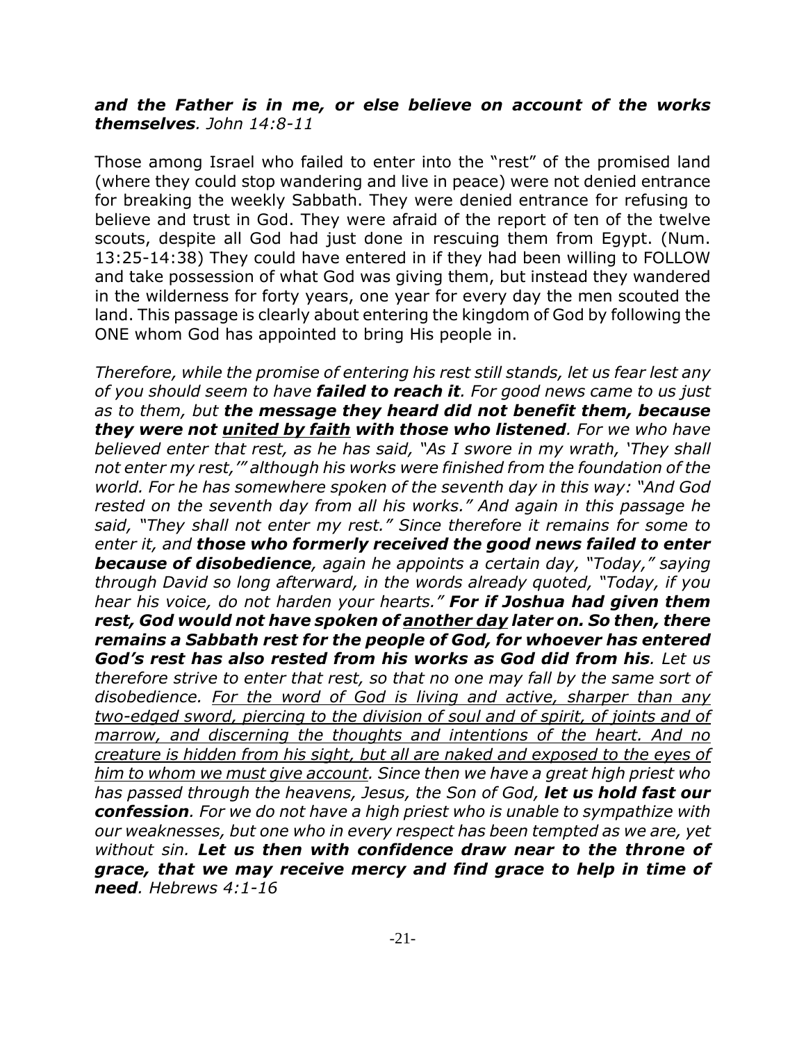***and the Father is in me, or else believe on account of the works themselves****. John 14:8-11*

Those among Israel who failed to enter into the "rest" of the promised land (where they could stop wandering and live in peace) were not denied entrance for breaking the weekly Sabbath. They were denied entrance for refusing to believe and trust in God. They were afraid of the report of ten of the twelve scouts, despite all God had just done in rescuing them from Egypt. (Num. 13:25-14:38) They could have entered in if they had been willing to FOLLOW and take possession of what God was giving them, but instead they wandered in the wilderness for forty years, one year for every day the men scouted the land. This passage is clearly about entering the kingdom of God by following the ONE whom God has appointed to bring His people in.

*Therefore, while the promise of entering his rest still stands, let us fear lest any of you should seem to have* ***failed to reach it****. For good news came to us just as to them, but* ***the message they heard did not benefit them, because they were not <u>united by faith</u> with those who listened****. For we who have believed enter that rest, as he has said, "As I swore in my wrath, 'They shall not enter my rest,'" although his works were finished from the foundation of the world. For he has somewhere spoken of the seventh day in this way: "And God rested on the seventh day from all his works." And again in this passage he said, "They shall not enter my rest." Since therefore it remains for some to enter it, and* ***those who formerly received the good news failed to enter because of disobedience****, again he appoints a certain day, "Today," saying through David so long afterward, in the words already quoted, "Today, if you hear his voice, do not harden your hearts."* ***For if Joshua had given them rest, God would not have spoken of <u>another day</u> later on. So then, there remains a Sabbath rest for the people of God, for whoever has entered God's rest has also rested from his works as God did from his****. Let us therefore strive to enter that rest, so that no one may fall by the same sort of disobedience. <u>For the word of God is living and active, sharper than any two-edged sword, piercing to the division of soul and of spirit, of joints and of marrow, and discerning the thoughts and intentions of the heart. And no creature is hidden from his sight, but all are naked and exposed to the eyes of him to whom we must give account</u>. Since then we have a great high priest who has passed through the heavens, Jesus, the Son of God,* ***let us hold fast our confession****. For we do not have a high priest who is unable to sympathize with our weaknesses, but one who in every respect has been tempted as we are, yet without sin.* ***Let us then with confidence draw near to the throne of grace, that we may receive mercy and find grace to help in time of need****. Hebrews 4:1-16*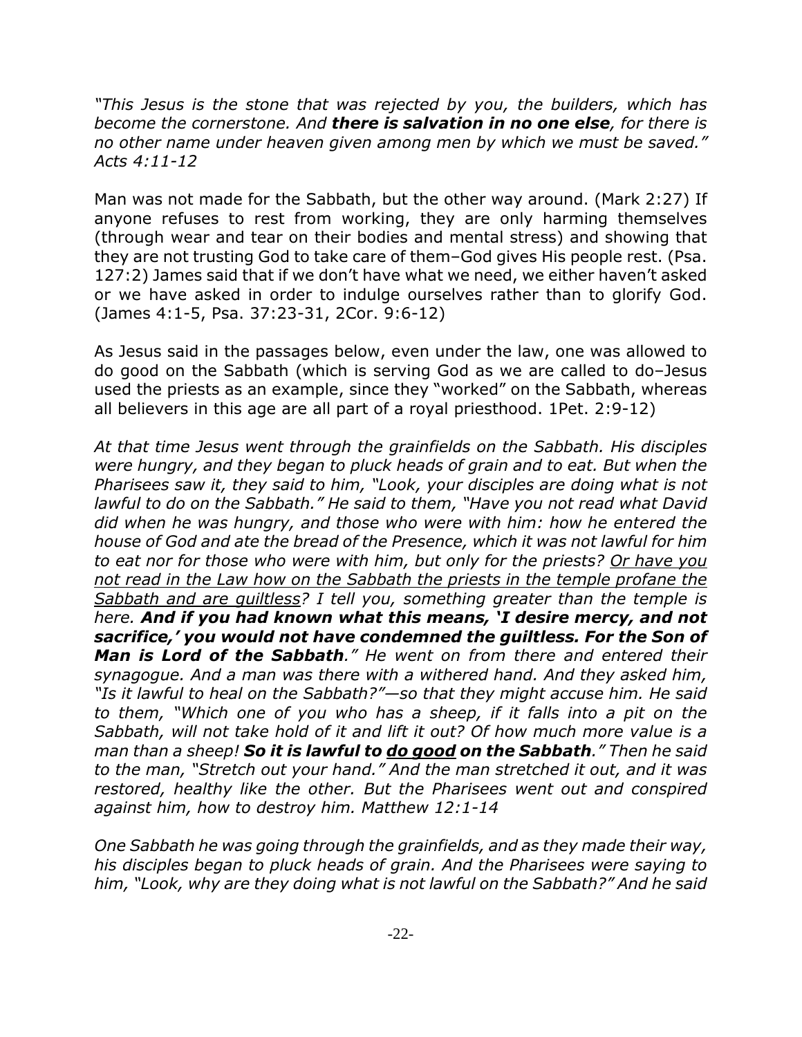*"This Jesus is the stone that was rejected by you, the builders, which has become the cornerstone. And* ***there is salvation in no one else****, for there is no other name under heaven given among men by which we must be saved." Acts 4:11-12*

Man was not made for the Sabbath, but the other way around. (Mark 2:27) If anyone refuses to rest from working, they are only harming themselves (through wear and tear on their bodies and mental stress) and showing that they are not trusting God to take care of them–God gives His people rest. (Psa. 127:2) James said that if we don't have what we need, we either haven't asked or we have asked in order to indulge ourselves rather than to glorify God. (James 4:1-5, Psa. 37:23-31, 2Cor. 9:6-12)

As Jesus said in the passages below, even under the law, one was allowed to do good on the Sabbath (which is serving God as we are called to do–Jesus used the priests as an example, since they "worked" on the Sabbath, whereas all believers in this age are all part of a royal priesthood. 1Pet. 2:9-12)

*At that time Jesus went through the grainfields on the Sabbath. His disciples were hungry, and they began to pluck heads of grain and to eat. But when the Pharisees saw it, they said to him, "Look, your disciples are doing what is not lawful to do on the Sabbath." He said to them, "Have you not read what David did when he was hungry, and those who were with him: how he entered the house of God and ate the bread of the Presence, which it was not lawful for him to eat nor for those who were with him, but only for the priests? <u>Or have you not read in the Law how on the Sabbath the priests in the temple profane the Sabbath and are guiltless</u>? I tell you, something greater than the temple is here.* ***And if you had known what this means, 'I desire mercy, and not sacrifice,' you would not have condemned the guiltless. For the Son of Man is Lord of the Sabbath****." He went on from there and entered their synagogue. And a man was there with a withered hand. And they asked him, "Is it lawful to heal on the Sabbath?"—so that they might accuse him. He said to them, "Which one of you who has a sheep, if it falls into a pit on the Sabbath, will not take hold of it and lift it out? Of how much more value is a man than a sheep!* ***So it is lawful to <u>do good</u> on the Sabbath****." Then he said to the man, "Stretch out your hand." And the man stretched it out, and it was restored, healthy like the other. But the Pharisees went out and conspired against him, how to destroy him. Matthew 12:1-14*

*One Sabbath he was going through the grainfields, and as they made their way, his disciples began to pluck heads of grain. And the Pharisees were saying to him, "Look, why are they doing what is not lawful on the Sabbath?" And he said*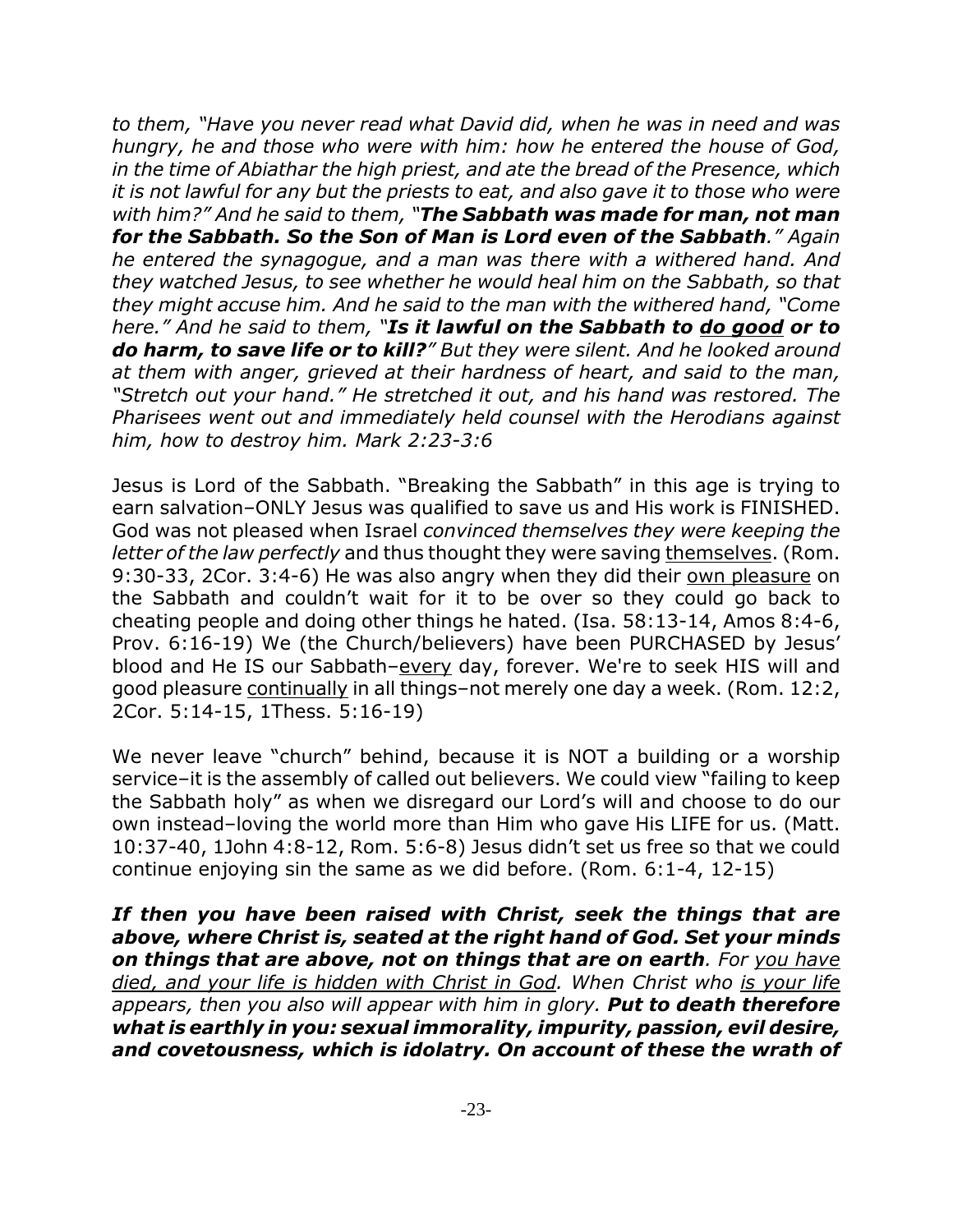*to them, "Have you never read what David did, when he was in need and was hungry, he and those who were with him: how he entered the house of God, in the time of Abiathar the high priest, and ate the bread of the Presence, which it is not lawful for any but the priests to eat, and also gave it to those who were with him?" And he said to them, "**The Sabbath was made for man, not man for the Sabbath. So the Son of Man is Lord even of the Sabbath**." Again he entered the synagogue, and a man was there with a withered hand. And they watched Jesus, to see whether he would heal him on the Sabbath, so that they might accuse him. And he said to the man with the withered hand, "Come here." And he said to them, "**Is it lawful on the Sabbath to <u>do good</u> or to do harm, to save life or to kill?**" But they were silent. And he looked around at them with anger, grieved at their hardness of heart, and said to the man, "Stretch out your hand." He stretched it out, and his hand was restored. The Pharisees went out and immediately held counsel with the Herodians against him, how to destroy him. Mark 2:23-3:6*

Jesus is Lord of the Sabbath. "Breaking the Sabbath" in this age is trying to earn salvation–ONLY Jesus was qualified to save us and His work is FINISHED. God was not pleased when Israel *convinced themselves they were keeping the letter of the law perfectly* and thus thought they were saving <u>themselves</u>. (Rom. 9:30-33, 2Cor. 3:4-6) He was also angry when they did their <u>own pleasure</u> on the Sabbath and couldn't wait for it to be over so they could go back to cheating people and doing other things he hated. (Isa. 58:13-14, Amos 8:4-6, Prov. 6:16-19) We (the Church/believers) have been PURCHASED by Jesus' blood and He IS our Sabbath–<u>every</u> day, forever. We're to seek HIS will and good pleasure <u>continually</u> in all things–not merely one day a week. (Rom. 12:2, 2Cor. 5:14-15, 1Thess. 5:16-19)

We never leave "church" behind, because it is NOT a building or a worship service–it is the assembly of called out believers. We could view "failing to keep the Sabbath holy" as when we disregard our Lord's will and choose to do our own instead–loving the world more than Him who gave His LIFE for us. (Matt. 10:37-40, 1John 4:8-12, Rom. 5:6-8) Jesus didn't set us free so that we could continue enjoying sin the same as we did before. (Rom. 6:1-4, 12-15)

***If then you have been raised with Christ, seek the things that are above, where Christ is, seated at the right hand of God. Set your minds on things that are above, not on things that are on earth****. For <u>you have died, and your life is hidden with Christ in God</u>. When Christ who <u>is your life</u> appears, then you also will appear with him in glory.* ***Put to death therefore what is earthly in you: sexual immorality, impurity, passion, evil desire, and covetousness, which is idolatry. On account of these the wrath of***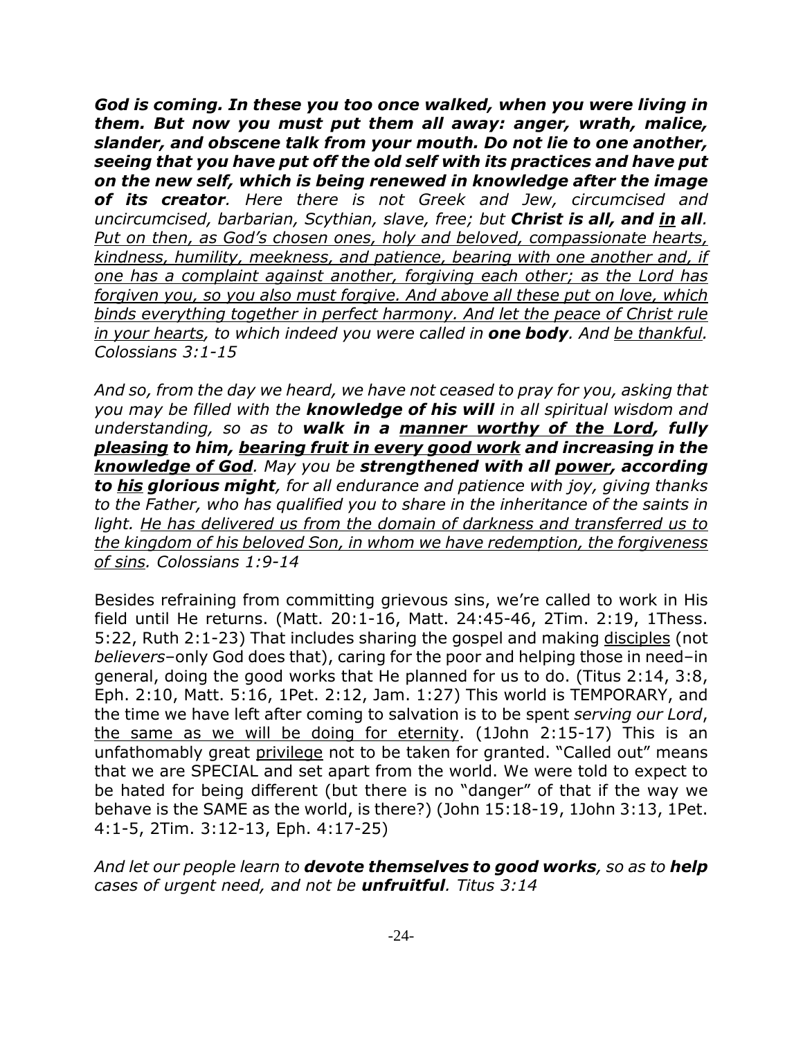*__God is coming. In these you too once walked, when you were living in them. But now you must put them all away: anger, wrath, malice, slander, and obscene talk from your mouth. Do not lie to one another, seeing that you have put off the old self with its practices and have put on the new self, which is being renewed in knowledge after the image of its creator__. Here there is not Greek and Jew, circumcised and uncircumcised, barbarian, Scythian, slave, free; but __Christ is all, and <u>in</u> all__. <u>Put on then, as God's chosen ones, holy and beloved, compassionate hearts, kindness, humility, meekness, and patience, bearing with one another and, if one has a complaint against another, forgiving each other; as the Lord has forgiven you, so you also must forgive. And above all these put on love, which binds everything together in perfect harmony. And let the peace of Christ rule in your hearts</u>, to which indeed you were called in __one body__. And <u>be thankful</u>. Colossians 3:1-15*

*And so, from the day we heard, we have not ceased to pray for you, asking that you may be filled with the __knowledge of his will__ in all spiritual wisdom and understanding, so as to __walk in a <u>manner worthy of the Lord,</u> fully <u>pleasing</u> to him, <u>bearing fruit in every good work</u> and increasing in the <u>knowledge of God</u>__. May you be __strengthened with all <u>power</u>, according to <u>his</u> glorious might__, for all endurance and patience with joy, giving thanks to the Father, who has qualified you to share in the inheritance of the saints in light. <u>He has delivered us from the domain of darkness and transferred us to the kingdom of his beloved Son, in whom we have redemption, the forgiveness of sins</u>. Colossians 1:9-14*

Besides refraining from committing grievous sins, we're called to work in His field until He returns. (Matt. 20:1-16, Matt. 24:45-46, 2Tim. 2:19, 1Thess. 5:22, Ruth 2:1-23) That includes sharing the gospel and making <u>disciples</u> (not *believers*–only God does that), caring for the poor and helping those in need–in general, doing the good works that He planned for us to do. (Titus 2:14, 3:8, Eph. 2:10, Matt. 5:16, 1Pet. 2:12, Jam. 1:27) This world is TEMPORARY, and the time we have left after coming to salvation is to be spent *serving our Lord*, <u>the same as we will be doing for eternity</u>. (1John 2:15-17) This is an unfathomably great <u>privilege</u> not to be taken for granted. "Called out" means that we are SPECIAL and set apart from the world. We were told to expect to be hated for being different (but there is no "danger" of that if the way we behave is the SAME as the world, is there?) (John 15:18-19, 1John 3:13, 1Pet. 4:1-5, 2Tim. 3:12-13, Eph. 4:17-25)

*And let our people learn to __devote themselves to good works__, so as to __help__ cases of urgent need, and not be __unfruitful__. Titus 3:14*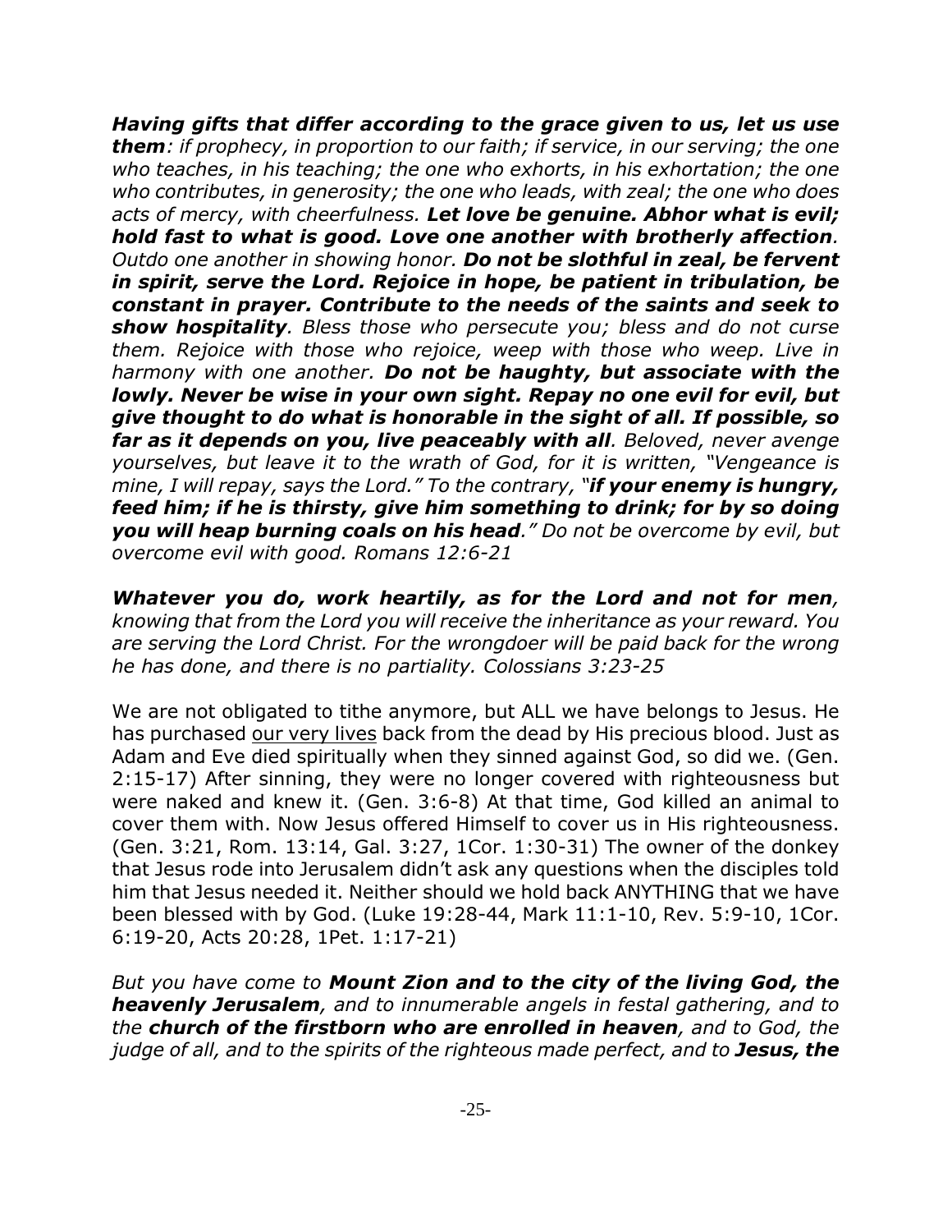***Having gifts that differ according to the grace given to us, let us use them**: if prophecy, in proportion to our faith; if service, in our serving; the one who teaches, in his teaching; the one who exhorts, in his exhortation; the one who contributes, in generosity; the one who leads, with zeal; the one who does acts of mercy, with cheerfulness. **Let love be genuine. Abhor what is evil; hold fast to what is good. Love one another with brotherly affection**. Outdo one another in showing honor. **Do not be slothful in zeal, be fervent in spirit, serve the Lord. Rejoice in hope, be patient in tribulation, be constant in prayer. Contribute to the needs of the saints and seek to show hospitality**. Bless those who persecute you; bless and do not curse them. Rejoice with those who rejoice, weep with those who weep. Live in harmony with one another. **Do not be haughty, but associate with the lowly. Never be wise in your own sight. Repay no one evil for evil, but give thought to do what is honorable in the sight of all. If possible, so far as it depends on you, live peaceably with all**. Beloved, never avenge yourselves, but leave it to the wrath of God, for it is written, "Vengeance is mine, I will repay, says the Lord." To the contrary, "**if your enemy is hungry, feed him; if he is thirsty, give him something to drink; for by so doing you will heap burning coals on his head**." Do not be overcome by evil, but overcome evil with good. Romans 12:6-21*

***Whatever you do, work heartily, as for the Lord and not for men**, knowing that from the Lord you will receive the inheritance as your reward. You are serving the Lord Christ. For the wrongdoer will be paid back for the wrong he has done, and there is no partiality. Colossians 3:23-25*

We are not obligated to tithe anymore, but ALL we have belongs to Jesus. He has purchased <u>our very lives</u> back from the dead by His precious blood. Just as Adam and Eve died spiritually when they sinned against God, so did we. (Gen. 2:15-17) After sinning, they were no longer covered with righteousness but were naked and knew it. (Gen. 3:6-8) At that time, God killed an animal to cover them with. Now Jesus offered Himself to cover us in His righteousness. (Gen. 3:21, Rom. 13:14, Gal. 3:27, 1Cor. 1:30-31) The owner of the donkey that Jesus rode into Jerusalem didn't ask any questions when the disciples told him that Jesus needed it. Neither should we hold back ANYTHING that we have been blessed with by God. (Luke 19:28-44, Mark 11:1-10, Rev. 5:9-10, 1Cor. 6:19-20, Acts 20:28, 1Pet. 1:17-21)

*But you have come to **Mount Zion and to the city of the living God, the heavenly Jerusalem**, and to innumerable angels in festal gathering, and to the **church of the firstborn who are enrolled in heaven**, and to God, the judge of all, and to the spirits of the righteous made perfect, and to **Jesus, the***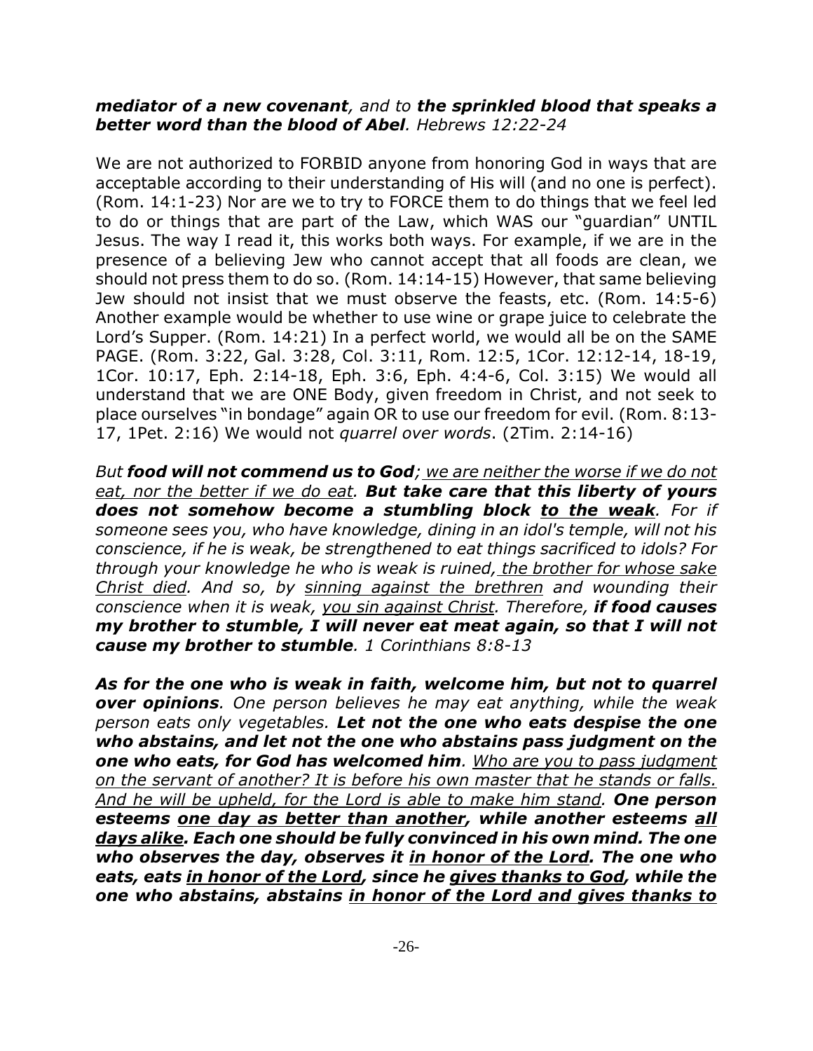***mediator of a new covenant**, and to **the sprinkled blood that speaks a better word than the blood of Abel**. Hebrews 12:22-24*

We are not authorized to FORBID anyone from honoring God in ways that are acceptable according to their understanding of His will (and no one is perfect). (Rom. 14:1-23) Nor are we to try to FORCE them to do things that we feel led to do or things that are part of the Law, which WAS our "guardian" UNTIL Jesus. The way I read it, this works both ways. For example, if we are in the presence of a believing Jew who cannot accept that all foods are clean, we should not press them to do so. (Rom. 14:14-15) However, that same believing Jew should not insist that we must observe the feasts, etc. (Rom. 14:5-6) Another example would be whether to use wine or grape juice to celebrate the Lord's Supper. (Rom. 14:21) In a perfect world, we would all be on the SAME PAGE. (Rom. 3:22, Gal. 3:28, Col. 3:11, Rom. 12:5, 1Cor. 12:12-14, 18-19, 1Cor. 10:17, Eph. 2:14-18, Eph. 3:6, Eph. 4:4-6, Col. 3:15) We would all understand that we are ONE Body, given freedom in Christ, and not seek to place ourselves "in bondage" again OR to use our freedom for evil. (Rom. 8:13-17, 1Pet. 2:16) We would not *quarrel over words*. (2Tim. 2:14-16)

*But **food will not commend us to God**; <u>we are neither the worse if we do not eat, nor the better if we do eat</u>. **But take care that this liberty of yours does not somehow become a stumbling block <u>to the weak</u>**. For if someone sees you, who have knowledge, dining in an idol's temple, will not his conscience, if he is weak, be strengthened to eat things sacrificed to idols? For through your knowledge he who is weak is ruined, <u>the brother for whose sake Christ died</u>. And so, by <u>sinning against the brethren</u> and wounding their conscience when it is weak, <u>you sin against Christ</u>. Therefore, **if food causes my brother to stumble, I will never eat meat again, so that I will not cause my brother to stumble**. 1 Corinthians 8:8-13*

***As for the one who is weak in faith, welcome him, but not to quarrel over opinions**. One person believes he may eat anything, while the weak person eats only vegetables. **Let not the one who eats despise the one who abstains, and let not the one who abstains pass judgment on the one who eats, for God has welcomed him**. <u>Who are you to pass judgment on the servant of another? It is before his own master that he stands or falls. And he will be upheld, for the Lord is able to make him stand</u>. **One person esteems <u>one day as better than another</u>, while another esteems <u>all days alike</u>. Each one should be fully convinced in his own mind. The one who observes the day, observes it <u>in honor of the Lord</u>. The one who eats, eats <u>in honor of the Lord</u>, since he <u>gives thanks to God</u>, while the one who abstains, abstains <u>in honor of the Lord and gives thanks to</u>***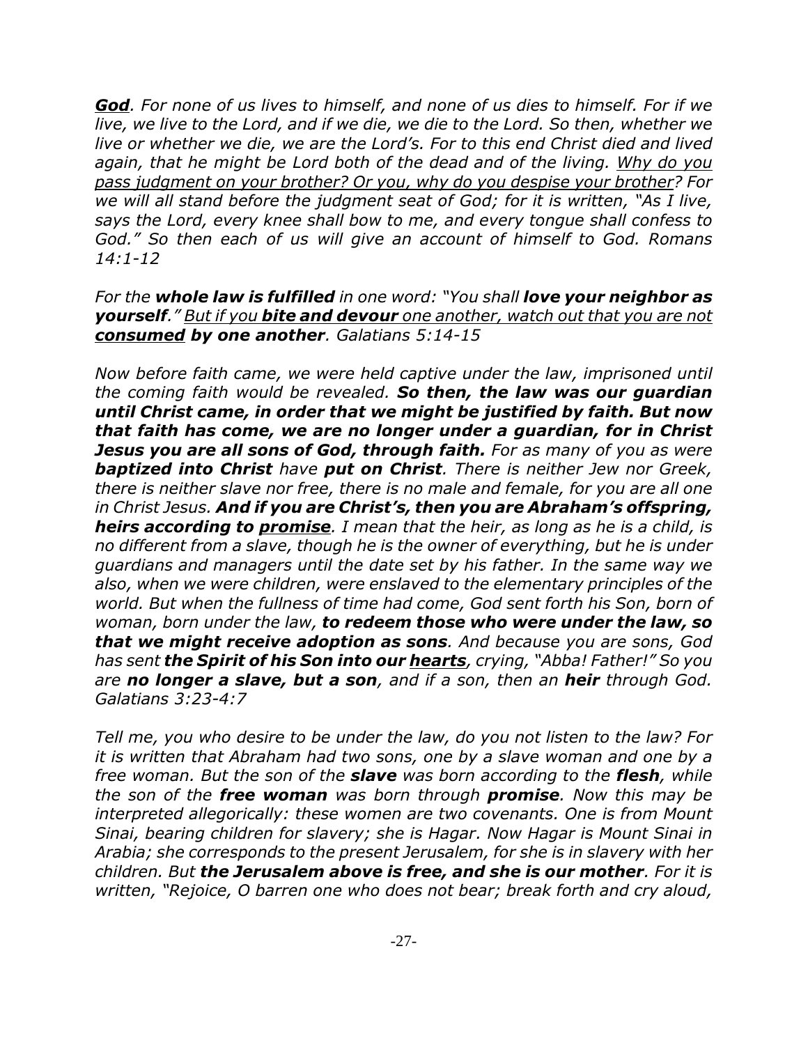***<u>God</u>**. For none of us lives to himself, and none of us dies to himself. For if we live, we live to the Lord, and if we die, we die to the Lord. So then, whether we live or whether we die, we are the Lord's. For to this end Christ died and lived again, that he might be Lord both of the dead and of the living. <u>Why do you pass judgment on your brother? Or you, why do you despise your brother</u>? For we will all stand before the judgment seat of God; for it is written, "As I live, says the Lord, every knee shall bow to me, and every tongue shall confess to God." So then each of us will give an account of himself to God. Romans 14:1-12*

*For the **whole law is fulfilled** in one word: "You shall **love your neighbor as yourself**." <u>But if you **bite and devour** one another, watch out that you are not **consumed**</u> **by one another**. Galatians 5:14-15*

*Now before faith came, we were held captive under the law, imprisoned until the coming faith would be revealed. **So then, the law was our guardian until Christ came, in order that we might be justified by faith. But now that faith has come, we are no longer under a guardian, for in Christ Jesus you are all sons of God, through faith.** For as many of you as were **baptized into Christ** have **put on Christ**. There is neither Jew nor Greek, there is neither slave nor free, there is no male and female, for you are all one in Christ Jesus. **And if you are Christ's, then you are Abraham's offspring, heirs according to <u>promise</u>**. I mean that the heir, as long as he is a child, is no different from a slave, though he is the owner of everything, but he is under guardians and managers until the date set by his father. In the same way we also, when we were children, were enslaved to the elementary principles of the world. But when the fullness of time had come, God sent forth his Son, born of woman, born under the law, **to redeem those who were under the law, so that we might receive adoption as sons**. And because you are sons, God has sent **the Spirit of his Son into our <u>hearts</u>**, crying, "Abba! Father!" So you are **no longer a slave, but a son**, and if a son, then an **heir** through God. Galatians 3:23-4:7*

*Tell me, you who desire to be under the law, do you not listen to the law? For it is written that Abraham had two sons, one by a slave woman and one by a free woman. But the son of the **slave** was born according to the **flesh**, while the son of the **free woman** was born through **promise**. Now this may be interpreted allegorically: these women are two covenants. One is from Mount Sinai, bearing children for slavery; she is Hagar. Now Hagar is Mount Sinai in Arabia; she corresponds to the present Jerusalem, for she is in slavery with her children. But **the Jerusalem above is free, and she is our mother**. For it is written, "Rejoice, O barren one who does not bear; break forth and cry aloud,*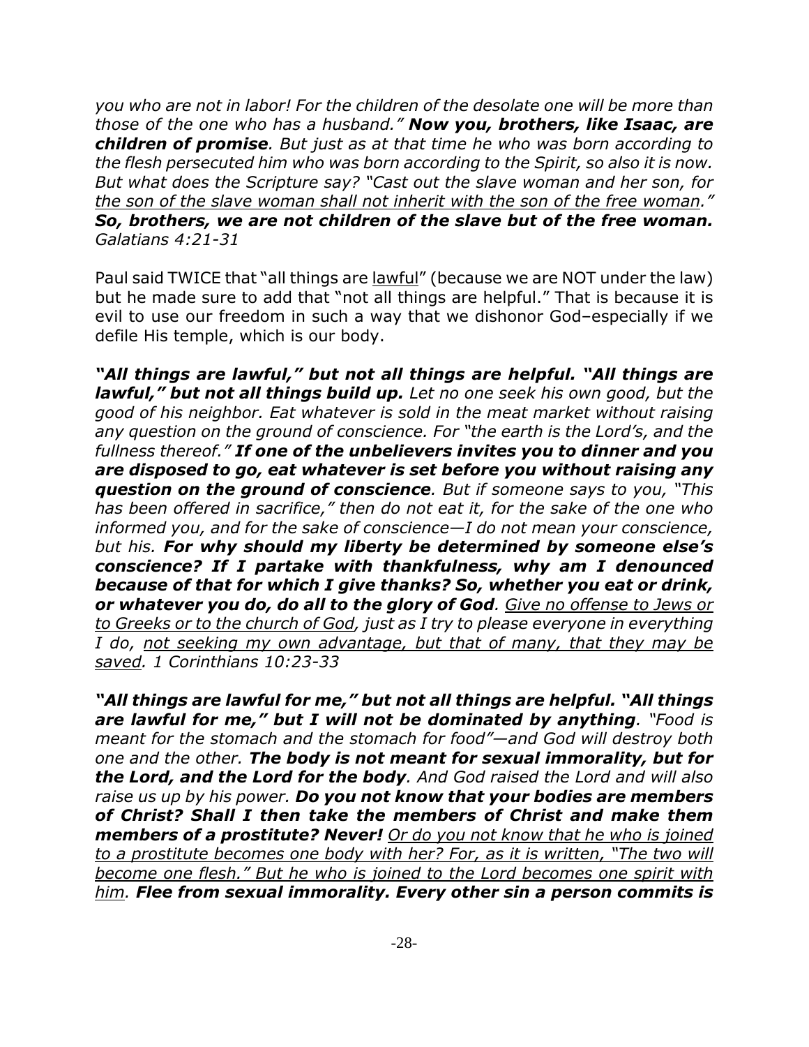*you who are not in labor! For the children of the desolate one will be more than those of the one who has a husband."* ***Now you, brothers, like Isaac, are children of promise****. But just as at that time he who was born according to the flesh persecuted him who was born according to the Spirit, so also it is now. But what does the Scripture say? "Cast out the slave woman and her son, for <u>the son of the slave woman shall not inherit with the son of the free woman</u>."* ***So, brothers, we are not children of the slave but of the free woman.*** *Galatians 4:21-31*

Paul said TWICE that "all things are <u>lawful</u>" (because we are NOT under the law) but he made sure to add that "not all things are helpful." That is because it is evil to use our freedom in such a way that we dishonor God–especially if we defile His temple, which is our body.

***"All things are lawful," but not all things are helpful. "All things are lawful," but not all things build up.*** *Let no one seek his own good, but the good of his neighbor. Eat whatever is sold in the meat market without raising any question on the ground of conscience. For "the earth is the Lord's, and the fullness thereof."* ***If one of the unbelievers invites you to dinner and you are disposed to go, eat whatever is set before you without raising any question on the ground of conscience****. But if someone says to you, "This has been offered in sacrifice," then do not eat it, for the sake of the one who informed you, and for the sake of conscience—I do not mean your conscience, but his.* ***For why should my liberty be determined by someone else's conscience? If I partake with thankfulness, why am I denounced because of that for which I give thanks? So, whether you eat or drink, or whatever you do, do all to the glory of God****. <u>Give no offense to Jews or to Greeks or to the church of God</u>, just as I try to please everyone in everything I do, <u>not seeking my own advantage, but that of many, that they may be saved</u>. 1 Corinthians 10:23-33*

***"All things are lawful for me," but not all things are helpful. "All things are lawful for me," but I will not be dominated by anything****. "Food is meant for the stomach and the stomach for food"—and God will destroy both one and the other.* ***The body is not meant for sexual immorality, but for the Lord, and the Lord for the body****. And God raised the Lord and will also raise us up by his power.* ***Do you not know that your bodies are members of Christ? Shall I then take the members of Christ and make them members of a prostitute? Never!*** *<u>Or do you not know that he who is joined to a prostitute becomes one body with her? For, as it is written, "The two will become one flesh." But he who is joined to the Lord becomes one spirit with him</u>.* ***Flee from sexual immorality. Every other sin a person commits is***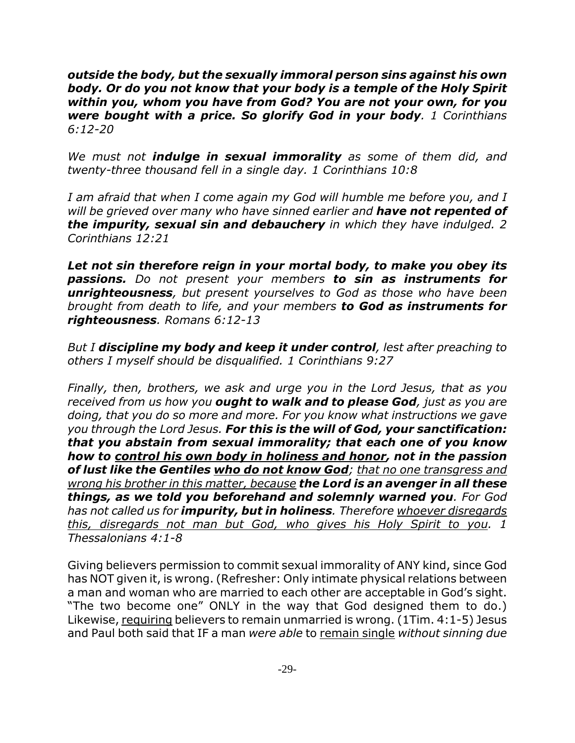***outside the body, but the sexually immoral person sins against his own body. Or do you not know that your body is a temple of the Holy Spirit within you, whom you have from God? You are not your own, for you were bought with a price. So glorify God in your body**. 1 Corinthians 6:12-20*

*We must not **indulge in sexual immorality** as some of them did, and twenty-three thousand fell in a single day. 1 Corinthians 10:8*

*I am afraid that when I come again my God will humble me before you, and I will be grieved over many who have sinned earlier and **have not repented of the impurity, sexual sin and debauchery** in which they have indulged. 2 Corinthians 12:21*

***Let not sin therefore reign in your mortal body, to make you obey its passions.** Do not present your members **to sin as instruments for unrighteousness**, but present yourselves to God as those who have been brought from death to life, and your members **to God as instruments for righteousness**. Romans 6:12-13*

*But I **discipline my body and keep it under control**, lest after preaching to others I myself should be disqualified. 1 Corinthians 9:27*

*Finally, then, brothers, we ask and urge you in the Lord Jesus, that as you received from us how you **ought to walk and to please God**, just as you are doing, that you do so more and more. For you know what instructions we gave you through the Lord Jesus. **For this is the will of God, your sanctification: that you abstain from sexual immorality; that each one of you know how to <u>control his own body in holiness and honor</u>, not in the passion of lust like the Gentiles <u>who do not know God</u>**; <u>that no one transgress and wrong his brother in this matter, because</u> **the Lord is an avenger in all these things, as we told you beforehand and solemnly warned you**. For God has not called us for **impurity, but in holiness**. Therefore <u>whoever disregards this, disregards not man but God, who gives his Holy Spirit to you</u>. 1 Thessalonians 4:1-8*

Giving believers permission to commit sexual immorality of ANY kind, since God has NOT given it, is wrong. (Refresher: Only intimate physical relations between a man and woman who are married to each other are acceptable in God's sight. "The two become one" ONLY in the way that God designed them to do.) Likewise, <u>requiring</u> believers to remain unmarried is wrong. (1Tim. 4:1-5) Jesus and Paul both said that IF a man *were able* to <u>remain single</u> *without sinning due*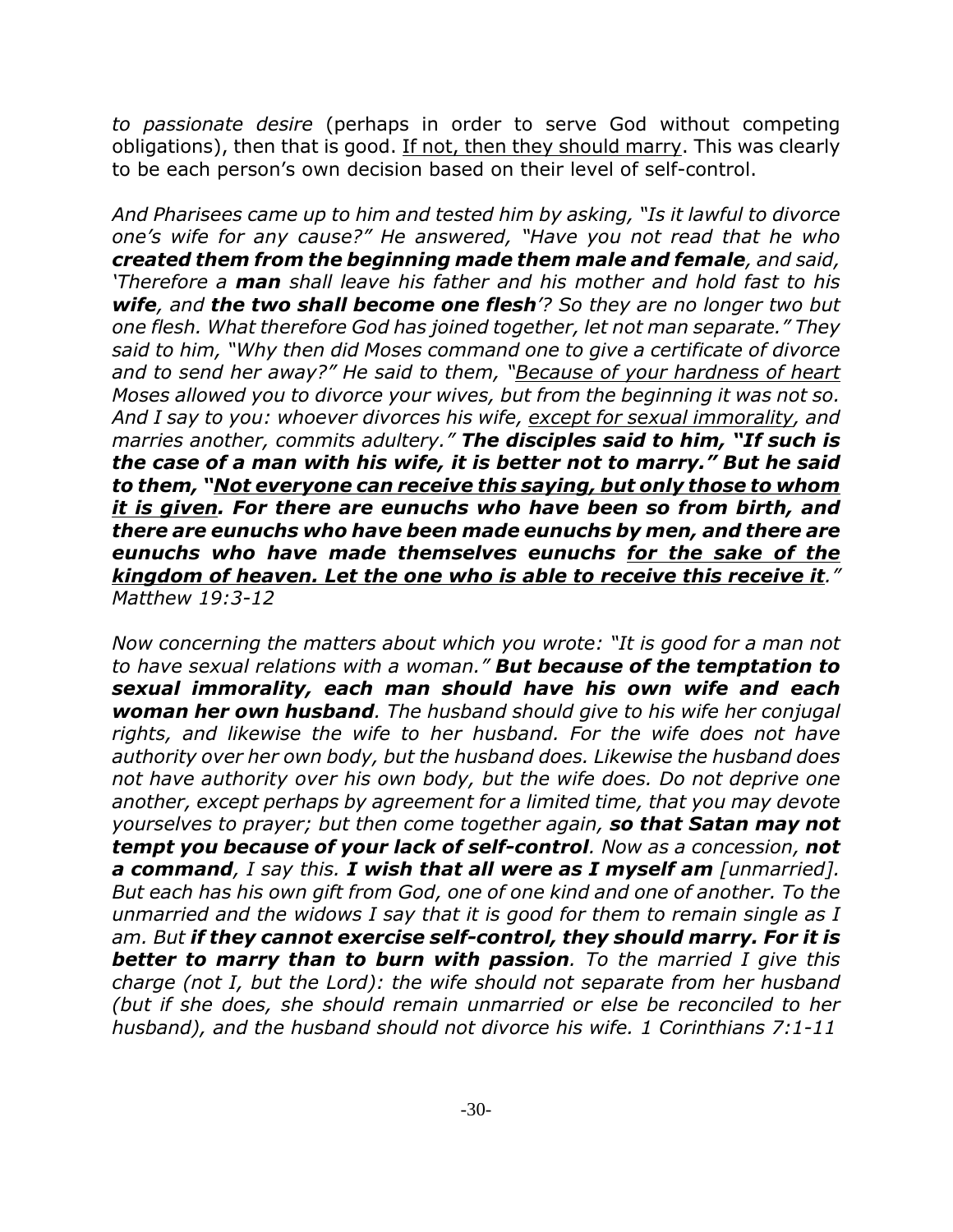*to passionate desire* (perhaps in order to serve God without competing obligations), then that is good. <u>If not, then they should marry</u>. This was clearly to be each person's own decision based on their level of self-control.

*And Pharisees came up to him and tested him by asking, "Is it lawful to divorce one's wife for any cause?" He answered, "Have you not read that he who* ***created them from the beginning made them male and female****, and said, 'Therefore a* ***man*** *shall leave his father and his mother and hold fast to his* ***wife****, and* ***the two shall become one flesh****'? So they are no longer two but one flesh. What therefore God has joined together, let not man separate." They said to him, "Why then did Moses command one to give a certificate of divorce and to send her away?" He said to them, "<u>Because of your hardness of heart</u> Moses allowed you to divorce your wives, but from the beginning it was not so. And I say to you: whoever divorces his wife, <u>except for sexual immorality</u>, and marries another, commits adultery."* ***The disciples said to him, "If such is the case of a man with his wife, it is better not to marry." But he said to them, "<u>Not everyone can receive this saying, but only those to whom it is given</u>. For there are eunuchs who have been so from birth, and there are eunuchs who have been made eunuchs by men, and there are eunuchs who have made themselves eunuchs <u>for the sake of the kingdom of heaven. Let the one who is able to receive this receive it</u>."*** *Matthew 19:3-12*

*Now concerning the matters about which you wrote: "It is good for a man not to have sexual relations with a woman."* ***But because of the temptation to sexual immorality, each man should have his own wife and each woman her own husband****. The husband should give to his wife her conjugal rights, and likewise the wife to her husband. For the wife does not have authority over her own body, but the husband does. Likewise the husband does not have authority over his own body, but the wife does. Do not deprive one another, except perhaps by agreement for a limited time, that you may devote yourselves to prayer; but then come together again,* ***so that Satan may not tempt you because of your lack of self-control****. Now as a concession,* ***not a command****, I say this.* ***I wish that all were as I myself am*** *[unmarried]. But each has his own gift from God, one of one kind and one of another. To the unmarried and the widows I say that it is good for them to remain single as I am. But* ***if they cannot exercise self-control, they should marry. For it is better to marry than to burn with passion****. To the married I give this charge (not I, but the Lord): the wife should not separate from her husband (but if she does, she should remain unmarried or else be reconciled to her husband), and the husband should not divorce his wife. 1 Corinthians 7:1-11*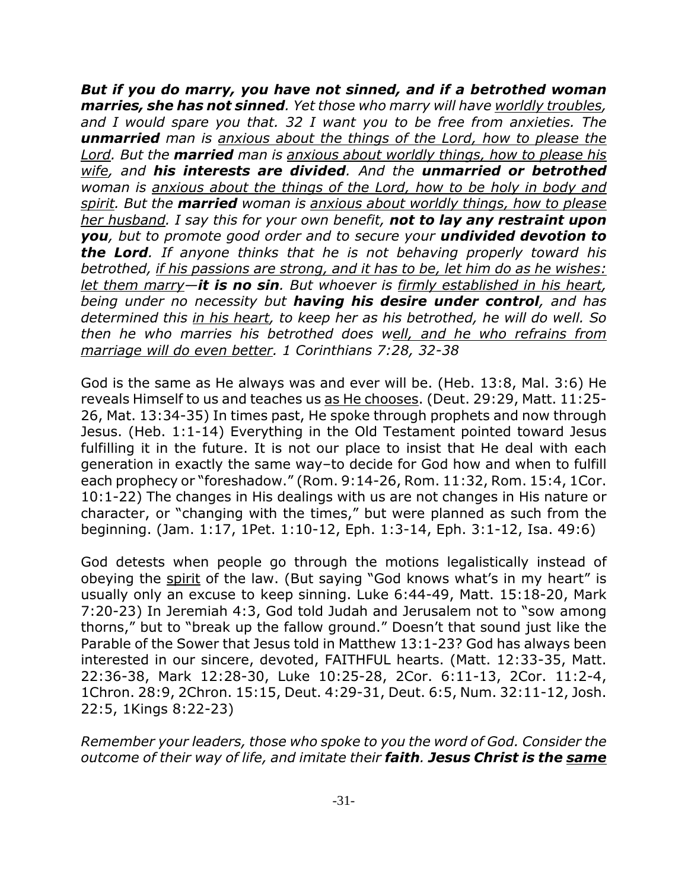*__But if you do marry, you have not sinned, and if a betrothed woman marries, she has not sinned__. Yet those who marry will have <u>worldly troubles</u>, and I would spare you that. 32 I want you to be free from anxieties. The __unmarried__ man is <u>anxious about the things of the Lord, how to please the Lord</u>. But the __married__ man is <u>anxious about worldly things, how to please his wife</u>, and __his interests are divided__. And the __unmarried or betrothed__ woman is <u>anxious about the things of the Lord, how to be holy in body and spirit</u>. But the __married__ woman is <u>anxious about worldly things, how to please her husband</u>. I say this for your own benefit, __not to lay any restraint upon you__, but to promote good order and to secure your __undivided devotion to the Lord__. If anyone thinks that he is not behaving properly toward his betrothed, <u>if his passions are strong, and it has to be, let him do as he wishes: let them marry</u>—__it is no sin__. But whoever is <u>firmly established in his heart</u>, being under no necessity but __having his desire under control__, and has determined this <u>in his heart</u>, to keep her as his betrothed, he will do well. So then he who marries his betrothed does w<u>ell, and he who refrains from marriage will do even better</u>. 1 Corinthians 7:28, 32-38*

God is the same as He always was and ever will be. (Heb. 13:8, Mal. 3:6) He reveals Himself to us and teaches us <u>as He chooses</u>. (Deut. 29:29, Matt. 11:25-26, Mat. 13:34-35) In times past, He spoke through prophets and now through Jesus. (Heb. 1:1-14) Everything in the Old Testament pointed toward Jesus fulfilling it in the future. It is not our place to insist that He deal with each generation in exactly the same way–to decide for God how and when to fulfill each prophecy or "foreshadow." (Rom. 9:14-26, Rom. 11:32, Rom. 15:4, 1Cor. 10:1-22) The changes in His dealings with us are not changes in His nature or character, or "changing with the times," but were planned as such from the beginning. (Jam. 1:17, 1Pet. 1:10-12, Eph. 1:3-14, Eph. 3:1-12, Isa. 49:6)

God detests when people go through the motions legalistically instead of obeying the <u>spirit</u> of the law. (But saying "God knows what's in my heart" is usually only an excuse to keep sinning. Luke 6:44-49, Matt. 15:18-20, Mark 7:20-23) In Jeremiah 4:3, God told Judah and Jerusalem not to "sow among thorns," but to "break up the fallow ground." Doesn't that sound just like the Parable of the Sower that Jesus told in Matthew 13:1-23? God has always been interested in our sincere, devoted, FAITHFUL hearts. (Matt. 12:33-35, Matt. 22:36-38, Mark 12:28-30, Luke 10:25-28, 2Cor. 6:11-13, 2Cor. 11:2-4, 1Chron. 28:9, 2Chron. 15:15, Deut. 4:29-31, Deut. 6:5, Num. 32:11-12, Josh. 22:5, 1Kings 8:22-23)

*Remember your leaders, those who spoke to you the word of God. Consider the outcome of their way of life, and imitate their __faith__. __Jesus Christ is the <u>same</u>__*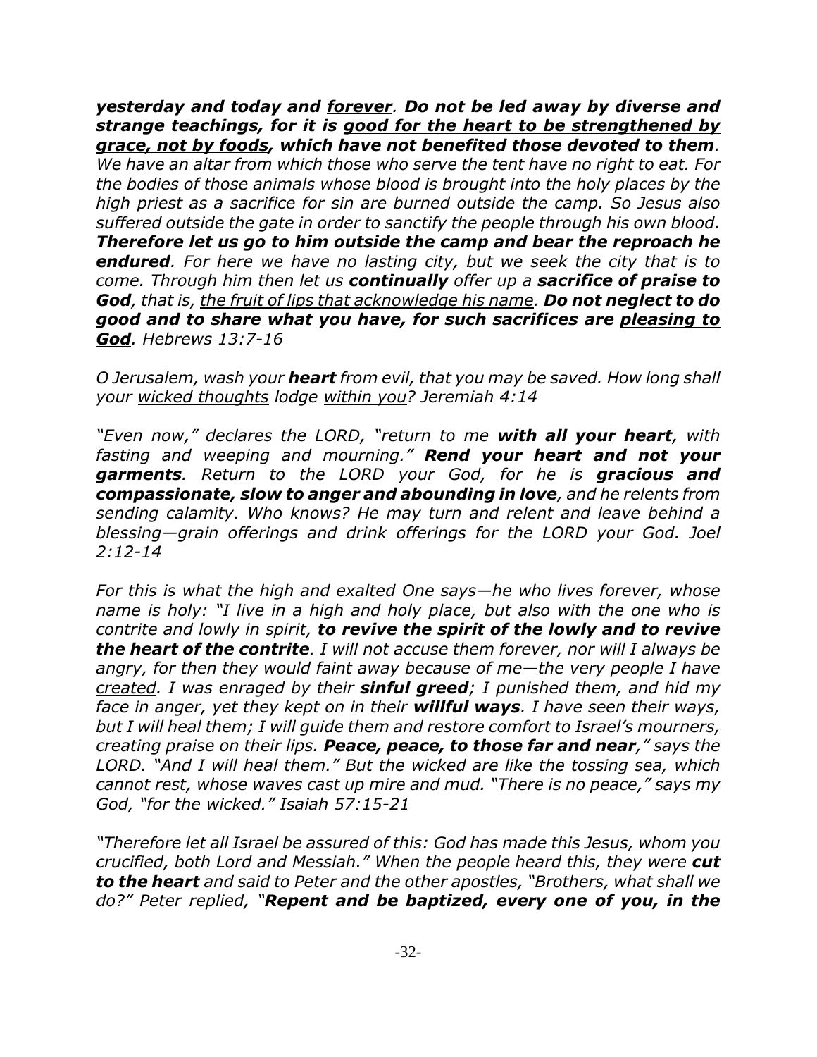*__yesterday and today and <u>forever</u>. Do not be led away by diverse and strange teachings, for it is <u>good for the heart to be strengthened by grace, not by foods</u>, which have not benefited those devoted to them__. We have an altar from which those who serve the tent have no right to eat. For the bodies of those animals whose blood is brought into the holy places by the high priest as a sacrifice for sin are burned outside the camp. So Jesus also suffered outside the gate in order to sanctify the people through his own blood. __Therefore let us go to him outside the camp and bear the reproach he endured__. For here we have no lasting city, but we seek the city that is to come. Through him then let us __continually__ offer up a __sacrifice of praise to God__, that is, <u>the fruit of lips that acknowledge his name</u>. __Do not neglect to do good and to share what you have, for such sacrifices are <u>pleasing to God</u>__. Hebrews 13:7-16*

*O Jerusalem, <u>wash your __heart__ from evil, that you may be saved</u>. How long shall your <u>wicked thoughts</u> lodge <u>within you</u>? Jeremiah 4:14*

*"Even now," declares the LORD, "return to me __with all your heart__, with fasting and weeping and mourning." __Rend your heart and not your garments__. Return to the LORD your God, for he is __gracious and compassionate, slow to anger and abounding in love__, and he relents from sending calamity. Who knows? He may turn and relent and leave behind a blessing—grain offerings and drink offerings for the LORD your God. Joel 2:12-14*

*For this is what the high and exalted One says—he who lives forever, whose name is holy: "I live in a high and holy place, but also with the one who is contrite and lowly in spirit, __to revive the spirit of the lowly and to revive the heart of the contrite__. I will not accuse them forever, nor will I always be angry, for then they would faint away because of me—<u>the very people I have created</u>. I was enraged by their __sinful greed__; I punished them, and hid my face in anger, yet they kept on in their __willful ways__. I have seen their ways, but I will heal them; I will guide them and restore comfort to Israel's mourners, creating praise on their lips. __Peace, peace, to those far and near__," says the LORD. "And I will heal them." But the wicked are like the tossing sea, which cannot rest, whose waves cast up mire and mud. "There is no peace," says my God, "for the wicked." Isaiah 57:15-21*

*"Therefore let all Israel be assured of this: God has made this Jesus, whom you crucified, both Lord and Messiah." When the people heard this, they were __cut to the heart__ and said to Peter and the other apostles, "Brothers, what shall we do?" Peter replied, "__Repent and be baptized, every one of you, in the__*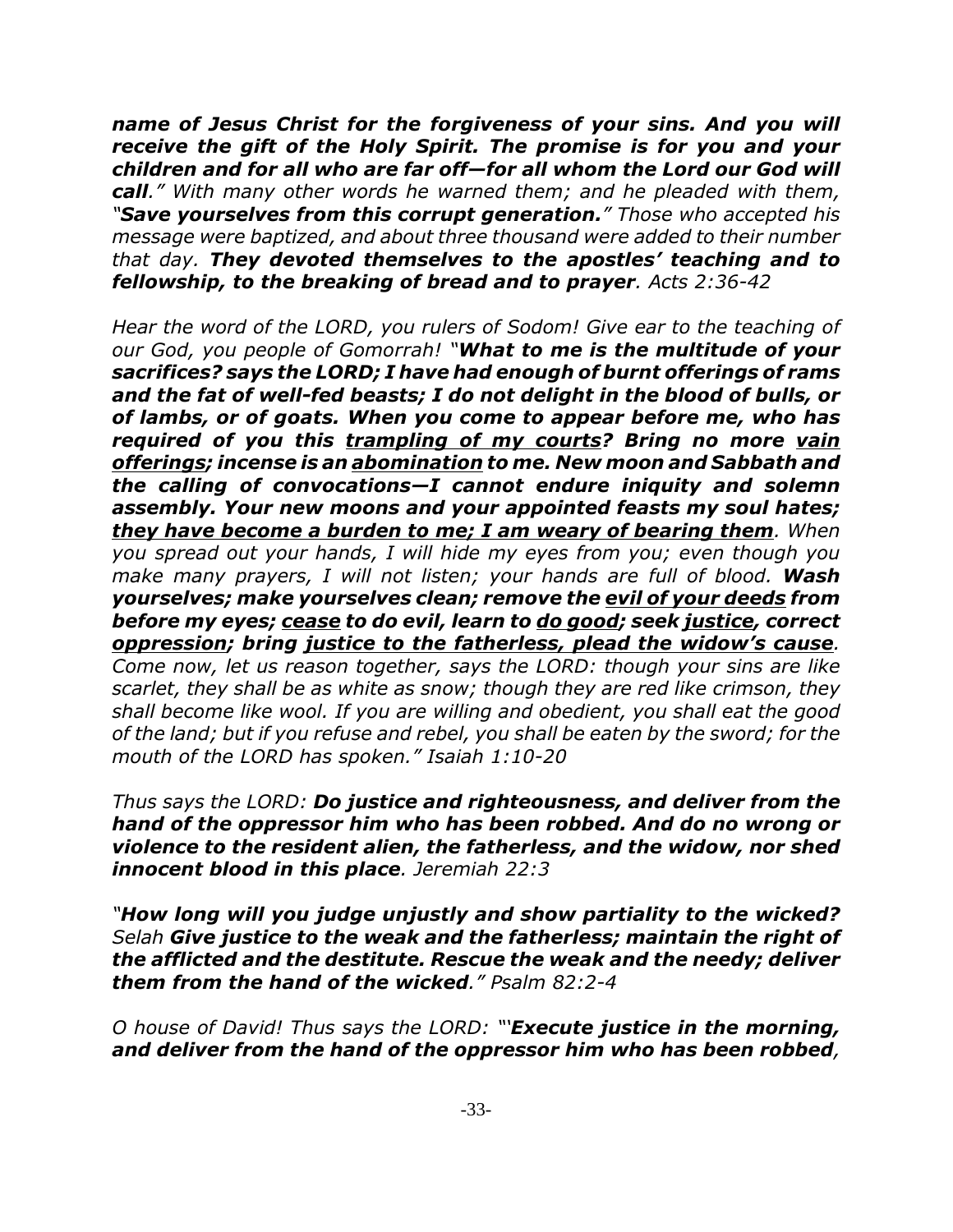*__name of Jesus Christ for the forgiveness of your sins. And you will receive the gift of the Holy Spirit. The promise is for you and your children and for all who are far off—for all whom the Lord our God will call__." With many other words he warned them; and he pleaded with them, "__Save yourselves from this corrupt generation.__" Those who accepted his message were baptized, and about three thousand were added to their number that day. __They devoted themselves to the apostles' teaching and to fellowship, to the breaking of bread and to prayer__. Acts 2:36-42*

*Hear the word of the LORD, you rulers of Sodom! Give ear to the teaching of our God, you people of Gomorrah! "__What to me is the multitude of your sacrifices? says the LORD; I have had enough of burnt offerings of rams and the fat of well-fed beasts; I do not delight in the blood of bulls, or of lambs, or of goats. When you come to appear before me, who has required of you this <u>trampling of my courts</u>? Bring no more <u>vain offerings</u>; incense is an <u>abomination</u> to me. New moon and Sabbath and the calling of convocations—I cannot endure iniquity and solemn assembly. Your new moons and your appointed feasts my soul hates; <u>they have become a burden to me; I am weary of bearing them</u>__. When you spread out your hands, I will hide my eyes from you; even though you make many prayers, I will not listen; your hands are full of blood. __Wash yourselves; make yourselves clean; remove the <u>evil of your deeds</u> from before my eyes; <u>cease</u> to do evil, learn to <u>do good</u>; seek <u>justice</u>, correct <u>oppression</u>; bring <u>justice to the fatherless, plead the widow's cause</u>__. Come now, let us reason together, says the LORD: though your sins are like scarlet, they shall be as white as snow; though they are red like crimson, they shall become like wool. If you are willing and obedient, you shall eat the good of the land; but if you refuse and rebel, you shall be eaten by the sword; for the mouth of the LORD has spoken." Isaiah 1:10-20*

*Thus says the LORD: __Do justice and righteousness, and deliver from the hand of the oppressor him who has been robbed. And do no wrong or violence to the resident alien, the fatherless, and the widow, nor shed innocent blood in this place__. Jeremiah 22:3*

*"__How long will you judge unjustly and show partiality to the wicked?__ Selah __Give justice to the weak and the fatherless; maintain the right of the afflicted and the destitute. Rescue the weak and the needy; deliver them from the hand of the wicked__." Psalm 82:2-4*

*O house of David! Thus says the LORD: "'__Execute justice in the morning, and deliver from the hand of the oppressor him who has been robbed__,*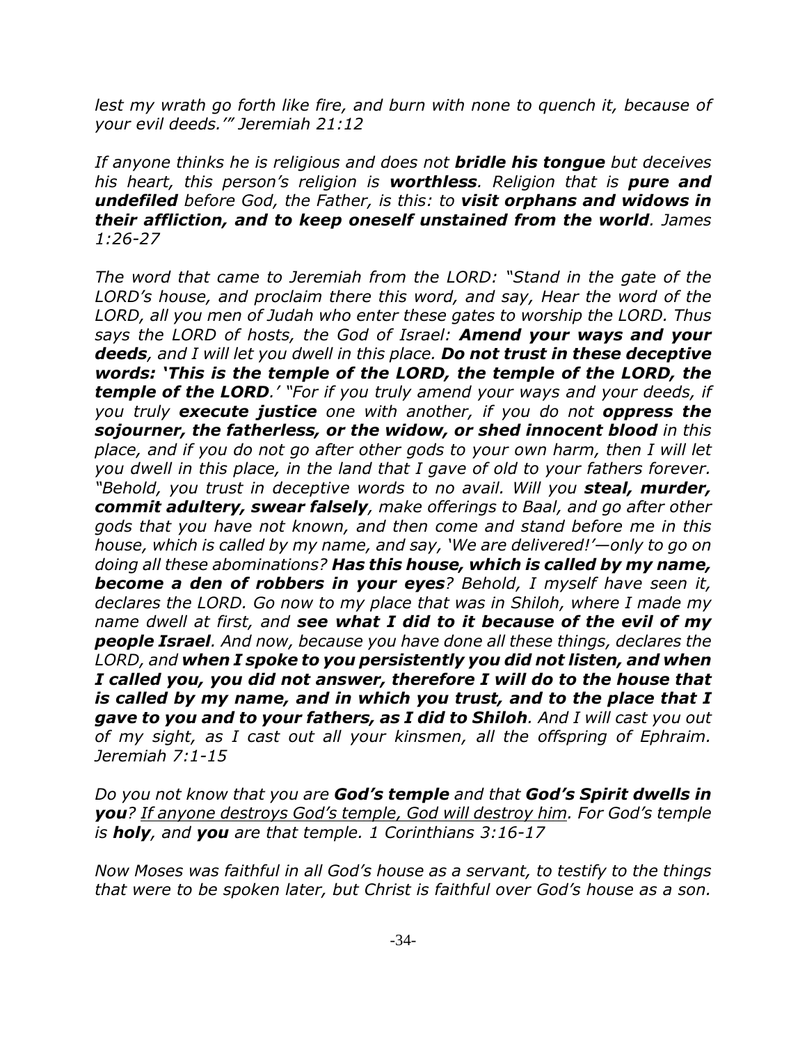*lest my wrath go forth like fire, and burn with none to quench it, because of your evil deeds.'" Jeremiah 21:12*

*If anyone thinks he is religious and does not **bridle his tongue** but deceives his heart, this person's religion is **worthless**. Religion that is **pure and undefiled** before God, the Father, is this: to **visit orphans and widows in their affliction, and to keep oneself unstained from the world**. James 1:26-27*

*The word that came to Jeremiah from the LORD: "Stand in the gate of the LORD's house, and proclaim there this word, and say, Hear the word of the LORD, all you men of Judah who enter these gates to worship the LORD. Thus says the LORD of hosts, the God of Israel: **Amend your ways and your deeds**, and I will let you dwell in this place. **Do not trust in these deceptive words: 'This is the temple of the LORD, the temple of the LORD, the temple of the LORD**.' "For if you truly amend your ways and your deeds, if you truly **execute justice** one with another, if you do not **oppress the sojourner, the fatherless, or the widow, or shed innocent blood** in this place, and if you do not go after other gods to your own harm, then I will let you dwell in this place, in the land that I gave of old to your fathers forever. "Behold, you trust in deceptive words to no avail. Will you **steal, murder, commit adultery, swear falsely**, make offerings to Baal, and go after other gods that you have not known, and then come and stand before me in this house, which is called by my name, and say, 'We are delivered!'—only to go on doing all these abominations? **Has this house, which is called by my name, become a den of robbers in your eyes**? Behold, I myself have seen it, declares the LORD. Go now to my place that was in Shiloh, where I made my name dwell at first, and **see what I did to it because of the evil of my people Israel**. And now, because you have done all these things, declares the LORD, and **when I spoke to you persistently you did not listen, and when I called you, you did not answer, therefore I will do to the house that is called by my name, and in which you trust, and to the place that I gave to you and to your fathers, as I did to Shiloh**. And I will cast you out of my sight, as I cast out all your kinsmen, all the offspring of Ephraim. Jeremiah 7:1-15*

*Do you not know that you are **God's temple** and that **God's Spirit dwells in you**? <u>If anyone destroys God's temple, God will destroy him</u>. For God's temple is **holy**, and **you** are that temple. 1 Corinthians 3:16-17*

*Now Moses was faithful in all God's house as a servant, to testify to the things that were to be spoken later, but Christ is faithful over God's house as a son.*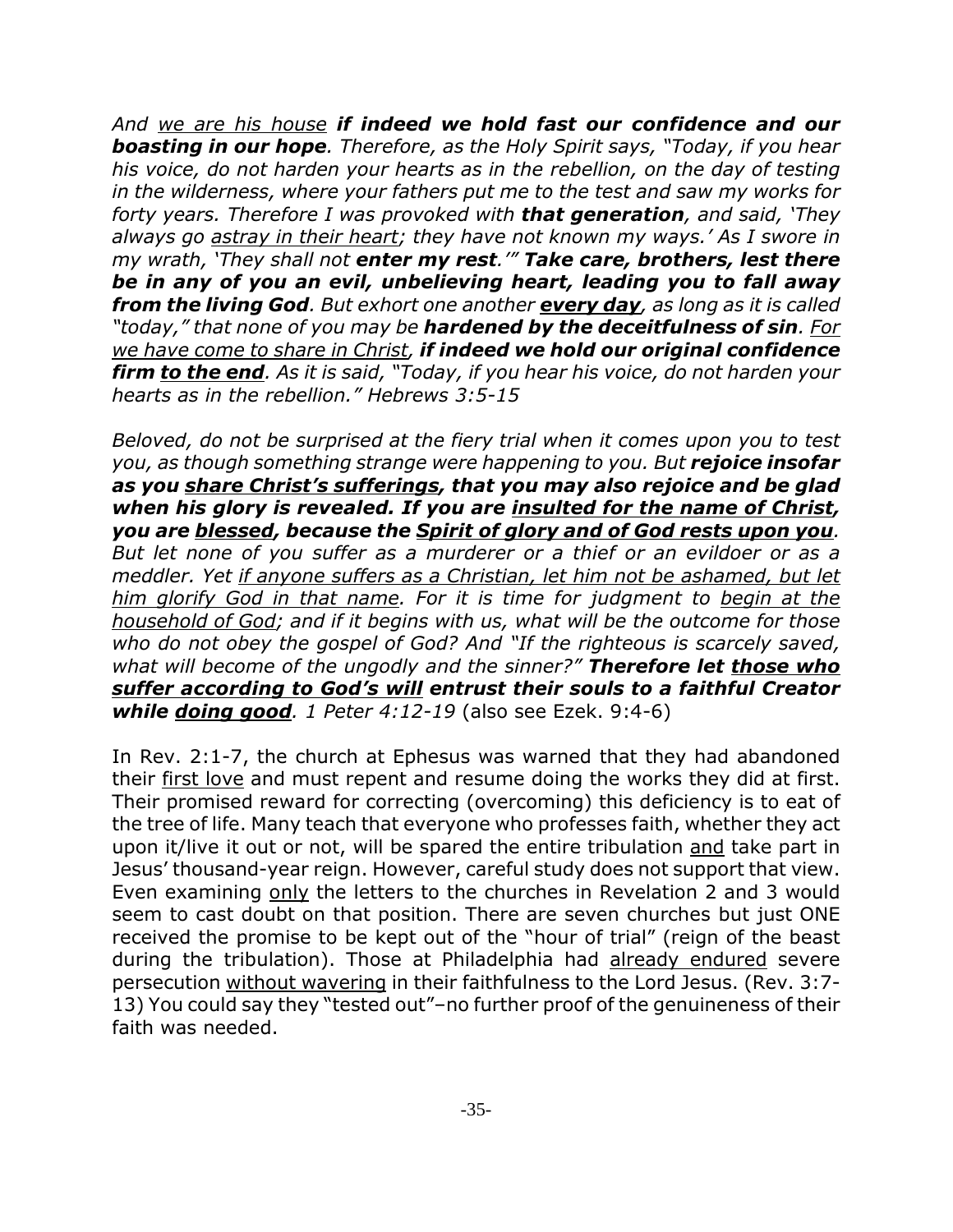*And <u>we are his house</u> **if indeed we hold fast our confidence and our boasting in our hope**. Therefore, as the Holy Spirit says, "Today, if you hear his voice, do not harden your hearts as in the rebellion, on the day of testing in the wilderness, where your fathers put me to the test and saw my works for forty years. Therefore I was provoked with **that generation**, and said, 'They always go <u>astray in their heart</u>; they have not known my ways.' As I swore in my wrath, 'They shall not **enter my rest**.'" **Take care, brothers, lest there be in any of you an evil, unbelieving heart, leading you to fall away from the living God**. But exhort one another **<u>every day</u>**, as long as it is called "today," that none of you may be **hardened by the deceitfulness of sin**. <u>For we have come to share in Christ</u>, **if indeed we hold our original confidence firm <u>to the end</u>**. As it is said, "Today, if you hear his voice, do not harden your hearts as in the rebellion." Hebrews 3:5-15*

*Beloved, do not be surprised at the fiery trial when it comes upon you to test you, as though something strange were happening to you. But **rejoice insofar as you <u>share Christ's sufferings</u>, that you may also rejoice and be glad when his glory is revealed. If you are <u>insulted for the name of Christ</u>, you are <u>blessed</u>, because the <u>Spirit of glory and of God rests upon you</u>**. But let none of you suffer as a murderer or a thief or an evildoer or as a meddler. Yet <u>if anyone suffers as a Christian, let him not be ashamed, but let him glorify God in that name</u>. For it is time for judgment to <u>begin at the household of God</u>; and if it begins with us, what will be the outcome for those who do not obey the gospel of God? And "If the righteous is scarcely saved, what will become of the ungodly and the sinner?" **Therefore let <u>those who suffer according to God's will</u> entrust their souls to a faithful Creator while <u>doing good</u>**. 1 Peter 4:12-19* (also see Ezek. 9:4-6)

In Rev. 2:1-7, the church at Ephesus was warned that they had abandoned their <u>first love</u> and must repent and resume doing the works they did at first. Their promised reward for correcting (overcoming) this deficiency is to eat of the tree of life. Many teach that everyone who professes faith, whether they act upon it/live it out or not, will be spared the entire tribulation <u>and</u> take part in Jesus' thousand-year reign. However, careful study does not support that view. Even examining <u>only</u> the letters to the churches in Revelation 2 and 3 would seem to cast doubt on that position. There are seven churches but just ONE received the promise to be kept out of the "hour of trial" (reign of the beast during the tribulation). Those at Philadelphia had <u>already endured</u> severe persecution <u>without wavering</u> in their faithfulness to the Lord Jesus. (Rev. 3:7-13) You could say they "tested out"–no further proof of the genuineness of their faith was needed.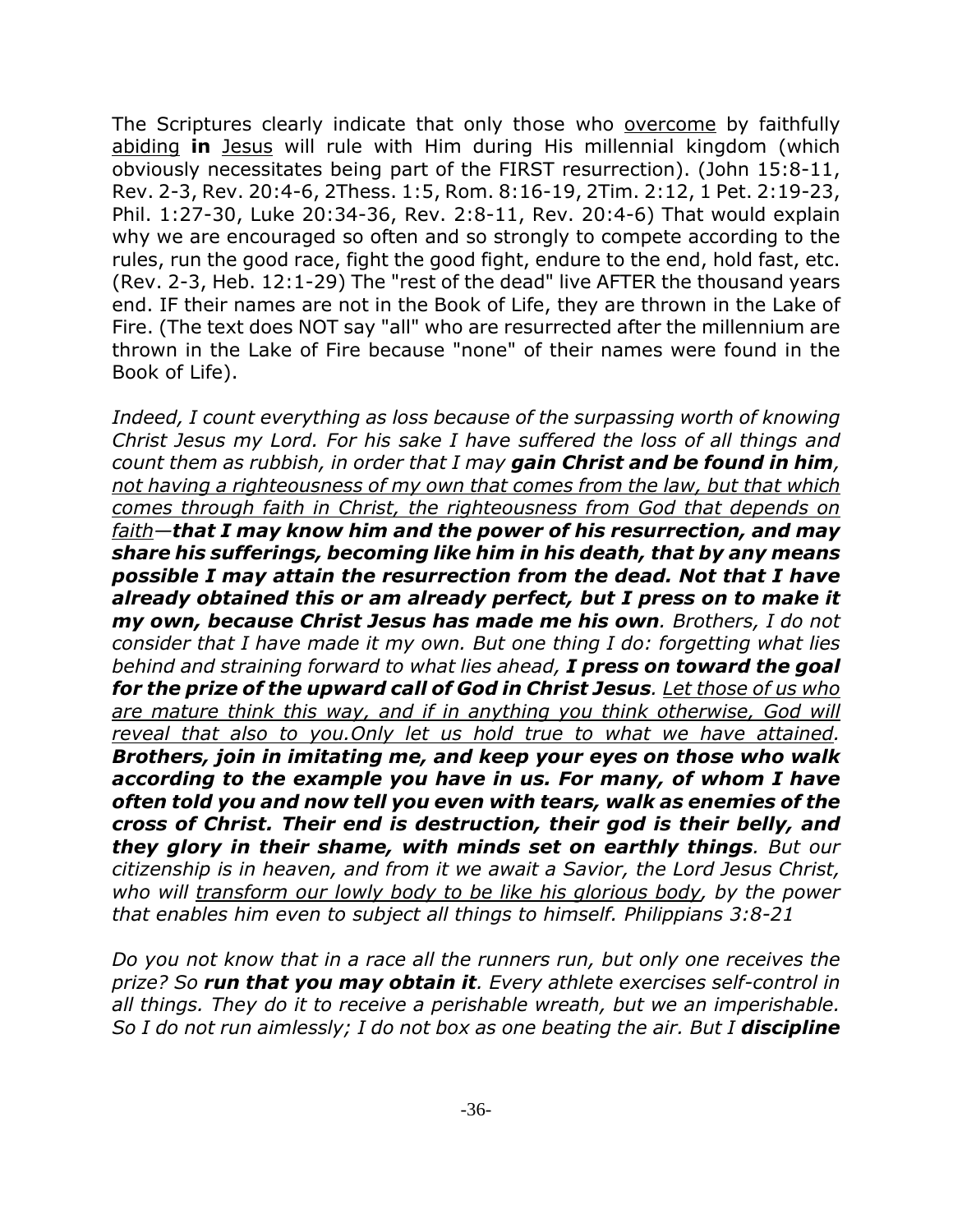The Scriptures clearly indicate that only those who <u>overcome</u> by faithfully <u>abiding</u> **in** <u>Jesus</u> will rule with Him during His millennial kingdom (which obviously necessitates being part of the FIRST resurrection). (John 15:8-11, Rev. 2-3, Rev. 20:4-6, 2Thess. 1:5, Rom. 8:16-19, 2Tim. 2:12, 1 Pet. 2:19-23, Phil. 1:27-30, Luke 20:34-36, Rev. 2:8-11, Rev. 20:4-6) That would explain why we are encouraged so often and so strongly to compete according to the rules, run the good race, fight the good fight, endure to the end, hold fast, etc. (Rev. 2-3, Heb. 12:1-29) The "rest of the dead" live AFTER the thousand years end. IF their names are not in the Book of Life, they are thrown in the Lake of Fire. (The text does NOT say "all" who are resurrected after the millennium are thrown in the Lake of Fire because "none" of their names were found in the Book of Life).

*Indeed, I count everything as loss because of the surpassing worth of knowing Christ Jesus my Lord. For his sake I have suffered the loss of all things and count them as rubbish, in order that I may **gain Christ and be found in him**, <u>not having a righteousness of my own that comes from the law, but that which comes through faith in Christ, the righteousness from God that depends on faith</u>—**that I may know him and the power of his resurrection, and may share his sufferings, becoming like him in his death, that by any means possible I may attain the resurrection from the dead. Not that I have already obtained this or am already perfect, but I press on to make it my own, because Christ Jesus has made me his own**. Brothers, I do not consider that I have made it my own. But one thing I do: forgetting what lies behind and straining forward to what lies ahead, **I press on toward the goal for the prize of the upward call of God in Christ Jesus**. <u>Let those of us who are mature think this way, and if in anything you think otherwise, God will reveal that also to you.Only let us hold true to what we have attained.</u> **Brothers, join in imitating me, and keep your eyes on those who walk according to the example you have in us. For many, of whom I have often told you and now tell you even with tears, walk as enemies of the cross of Christ. Their end is destruction, their god is their belly, and they glory in their shame, with minds set on earthly things**. But our citizenship is in heaven, and from it we await a Savior, the Lord Jesus Christ, who will <u>transform our lowly body to be like his glorious body</u>, by the power that enables him even to subject all things to himself. Philippians 3:8-21*

*Do you not know that in a race all the runners run, but only one receives the prize? So **run that you may obtain it**. Every athlete exercises self-control in all things. They do it to receive a perishable wreath, but we an imperishable. So I do not run aimlessly; I do not box as one beating the air. But I **discipline***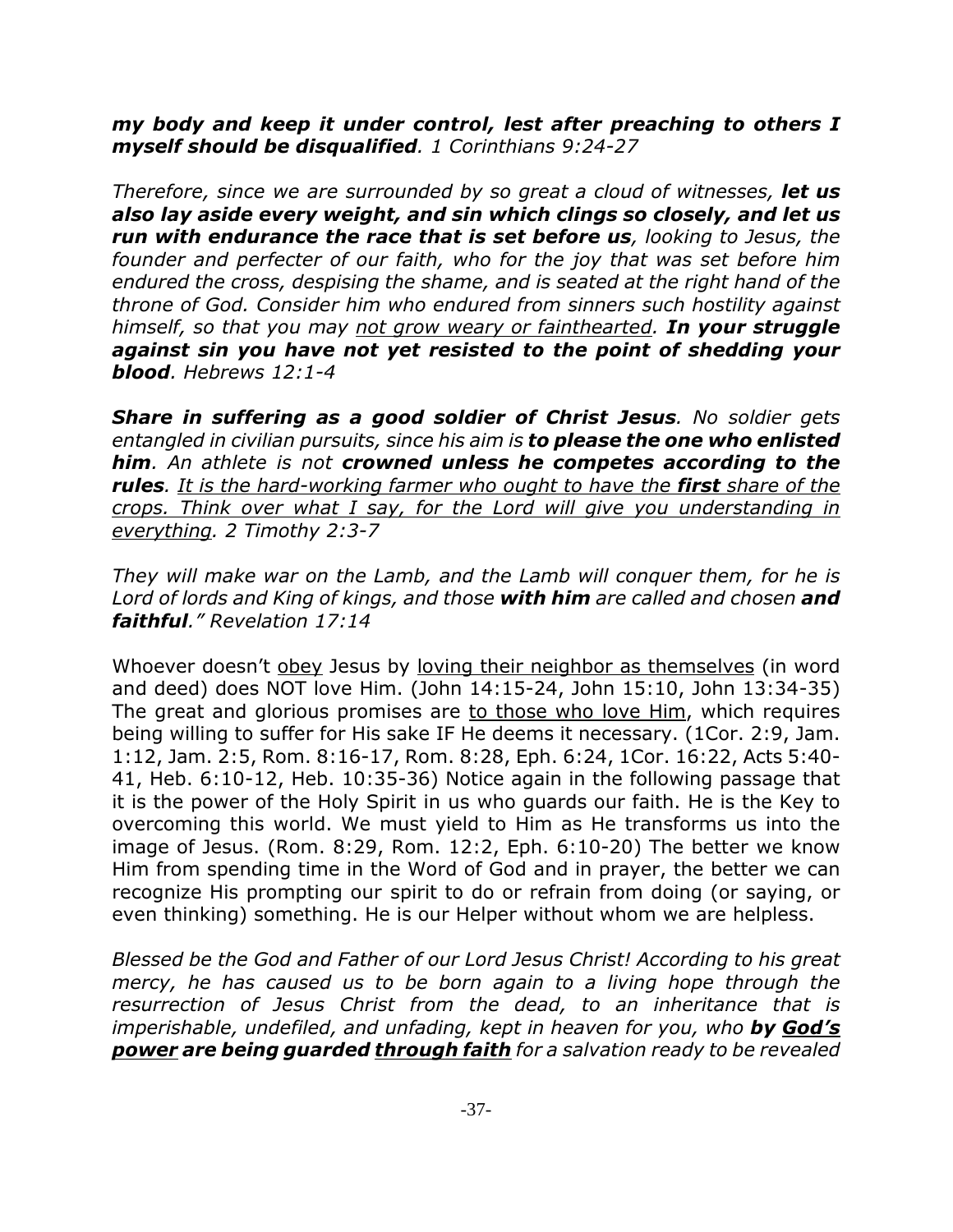*my body and keep it under control, lest after preaching to others I myself should be disqualified. 1 Corinthians 9:24-27*

*Therefore, since we are surrounded by so great a cloud of witnesses, **let us also lay aside every weight, and sin which clings so closely, and let us run with endurance the race that is set before us**, looking to Jesus, the founder and perfecter of our faith, who for the joy that was set before him endured the cross, despising the shame, and is seated at the right hand of the throne of God. Consider him who endured from sinners such hostility against himself, so that you may <u>not grow weary or fainthearted</u>. **In your struggle against sin you have not yet resisted to the point of shedding your blood**. Hebrews 12:1-4*

***Share in suffering as a good soldier of Christ Jesus**. No soldier gets entangled in civilian pursuits, since his aim is **to please the one who enlisted him**. An athlete is not **crowned unless he competes according to the rules**. <u>It is the hard-working farmer who ought to have the **first** share of the crops. Think over what I say, for the Lord will give you understanding in everything</u>. 2 Timothy 2:3-7*

*They will make war on the Lamb, and the Lamb will conquer them, for he is Lord of lords and King of kings, and those **with him** are called and chosen **and faithful**." Revelation 17:14*

Whoever doesn't <u>obey</u> Jesus by <u>loving their neighbor as themselves</u> (in word and deed) does NOT love Him. (John 14:15-24, John 15:10, John 13:34-35) The great and glorious promises are <u>to those who love Him</u>, which requires being willing to suffer for His sake IF He deems it necessary. (1Cor. 2:9, Jam. 1:12, Jam. 2:5, Rom. 8:16-17, Rom. 8:28, Eph. 6:24, 1Cor. 16:22, Acts 5:40-41, Heb. 6:10-12, Heb. 10:35-36) Notice again in the following passage that it is the power of the Holy Spirit in us who guards our faith. He is the Key to overcoming this world. We must yield to Him as He transforms us into the image of Jesus. (Rom. 8:29, Rom. 12:2, Eph. 6:10-20) The better we know Him from spending time in the Word of God and in prayer, the better we can recognize His prompting our spirit to do or refrain from doing (or saying, or even thinking) something. He is our Helper without whom we are helpless.

*Blessed be the God and Father of our Lord Jesus Christ! According to his great mercy, he has caused us to be born again to a living hope through the resurrection of Jesus Christ from the dead, to an inheritance that is imperishable, undefiled, and unfading, kept in heaven for you, who **by <u>God's power</u> are being guarded <u>through faith</u>** for a salvation ready to be revealed*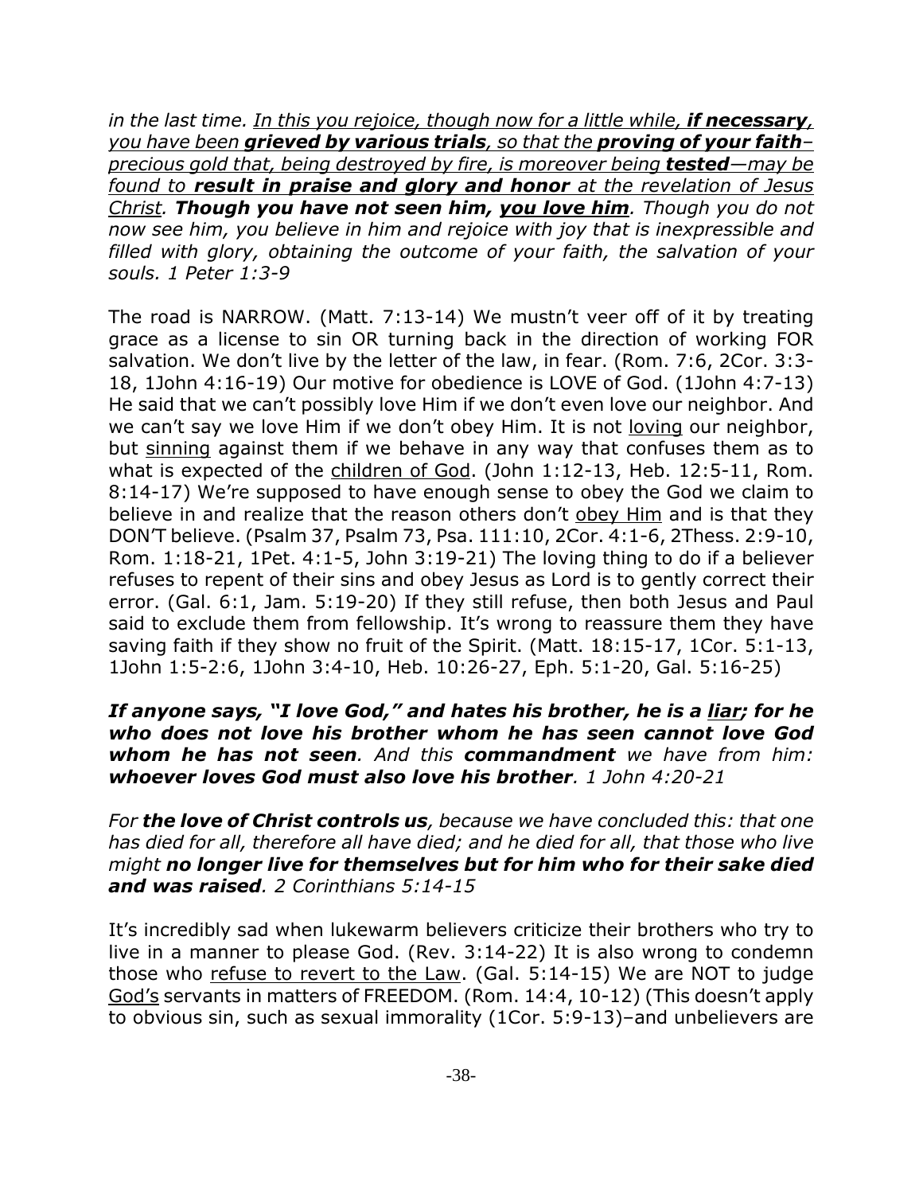*in the last time. <u>In this you rejoice, though now for a little while, **if necessary**, you have been **grieved by various trials**, so that the **proving of your faith**–precious gold that, being destroyed by fire, is moreover being **tested**—may be found to **result in praise and glory and honor** at the revelation of Jesus Christ</u>. **Though you have not seen him, <u>you love him</u>**. Though you do not now see him, you believe in him and rejoice with joy that is inexpressible and filled with glory, obtaining the outcome of your faith, the salvation of your souls. 1 Peter 1:3-9*

The road is NARROW. (Matt. 7:13-14) We mustn't veer off of it by treating grace as a license to sin OR turning back in the direction of working FOR salvation. We don't live by the letter of the law, in fear. (Rom. 7:6, 2Cor. 3:3-18, 1John 4:16-19) Our motive for obedience is LOVE of God. (1John 4:7-13) He said that we can't possibly love Him if we don't even love our neighbor. And we can't say we love Him if we don't obey Him. It is not <u>loving</u> our neighbor, but <u>sinning</u> against them if we behave in any way that confuses them as to what is expected of the <u>children of God</u>. (John 1:12-13, Heb. 12:5-11, Rom. 8:14-17) We're supposed to have enough sense to obey the God we claim to believe in and realize that the reason others don't <u>obey Him</u> and is that they DON'T believe. (Psalm 37, Psalm 73, Psa. 111:10, 2Cor. 4:1-6, 2Thess. 2:9-10, Rom. 1:18-21, 1Pet. 4:1-5, John 3:19-21) The loving thing to do if a believer refuses to repent of their sins and obey Jesus as Lord is to gently correct their error. (Gal. 6:1, Jam. 5:19-20) If they still refuse, then both Jesus and Paul said to exclude them from fellowship. It's wrong to reassure them they have saving faith if they show no fruit of the Spirit. (Matt. 18:15-17, 1Cor. 5:1-13, 1John 1:5-2:6, 1John 3:4-10, Heb. 10:26-27, Eph. 5:1-20, Gal. 5:16-25)

***If anyone says, "I love God," and hates his brother, he is a <u>liar</u>; for he who does not love his brother whom he has seen cannot love God whom he has not seen**. And this **commandment** we have from him: **whoever loves God must also love his brother**. 1 John 4:20-21*

*For **the love of Christ controls us**, because we have concluded this: that one has died for all, therefore all have died; and he died for all, that those who live might **no longer live for themselves but for him who for their sake died and was raised**. 2 Corinthians 5:14-15*

It's incredibly sad when lukewarm believers criticize their brothers who try to live in a manner to please God. (Rev. 3:14-22) It is also wrong to condemn those who <u>refuse to revert to the Law</u>. (Gal. 5:14-15) We are NOT to judge <u>God's</u> servants in matters of FREEDOM. (Rom. 14:4, 10-12) (This doesn't apply to obvious sin, such as sexual immorality (1Cor. 5:9-13)–and unbelievers are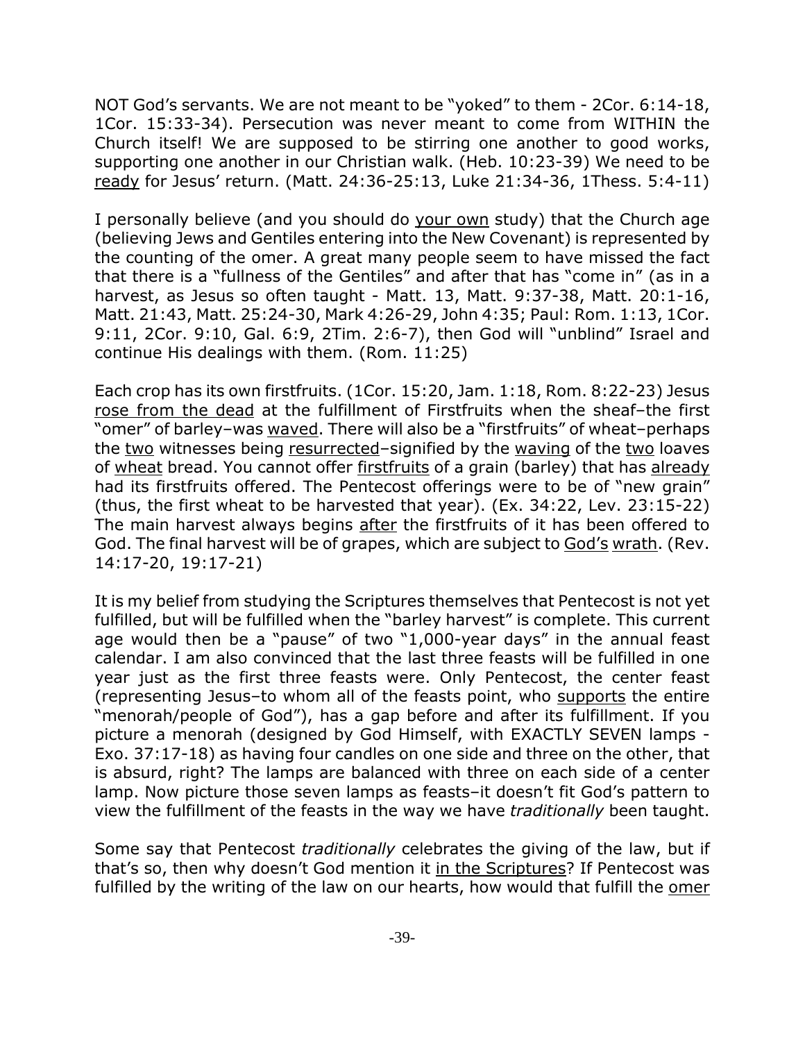NOT God's servants. We are not meant to be "yoked" to them - 2Cor. 6:14-18, 1Cor. 15:33-34). Persecution was never meant to come from WITHIN the Church itself! We are supposed to be stirring one another to good works, supporting one another in our Christian walk. (Heb. 10:23-39) We need to be ready for Jesus' return. (Matt. 24:36-25:13, Luke 21:34-36, 1Thess. 5:4-11)

I personally believe (and you should do your own study) that the Church age (believing Jews and Gentiles entering into the New Covenant) is represented by the counting of the omer. A great many people seem to have missed the fact that there is a "fullness of the Gentiles" and after that has "come in" (as in a harvest, as Jesus so often taught - Matt. 13, Matt. 9:37-38, Matt. 20:1-16, Matt. 21:43, Matt. 25:24-30, Mark 4:26-29, John 4:35; Paul: Rom. 1:13, 1Cor. 9:11, 2Cor. 9:10, Gal. 6:9, 2Tim. 2:6-7), then God will "unblind" Israel and continue His dealings with them. (Rom. 11:25)

Each crop has its own firstfruits. (1Cor. 15:20, Jam. 1:18, Rom. 8:22-23) Jesus rose from the dead at the fulfillment of Firstfruits when the sheaf–the first "omer" of barley–was waved. There will also be a "firstfruits" of wheat–perhaps the two witnesses being resurrected–signified by the waving of the two loaves of wheat bread. You cannot offer firstfruits of a grain (barley) that has already had its firstfruits offered. The Pentecost offerings were to be of "new grain" (thus, the first wheat to be harvested that year). (Ex. 34:22, Lev. 23:15-22) The main harvest always begins after the firstfruits of it has been offered to God. The final harvest will be of grapes, which are subject to God's wrath. (Rev. 14:17-20, 19:17-21)

It is my belief from studying the Scriptures themselves that Pentecost is not yet fulfilled, but will be fulfilled when the "barley harvest" is complete. This current age would then be a "pause" of two "1,000-year days" in the annual feast calendar. I am also convinced that the last three feasts will be fulfilled in one year just as the first three feasts were. Only Pentecost, the center feast (representing Jesus–to whom all of the feasts point, who supports the entire "menorah/people of God"), has a gap before and after its fulfillment. If you picture a menorah (designed by God Himself, with EXACTLY SEVEN lamps - Exo. 37:17-18) as having four candles on one side and three on the other, that is absurd, right? The lamps are balanced with three on each side of a center lamp. Now picture those seven lamps as feasts–it doesn't fit God's pattern to view the fulfillment of the feasts in the way we have *traditionally* been taught.

Some say that Pentecost *traditionally* celebrates the giving of the law, but if that's so, then why doesn't God mention it in the Scriptures? If Pentecost was fulfilled by the writing of the law on our hearts, how would that fulfill the omer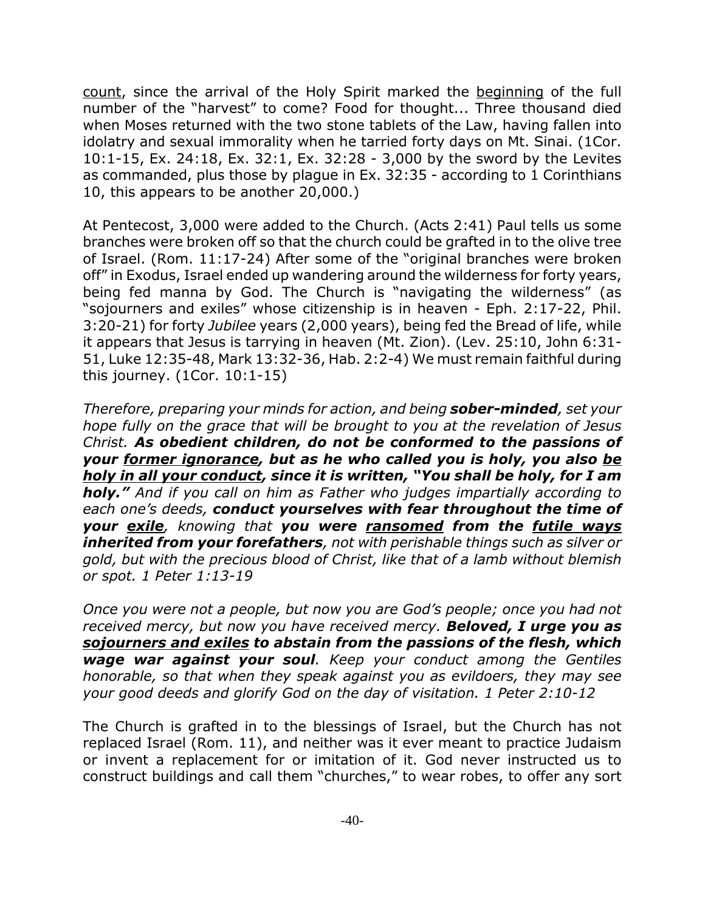<u>count</u>, since the arrival of the Holy Spirit marked the <u>beginning</u> of the full number of the "harvest" to come? Food for thought... Three thousand died when Moses returned with the two stone tablets of the Law, having fallen into idolatry and sexual immorality when he tarried forty days on Mt. Sinai. (1Cor. 10:1-15, Ex. 24:18, Ex. 32:1, Ex. 32:28 - 3,000 by the sword by the Levites as commanded, plus those by plague in Ex. 32:35 - according to 1 Corinthians 10, this appears to be another 20,000.)

At Pentecost, 3,000 were added to the Church. (Acts 2:41) Paul tells us some branches were broken off so that the church could be grafted in to the olive tree of Israel. (Rom. 11:17-24) After some of the "original branches were broken off" in Exodus, Israel ended up wandering around the wilderness for forty years, being fed manna by God. The Church is "navigating the wilderness" (as "sojourners and exiles" whose citizenship is in heaven - Eph. 2:17-22, Phil. 3:20-21) for forty *Jubilee* years (2,000 years), being fed the Bread of life, while it appears that Jesus is tarrying in heaven (Mt. Zion). (Lev. 25:10, John 6:31-51, Luke 12:35-48, Mark 13:32-36, Hab. 2:2-4) We must remain faithful during this journey. (1Cor. 10:1-15)

*Therefore, preparing your minds for action, and being **sober-minded**, set your hope fully on the grace that will be brought to you at the revelation of Jesus Christ. **As obedient children, do not be conformed to the passions of your <u>former ignorance</u>, but as he who called you is holy, you also <u>be holy in all your conduct</u>, since it is written, "You shall be holy, for I am holy."** And if you call on him as Father who judges impartially according to each one's deeds, **conduct yourselves with fear throughout the time of your <u>exile</u>**, knowing that **you were <u>ransomed</u> from the <u>futile ways</u> inherited from your forefathers**, not with perishable things such as silver or gold, but with the precious blood of Christ, like that of a lamb without blemish or spot. 1 Peter 1:13-19*

*Once you were not a people, but now you are God's people; once you had not received mercy, but now you have received mercy. **Beloved, I urge you as <u>sojourners and exiles</u> to abstain from the passions of the flesh, which wage war against your soul**. Keep your conduct among the Gentiles honorable, so that when they speak against you as evildoers, they may see your good deeds and glorify God on the day of visitation. 1 Peter 2:10-12*

The Church is grafted in to the blessings of Israel, but the Church has not replaced Israel (Rom. 11), and neither was it ever meant to practice Judaism or invent a replacement for or imitation of it. God never instructed us to construct buildings and call them "churches," to wear robes, to offer any sort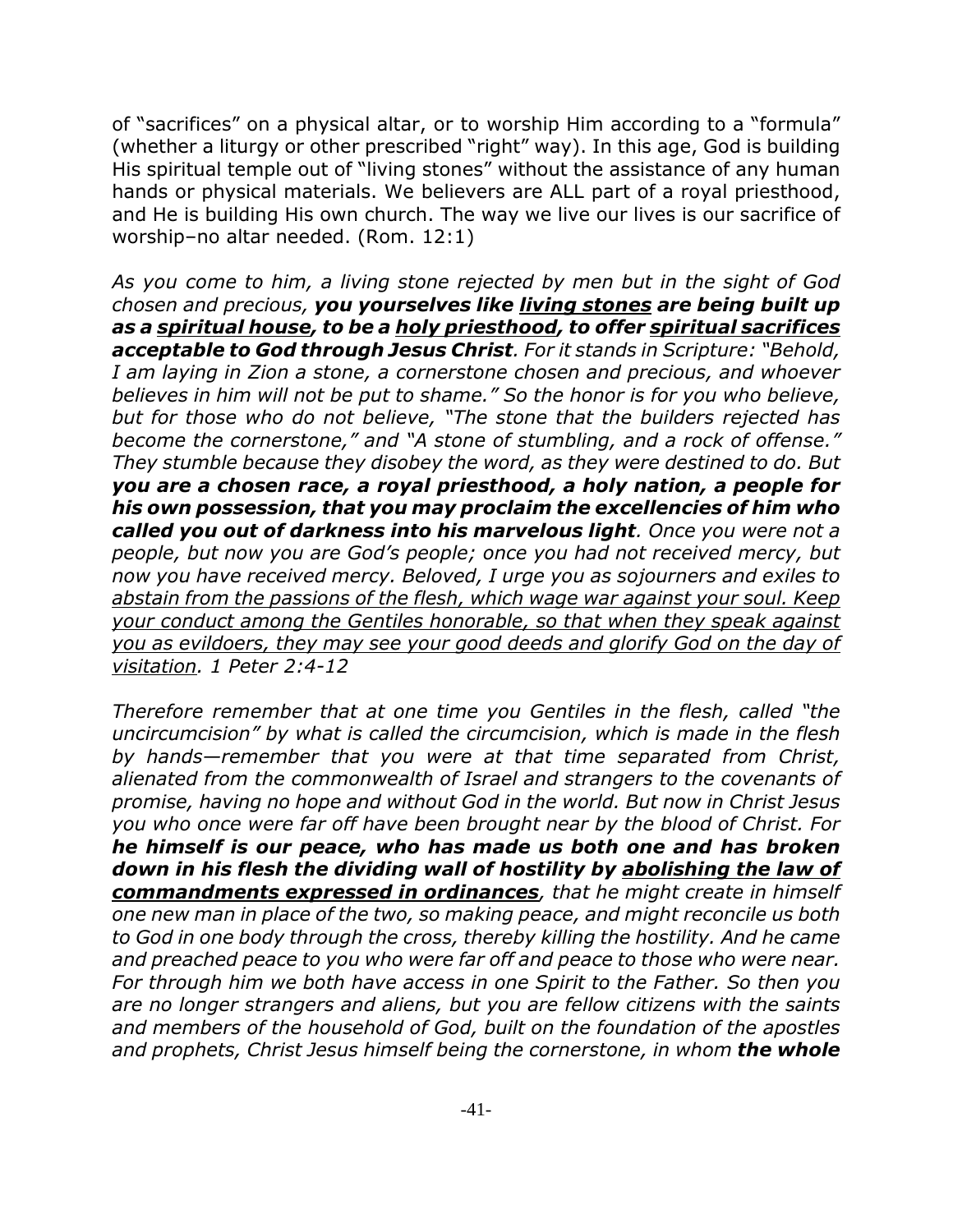of "sacrifices" on a physical altar, or to worship Him according to a "formula" (whether a liturgy or other prescribed "right" way). In this age, God is building His spiritual temple out of "living stones" without the assistance of any human hands or physical materials. We believers are ALL part of a royal priesthood, and He is building His own church. The way we live our lives is our sacrifice of worship–no altar needed. (Rom. 12:1)

*As you come to him, a living stone rejected by men but in the sight of God chosen and precious,* ***you yourselves like <u>living stones</u> are being built up as a <u>spiritual house</u>, to be a <u>holy priesthood</u>, to offer <u>spiritual sacrifices</u> acceptable to God through Jesus Christ****. For it stands in Scripture: "Behold, I am laying in Zion a stone, a cornerstone chosen and precious, and whoever believes in him will not be put to shame." So the honor is for you who believe, but for those who do not believe, "The stone that the builders rejected has become the cornerstone," and "A stone of stumbling, and a rock of offense." They stumble because they disobey the word, as they were destined to do. But* ***you are a chosen race, a royal priesthood, a holy nation, a people for his own possession, that you may proclaim the excellencies of him who called you out of darkness into his marvelous light****. Once you were not a people, but now you are God's people; once you had not received mercy, but now you have received mercy. Beloved, I urge you as sojourners and exiles to <u>abstain from the passions of the flesh, which wage war against your soul. Keep your conduct among the Gentiles honorable, so that when they speak against you as evildoers, they may see your good deeds and glorify God on the day of visitation</u>. 1 Peter 2:4-12*

*Therefore remember that at one time you Gentiles in the flesh, called "the uncircumcision" by what is called the circumcision, which is made in the flesh by hands—remember that you were at that time separated from Christ, alienated from the commonwealth of Israel and strangers to the covenants of promise, having no hope and without God in the world. But now in Christ Jesus you who once were far off have been brought near by the blood of Christ. For* ***he himself is our peace, who has made us both one and has broken down in his flesh the dividing wall of hostility by <u>abolishing the law of commandments expressed in ordinances</u>****, that he might create in himself one new man in place of the two, so making peace, and might reconcile us both to God in one body through the cross, thereby killing the hostility. And he came and preached peace to you who were far off and peace to those who were near. For through him we both have access in one Spirit to the Father. So then you are no longer strangers and aliens, but you are fellow citizens with the saints and members of the household of God, built on the foundation of the apostles and prophets, Christ Jesus himself being the cornerstone, in whom* ***the whole***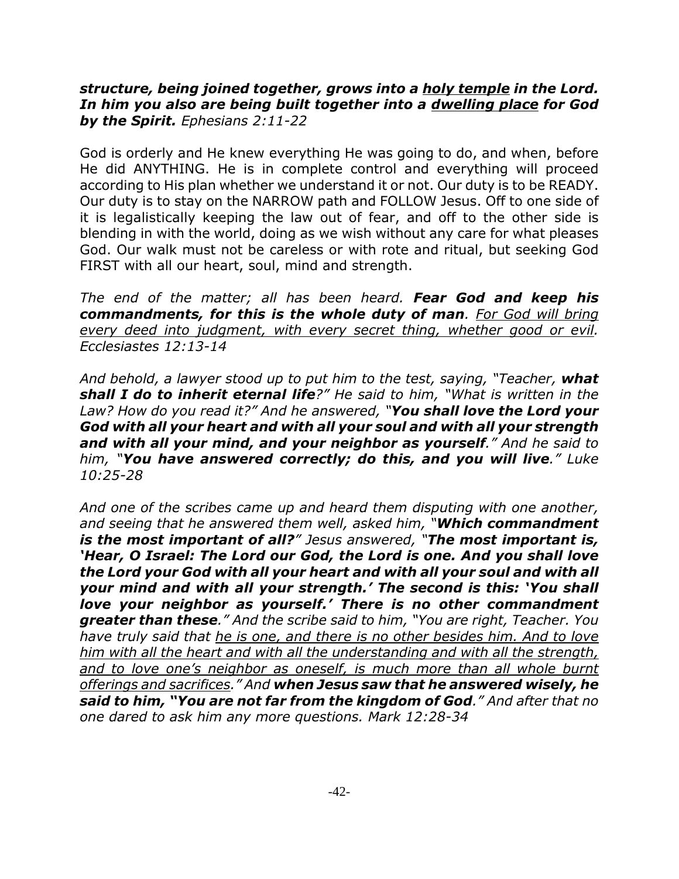***structure, being joined together, grows into a <u>holy temple</u> in the Lord. In him you also are being built together into a <u>dwelling place</u> for God by the Spirit.*** *Ephesians 2:11-22*

God is orderly and He knew everything He was going to do, and when, before He did ANYTHING. He is in complete control and everything will proceed according to His plan whether we understand it or not. Our duty is to be READY. Our duty is to stay on the NARROW path and FOLLOW Jesus. Off to one side of it is legalistically keeping the law out of fear, and off to the other side is blending in with the world, doing as we wish without any care for what pleases God. Our walk must not be careless or with rote and ritual, but seeking God FIRST with all our heart, soul, mind and strength.

*The end of the matter; all has been heard.* ***Fear God and keep his commandments, for this is the whole duty of man****. <u>For God will bring every deed into judgment, with every secret thing, whether good or evil.</u> Ecclesiastes 12:13-14*

*And behold, a lawyer stood up to put him to the test, saying, "Teacher,* ***what shall I do to inherit eternal life****?" He said to him, "What is written in the Law? How do you read it?" And he answered, "****You shall love the Lord your God with all your heart and with all your soul and with all your strength and with all your mind, and your neighbor as yourself****." And he said to him, "****You have answered correctly; do this, and you will live****." Luke 10:25-28*

*And one of the scribes came up and heard them disputing with one another, and seeing that he answered them well, asked him, "****Which commandment is the most important of all?****" Jesus answered, "****The most important is, 'Hear, O Israel: The Lord our God, the Lord is one. And you shall love the Lord your God with all your heart and with all your soul and with all your mind and with all your strength.' The second is this: 'You shall love your neighbor as yourself.' There is no other commandment greater than these****." And the scribe said to him, "You are right, Teacher. You have truly said that <u>he is one, and there is no other besides him. And to love him with all the heart and with all the understanding and with all the strength, and to love one's neighbor as oneself, is much more than all whole burnt offerings and sacrifices</u>." And* ***when Jesus saw that he answered wisely, he said to him, "You are not far from the kingdom of God****." And after that no one dared to ask him any more questions. Mark 12:28-34*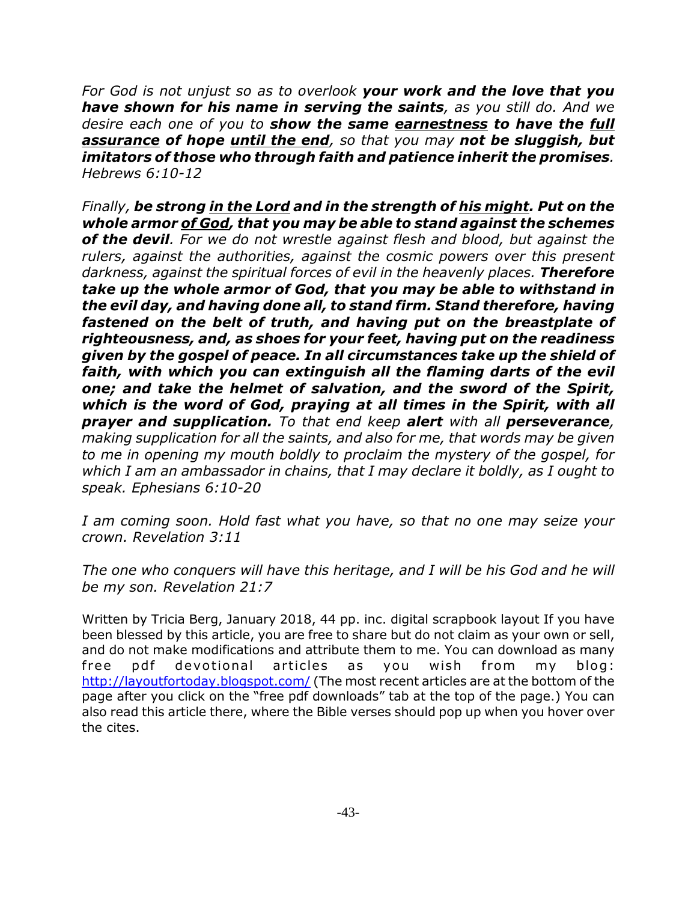*For God is not unjust so as to overlook **your work and the love that you have shown for his name in serving the saints**, as you still do. And we desire each one of you to **show the same <u>earnestness</u> to have the <u>full assurance</u> of hope <u>until the end</u>**, so that you may **not be sluggish, but imitators of those who through faith and patience inherit the promises**. Hebrews 6:10-12*

*Finally, **be strong <u>in the Lord</u> and in the strength of <u>his might</u>. Put on the whole armor <u>of God</u>, that you may be able to stand against the schemes of the devil**. For we do not wrestle against flesh and blood, but against the rulers, against the authorities, against the cosmic powers over this present darkness, against the spiritual forces of evil in the heavenly places. **Therefore take up the whole armor of God, that you may be able to withstand in the evil day, and having done all, to stand firm. Stand therefore, having fastened on the belt of truth, and having put on the breastplate of righteousness, and, as shoes for your feet, having put on the readiness given by the gospel of peace. In all circumstances take up the shield of faith, with which you can extinguish all the flaming darts of the evil one; and take the helmet of salvation, and the sword of the Spirit, which is the word of God, praying at all times in the Spirit, with all prayer and supplication.** To that end keep **alert** with all **perseverance**, making supplication for all the saints, and also for me, that words may be given to me in opening my mouth boldly to proclaim the mystery of the gospel, for which I am an ambassador in chains, that I may declare it boldly, as I ought to speak. Ephesians 6:10-20*

*I am coming soon. Hold fast what you have, so that no one may seize your crown. Revelation 3:11*

*The one who conquers will have this heritage, and I will be his God and he will be my son. Revelation 21:7*

Written by Tricia Berg, January 2018, 44 pp. inc. digital scrapbook layout If you have been blessed by this article, you are free to share but do not claim as your own or sell, and do not make modifications and attribute them to me. You can download as many free pdf devotional articles as you wish from my blog: [http://layoutfortoday.blogspot.com/](http://layoutfortoday.blogspot.com/) (The most recent articles are at the bottom of the page after you click on the "free pdf downloads" tab at the top of the page.) You can also read this article there, where the Bible verses should pop up when you hover over the cites.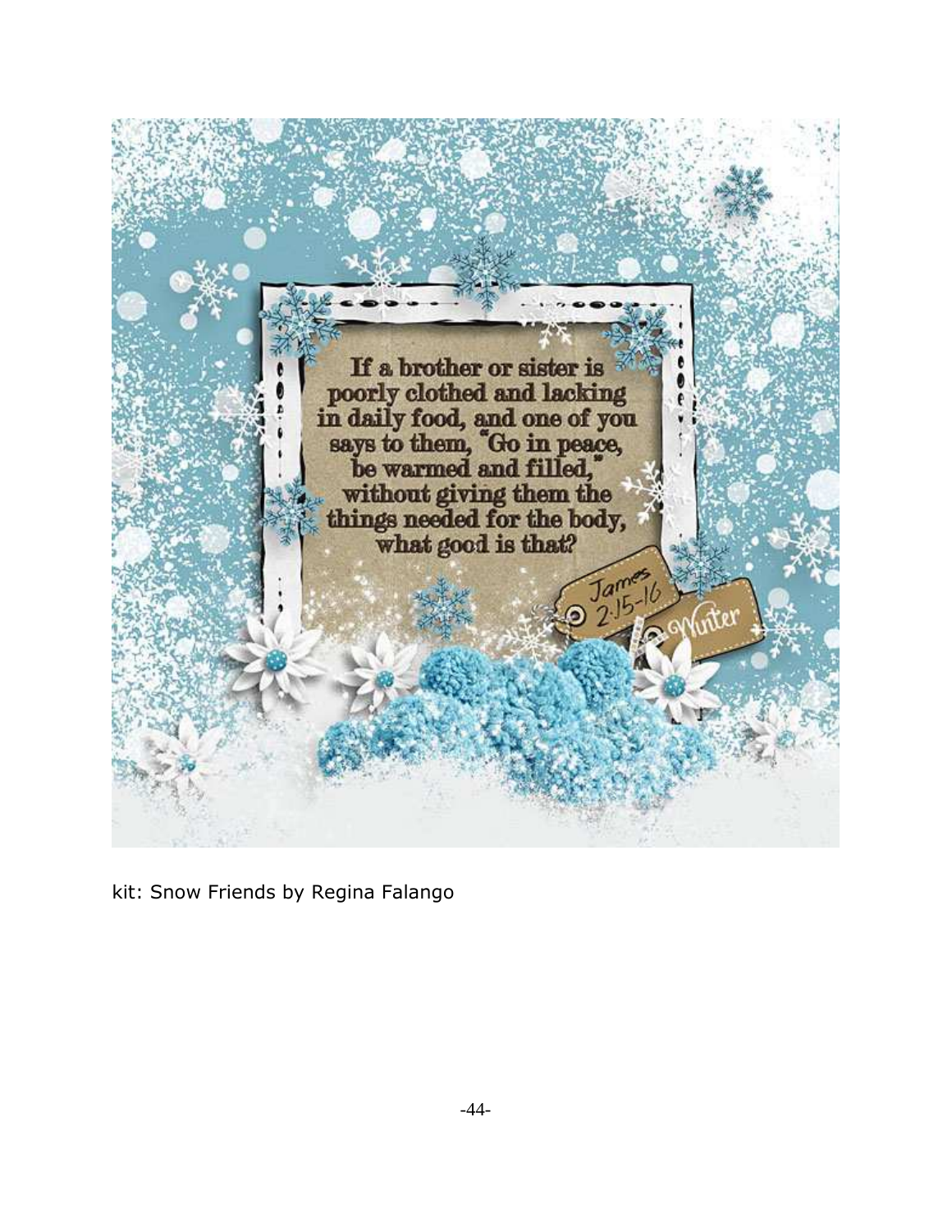If a brother or sister is poorly clothed and lacking in daily food, and one of you says to them, "Go in peace, be warmed and filled," without giving them the things needed for the body, what good is that?

James 2:15-16

Winter

kit: Snow Friends by Regina Falango